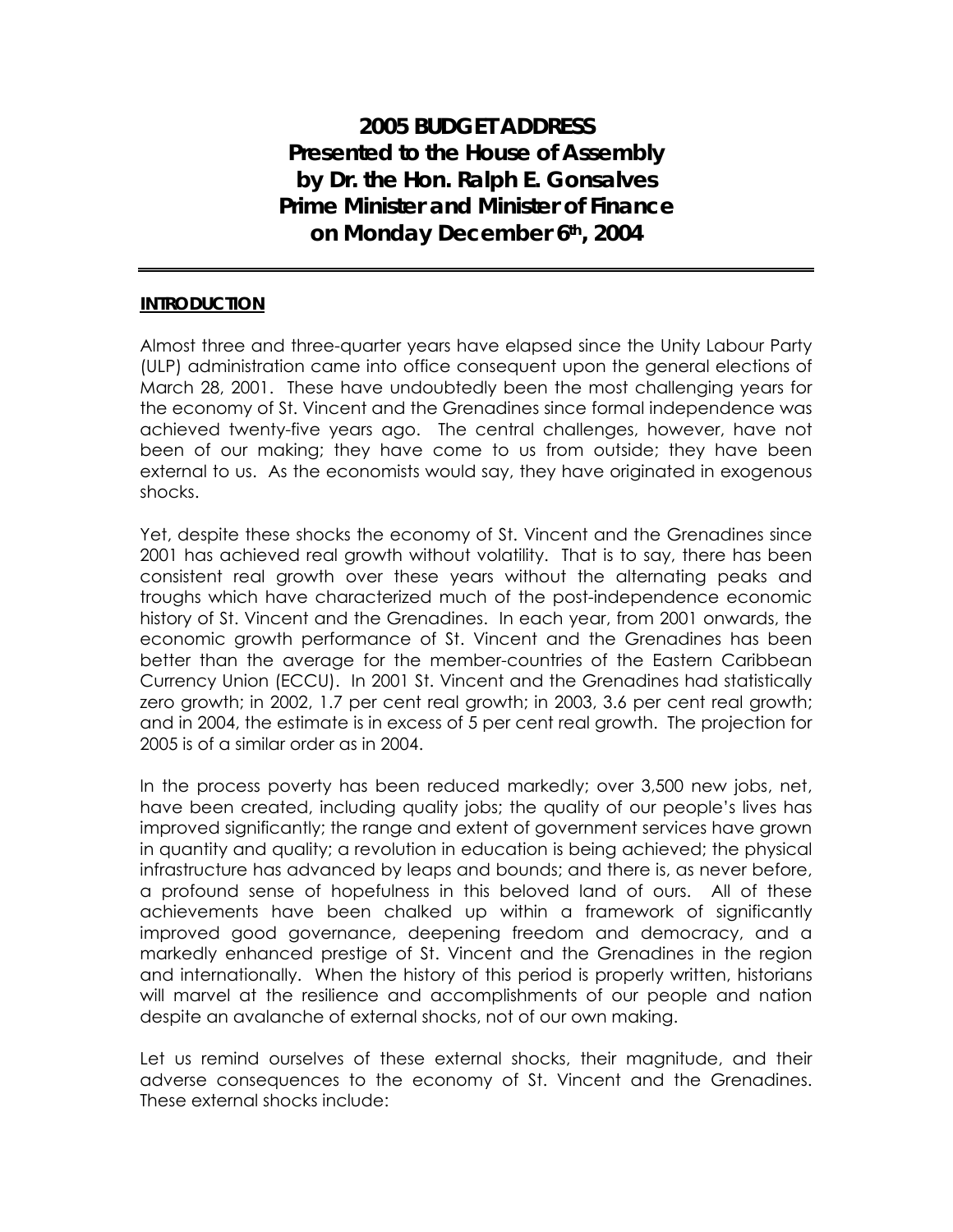# 2005 BUDGET ADDRESS
# Presented to the House of Assembly by Dr. the Hon. Ralph E. Gonsalves Prime Minister and Minister of Finance on Monday December 6th, 2004

## INTRODUCTION

Almost three and three-quarter years have elapsed since the Unity Labour Party (ULP) administration came into office consequent upon the general elections of March 28, 2001. These have undoubtedly been the most challenging years for the economy of St. Vincent and the Grenadines since formal independence was achieved twenty-five years ago. The central challenges, however, have not been of our making; they have come to us from outside; they have been external to us. As the economists would say, they have originated in exogenous shocks.

Yet, despite these shocks the economy of St. Vincent and the Grenadines since 2001 has achieved real growth without volatility. That is to say, there has been consistent real growth over these years without the alternating peaks and troughs which have characterized much of the post-independence economic history of St. Vincent and the Grenadines. In each year, from 2001 onwards, the economic growth performance of St. Vincent and the Grenadines has been better than the average for the member-countries of the Eastern Caribbean Currency Union (ECCU). In 2001 St. Vincent and the Grenadines had statistically zero growth; in 2002, 1.7 per cent real growth; in 2003, 3.6 per cent real growth; and in 2004, the estimate is in excess of 5 per cent real growth. The projection for 2005 is of a similar order as in 2004.

In the process poverty has been reduced markedly; over 3,500 new jobs, net, have been created, including quality jobs; the quality of our people's lives has improved significantly; the range and extent of government services have grown in quantity and quality; a revolution in education is being achieved; the physical infrastructure has advanced by leaps and bounds; and there is, as never before, a profound sense of hopefulness in this beloved land of ours. All of these achievements have been chalked up within a framework of significantly improved good governance, deepening freedom and democracy, and a markedly enhanced prestige of St. Vincent and the Grenadines in the region and internationally. When the history of this period is properly written, historians will marvel at the resilience and accomplishments of our people and nation despite an avalanche of external shocks, not of our own making.

Let us remind ourselves of these external shocks, their magnitude, and their adverse consequences to the economy of St. Vincent and the Grenadines. These external shocks include: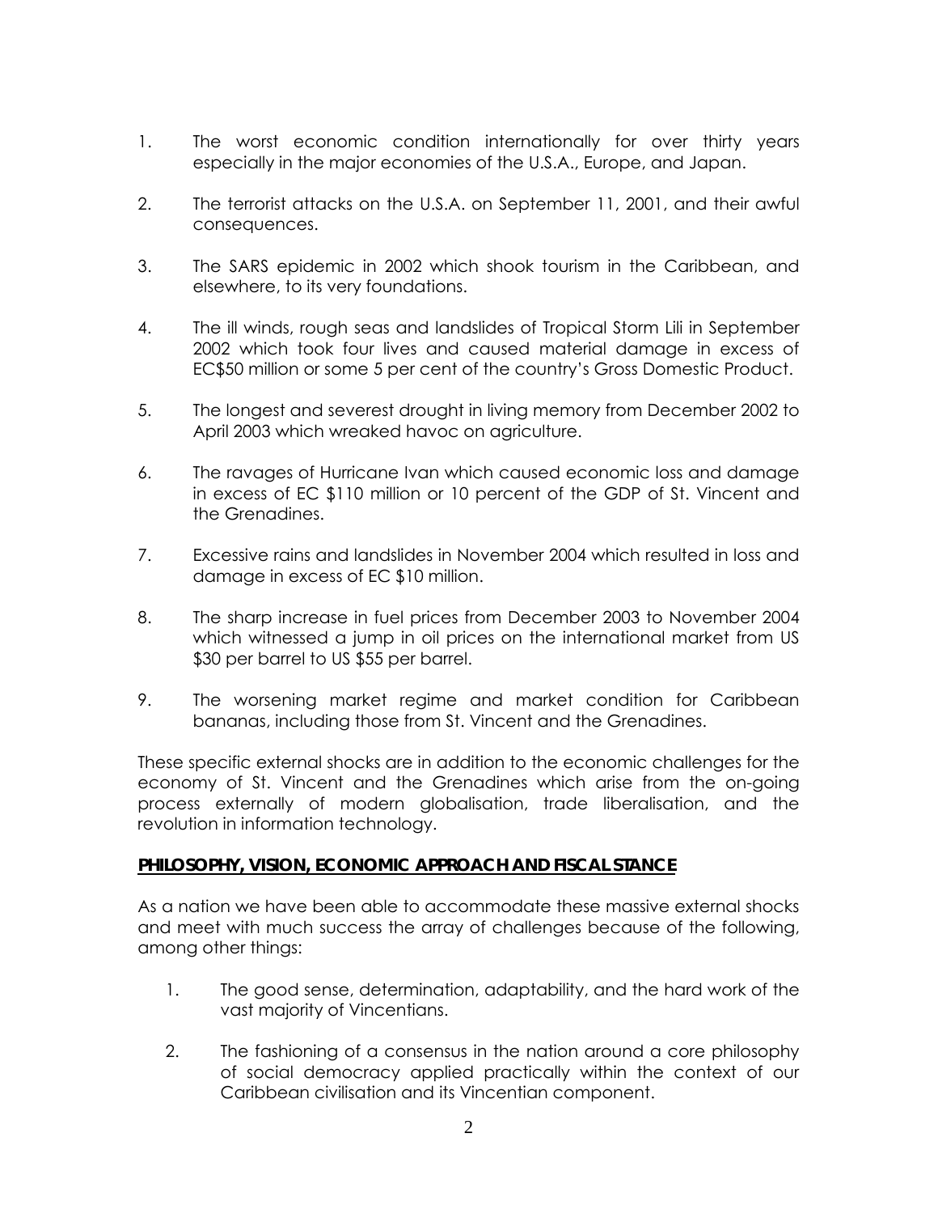1. The worst economic condition internationally for over thirty years especially in the major economies of the U.S.A., Europe, and Japan.

2. The terrorist attacks on the U.S.A. on September 11, 2001, and their awful consequences.

3. The SARS epidemic in 2002 which shook tourism in the Caribbean, and elsewhere, to its very foundations.

4. The ill winds, rough seas and landslides of Tropical Storm Lili in September 2002 which took four lives and caused material damage in excess of EC$50 million or some 5 per cent of the country's Gross Domestic Product.

5. The longest and severest drought in living memory from December 2002 to April 2003 which wreaked havoc on agriculture.

6. The ravages of Hurricane Ivan which caused economic loss and damage in excess of EC $110 million or 10 percent of the GDP of St. Vincent and the Grenadines.

7. Excessive rains and landslides in November 2004 which resulted in loss and damage in excess of EC $10 million.

8. The sharp increase in fuel prices from December 2003 to November 2004 which witnessed a jump in oil prices on the international market from US $30 per barrel to US $55 per barrel.

9. The worsening market regime and market condition for Caribbean bananas, including those from St. Vincent and the Grenadines.

These specific external shocks are in addition to the economic challenges for the economy of St. Vincent and the Grenadines which arise from the on-going process externally of modern globalisation, trade liberalisation, and the revolution in information technology.

**PHILOSOPHY, VISION, ECONOMIC APPROACH AND FISCAL STANCE**

As a nation we have been able to accommodate these massive external shocks and meet with much success the array of challenges because of the following, among other things:

1. The good sense, determination, adaptability, and the hard work of the vast majority of Vincentians.

2. The fashioning of a consensus in the nation around a core philosophy of social democracy applied practically within the context of our Caribbean civilisation and its Vincentian component.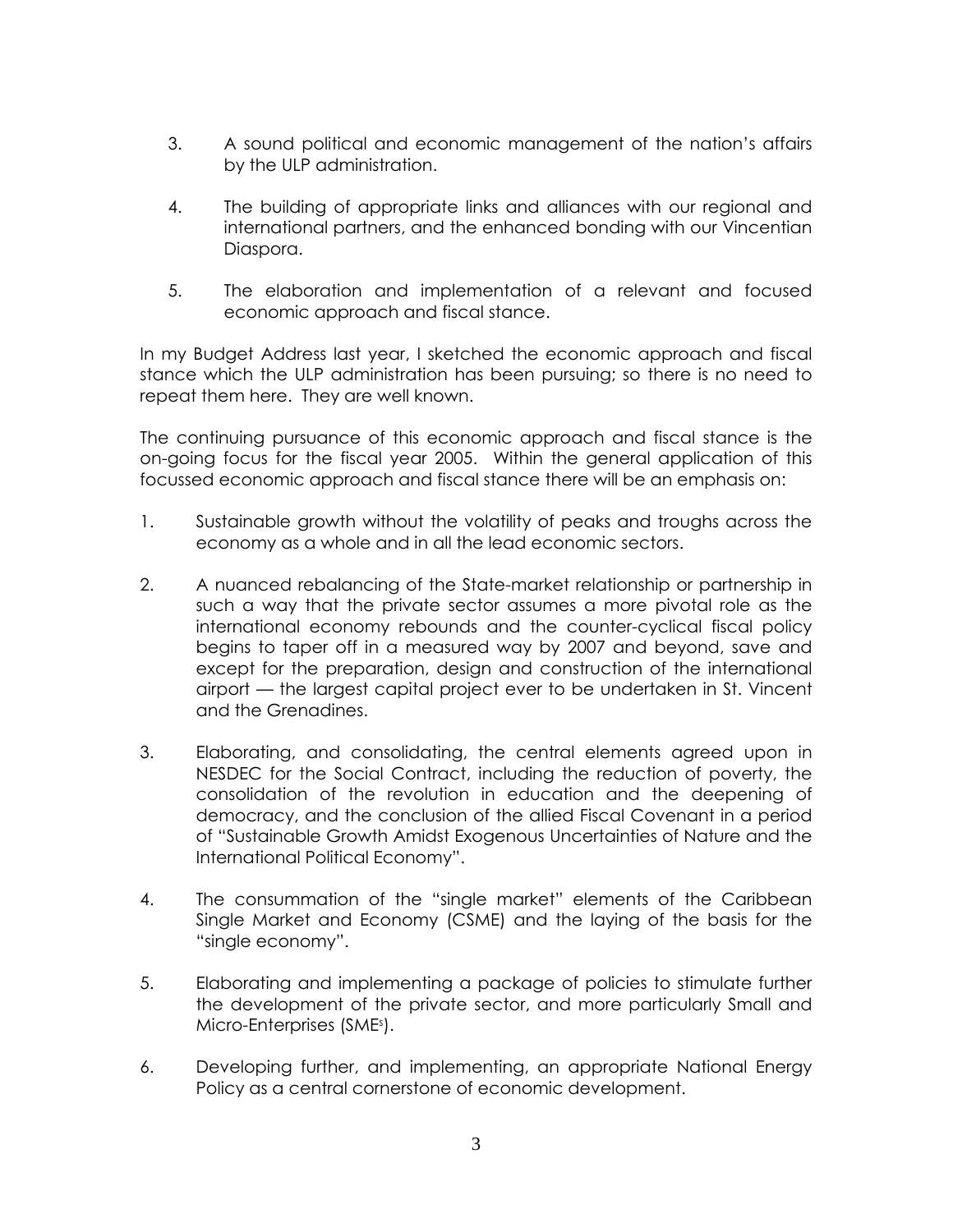3. A sound political and economic management of the nation's affairs by the ULP administration.

4. The building of appropriate links and alliances with our regional and international partners, and the enhanced bonding with our Vincentian Diaspora.

5. The elaboration and implementation of a relevant and focused economic approach and fiscal stance.

In my Budget Address last year, I sketched the economic approach and fiscal stance which the ULP administration has been pursuing; so there is no need to repeat them here. They are well known.

The continuing pursuance of this economic approach and fiscal stance is the on-going focus for the fiscal year 2005. Within the general application of this focussed economic approach and fiscal stance there will be an emphasis on:

1. Sustainable growth without the volatility of peaks and troughs across the economy as a whole and in all the lead economic sectors.

2. A nuanced rebalancing of the State-market relationship or partnership in such a way that the private sector assumes a more pivotal role as the international economy rebounds and the counter-cyclical fiscal policy begins to taper off in a measured way by 2007 and beyond, save and except for the preparation, design and construction of the international airport — the largest capital project ever to be undertaken in St. Vincent and the Grenadines.

3. Elaborating, and consolidating, the central elements agreed upon in NESDEC for the Social Contract, including the reduction of poverty, the consolidation of the revolution in education and the deepening of democracy, and the conclusion of the allied Fiscal Covenant in a period of "Sustainable Growth Amidst Exogenous Uncertainties of Nature and the International Political Economy".

4. The consummation of the "single market" elements of the Caribbean Single Market and Economy (CSME) and the laying of the basis for the "single economy".

5. Elaborating and implementing a package of policies to stimulate further the development of the private sector, and more particularly Small and Micro-Enterprises (SMEs).

6. Developing further, and implementing, an appropriate National Energy Policy as a central cornerstone of economic development.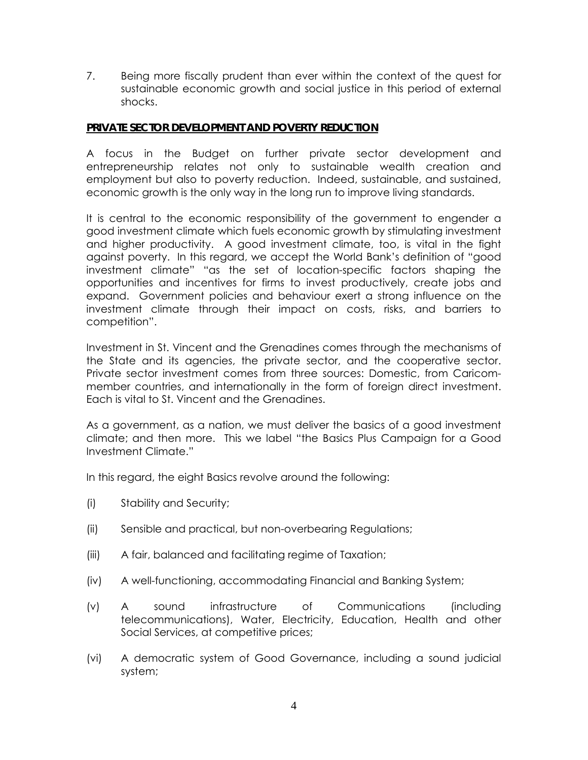7. Being more fiscally prudent than ever within the context of the quest for sustainable economic growth and social justice in this period of external shocks.

## PRIVATE SECTOR DEVELOPMENT AND POVERTY REDUCTION

A focus in the Budget on further private sector development and entrepreneurship relates not only to sustainable wealth creation and employment but also to poverty reduction. Indeed, sustainable, and sustained, economic growth is the only way in the long run to improve living standards.

It is central to the economic responsibility of the government to engender a good investment climate which fuels economic growth by stimulating investment and higher productivity. A good investment climate, too, is vital in the fight against poverty. In this regard, we accept the World Bank's definition of "good investment climate" "as the set of location-specific factors shaping the opportunities and incentives for firms to invest productively, create jobs and expand. Government policies and behaviour exert a strong influence on the investment climate through their impact on costs, risks, and barriers to competition".

Investment in St. Vincent and the Grenadines comes through the mechanisms of the State and its agencies, the private sector, and the cooperative sector. Private sector investment comes from three sources: Domestic, from Caricom-member countries, and internationally in the form of foreign direct investment. Each is vital to St. Vincent and the Grenadines.

As a government, as a nation, we must deliver the basics of a good investment climate; and then more. This we label "the Basics Plus Campaign for a Good Investment Climate."

In this regard, the eight Basics revolve around the following:

(i) Stability and Security;

(ii) Sensible and practical, but non-overbearing Regulations;

(iii) A fair, balanced and facilitating regime of Taxation;

(iv) A well-functioning, accommodating Financial and Banking System;

(v) A sound infrastructure of Communications (including telecommunications), Water, Electricity, Education, Health and other Social Services, at competitive prices;

(vi) A democratic system of Good Governance, including a sound judicial system;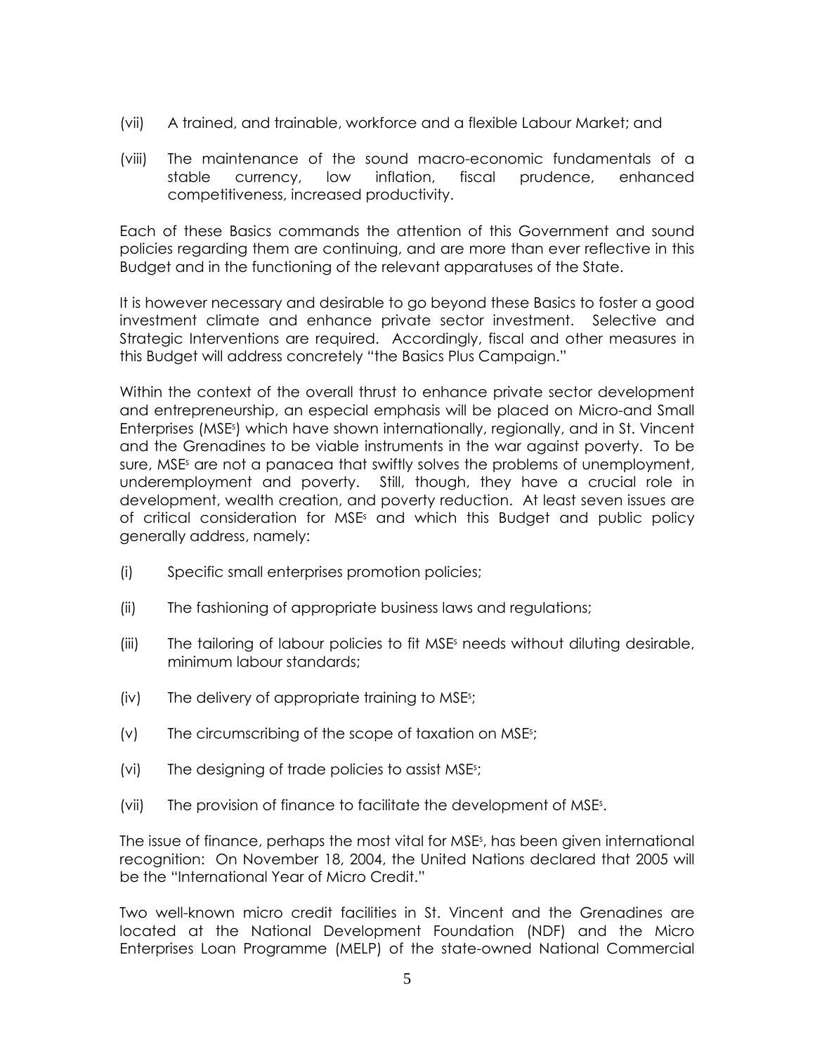(vii) A trained, and trainable, workforce and a flexible Labour Market; and

(viii) The maintenance of the sound macro-economic fundamentals of a stable currency, low inflation, fiscal prudence, enhanced competitiveness, increased productivity.

Each of these Basics commands the attention of this Government and sound policies regarding them are continuing, and are more than ever reflective in this Budget and in the functioning of the relevant apparatuses of the State.

It is however necessary and desirable to go beyond these Basics to foster a good investment climate and enhance private sector investment. Selective and Strategic Interventions are required. Accordingly, fiscal and other measures in this Budget will address concretely "the Basics Plus Campaign."

Within the context of the overall thrust to enhance private sector development and entrepreneurship, an especial emphasis will be placed on Micro-and Small Enterprises (MSEs) which have shown internationally, regionally, and in St. Vincent and the Grenadines to be viable instruments in the war against poverty. To be sure, MSEs are not a panacea that swiftly solves the problems of unemployment, underemployment and poverty. Still, though, they have a crucial role in development, wealth creation, and poverty reduction. At least seven issues are of critical consideration for MSEs and which this Budget and public policy generally address, namely:

(i) Specific small enterprises promotion policies;

(ii) The fashioning of appropriate business laws and regulations;

(iii) The tailoring of labour policies to fit MSEs needs without diluting desirable, minimum labour standards;

(iv) The delivery of appropriate training to MSEs;

(v) The circumscribing of the scope of taxation on MSEs;

(vi) The designing of trade policies to assist MSEs;

(vii) The provision of finance to facilitate the development of MSEs.

The issue of finance, perhaps the most vital for MSEs, has been given international recognition: On November 18, 2004, the United Nations declared that 2005 will be the "International Year of Micro Credit."

Two well-known micro credit facilities in St. Vincent and the Grenadines are located at the National Development Foundation (NDF) and the Micro Enterprises Loan Programme (MELP) of the state-owned National Commercial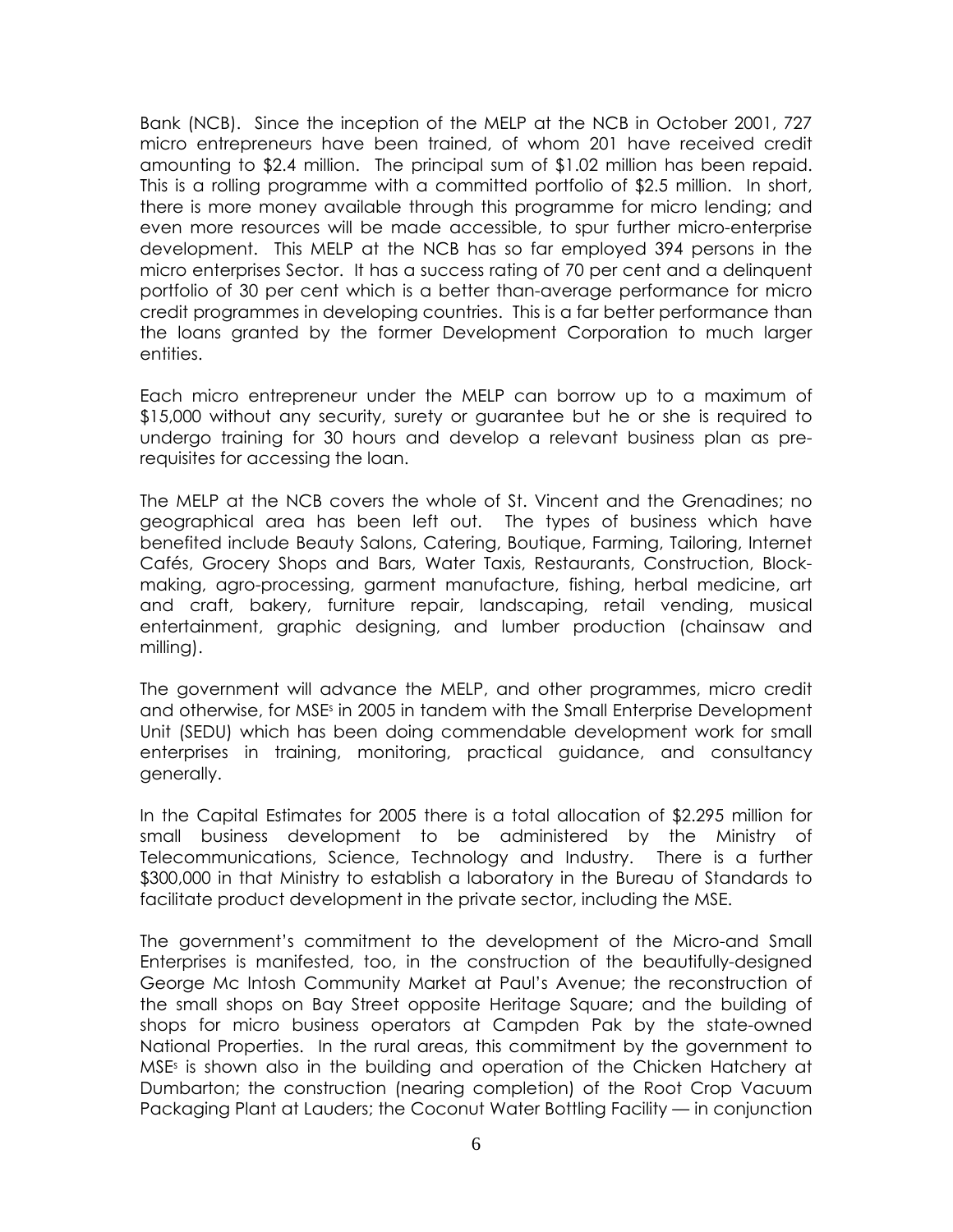Bank (NCB). Since the inception of the MELP at the NCB in October 2001, 727 micro entrepreneurs have been trained, of whom 201 have received credit amounting to $2.4 million. The principal sum of $1.02 million has been repaid. This is a rolling programme with a committed portfolio of $2.5 million. In short, there is more money available through this programme for micro lending; and even more resources will be made accessible, to spur further micro-enterprise development. This MELP at the NCB has so far employed 394 persons in the micro enterprises Sector. It has a success rating of 70 per cent and a delinquent portfolio of 30 per cent which is a better than-average performance for micro credit programmes in developing countries. This is a far better performance than the loans granted by the former Development Corporation to much larger entities.

Each micro entrepreneur under the MELP can borrow up to a maximum of $15,000 without any security, surety or guarantee but he or she is required to undergo training for 30 hours and develop a relevant business plan as pre-requisites for accessing the loan.

The MELP at the NCB covers the whole of St. Vincent and the Grenadines; no geographical area has been left out. The types of business which have benefited include Beauty Salons, Catering, Boutique, Farming, Tailoring, Internet Cafés, Grocery Shops and Bars, Water Taxis, Restaurants, Construction, Block-making, agro-processing, garment manufacture, fishing, herbal medicine, art and craft, bakery, furniture repair, landscaping, retail vending, musical entertainment, graphic designing, and lumber production (chainsaw and milling).

The government will advance the MELP, and other programmes, micro credit and otherwise, for MSEs in 2005 in tandem with the Small Enterprise Development Unit (SEDU) which has been doing commendable development work for small enterprises in training, monitoring, practical guidance, and consultancy generally.

In the Capital Estimates for 2005 there is a total allocation of $2.295 million for small business development to be administered by the Ministry of Telecommunications, Science, Technology and Industry. There is a further $300,000 in that Ministry to establish a laboratory in the Bureau of Standards to facilitate product development in the private sector, including the MSE.

The government's commitment to the development of the Micro-and Small Enterprises is manifested, too, in the construction of the beautifully-designed George Mc Intosh Community Market at Paul's Avenue; the reconstruction of the small shops on Bay Street opposite Heritage Square; and the building of shops for micro business operators at Campden Pak by the state-owned National Properties. In the rural areas, this commitment by the government to MSEs is shown also in the building and operation of the Chicken Hatchery at Dumbarton; the construction (nearing completion) of the Root Crop Vacuum Packaging Plant at Lauders; the Coconut Water Bottling Facility — in conjunction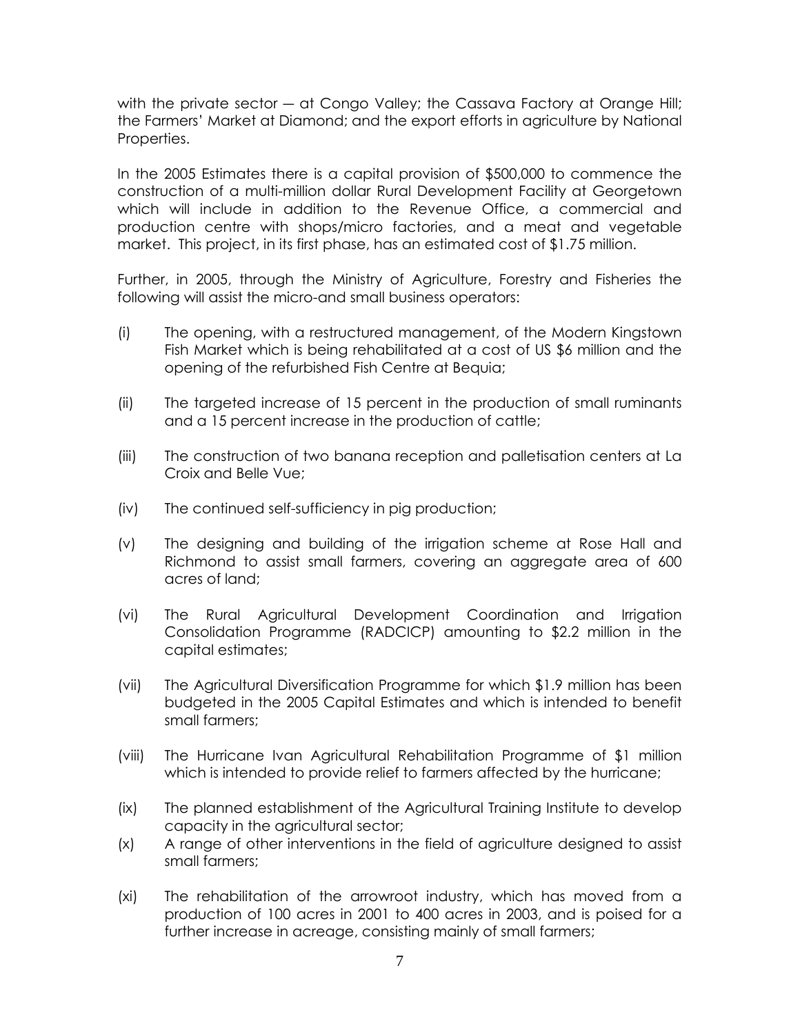with the private sector — at Congo Valley; the Cassava Factory at Orange Hill; the Farmers' Market at Diamond; and the export efforts in agriculture by National Properties.

In the 2005 Estimates there is a capital provision of $500,000 to commence the construction of a multi-million dollar Rural Development Facility at Georgetown which will include in addition to the Revenue Office, a commercial and production centre with shops/micro factories, and a meat and vegetable market. This project, in its first phase, has an estimated cost of $1.75 million.

Further, in 2005, through the Ministry of Agriculture, Forestry and Fisheries the following will assist the micro-and small business operators:

(i) The opening, with a restructured management, of the Modern Kingstown Fish Market which is being rehabilitated at a cost of US $6 million and the opening of the refurbished Fish Centre at Bequia;

(ii) The targeted increase of 15 percent in the production of small ruminants and a 15 percent increase in the production of cattle;

(iii) The construction of two banana reception and palletisation centers at La Croix and Belle Vue;

(iv) The continued self-sufficiency in pig production;

(v) The designing and building of the irrigation scheme at Rose Hall and Richmond to assist small farmers, covering an aggregate area of 600 acres of land;

(vi) The Rural Agricultural Development Coordination and Irrigation Consolidation Programme (RADCICP) amounting to $2.2 million in the capital estimates;

(vii) The Agricultural Diversification Programme for which $1.9 million has been budgeted in the 2005 Capital Estimates and which is intended to benefit small farmers;

(viii) The Hurricane Ivan Agricultural Rehabilitation Programme of $1 million which is intended to provide relief to farmers affected by the hurricane;

(ix) The planned establishment of the Agricultural Training Institute to develop capacity in the agricultural sector;

(x) A range of other interventions in the field of agriculture designed to assist small farmers;

(xi) The rehabilitation of the arrowroot industry, which has moved from a production of 100 acres in 2001 to 400 acres in 2003, and is poised for a further increase in acreage, consisting mainly of small farmers;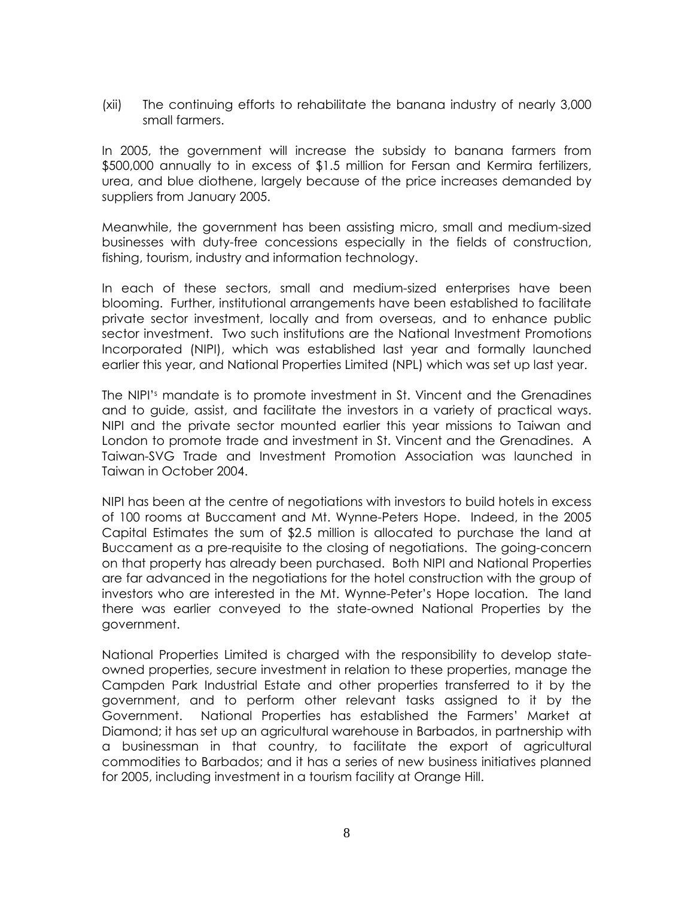(xii) The continuing efforts to rehabilitate the banana industry of nearly 3,000 small farmers.

In 2005, the government will increase the subsidy to banana farmers from $500,000 annually to in excess of $1.5 million for Fersan and Kermira fertilizers, urea, and blue diothene, largely because of the price increases demanded by suppliers from January 2005.

Meanwhile, the government has been assisting micro, small and medium-sized businesses with duty-free concessions especially in the fields of construction, fishing, tourism, industry and information technology.

In each of these sectors, small and medium-sized enterprises have been blooming. Further, institutional arrangements have been established to facilitate private sector investment, locally and from overseas, and to enhance public sector investment. Two such institutions are the National Investment Promotions Incorporated (NIPI), which was established last year and formally launched earlier this year, and National Properties Limited (NPL) which was set up last year.

The NIPI's mandate is to promote investment in St. Vincent and the Grenadines and to guide, assist, and facilitate the investors in a variety of practical ways. NIPI and the private sector mounted earlier this year missions to Taiwan and London to promote trade and investment in St. Vincent and the Grenadines. A Taiwan-SVG Trade and Investment Promotion Association was launched in Taiwan in October 2004.

NIPI has been at the centre of negotiations with investors to build hotels in excess of 100 rooms at Buccament and Mt. Wynne-Peters Hope. Indeed, in the 2005 Capital Estimates the sum of $2.5 million is allocated to purchase the land at Buccament as a pre-requisite to the closing of negotiations. The going-concern on that property has already been purchased. Both NIPI and National Properties are far advanced in the negotiations for the hotel construction with the group of investors who are interested in the Mt. Wynne-Peter's Hope location. The land there was earlier conveyed to the state-owned National Properties by the government.

National Properties Limited is charged with the responsibility to develop state-owned properties, secure investment in relation to these properties, manage the Campden Park Industrial Estate and other properties transferred to it by the government, and to perform other relevant tasks assigned to it by the Government. National Properties has established the Farmers' Market at Diamond; it has set up an agricultural warehouse in Barbados, in partnership with a businessman in that country, to facilitate the export of agricultural commodities to Barbados; and it has a series of new business initiatives planned for 2005, including investment in a tourism facility at Orange Hill.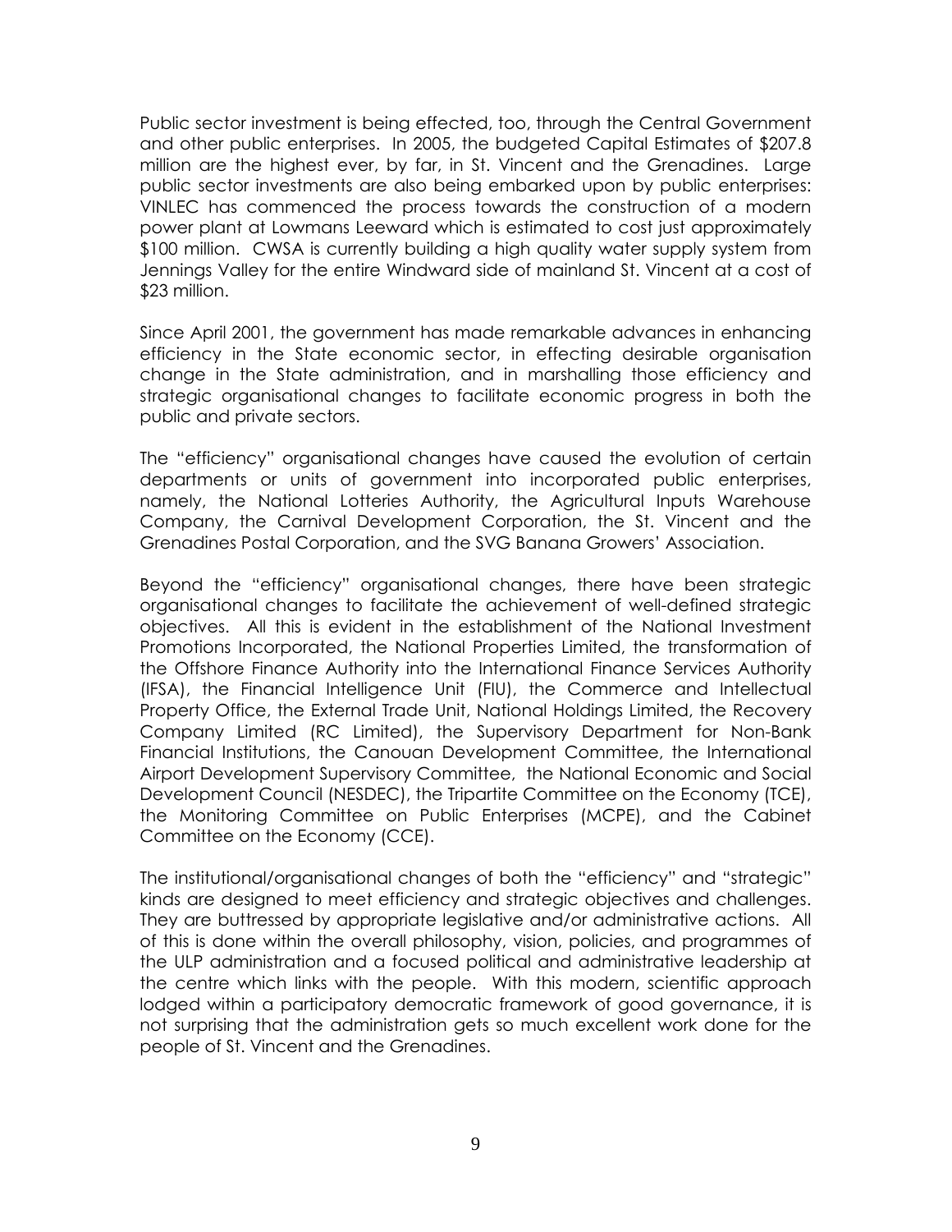Public sector investment is being effected, too, through the Central Government and other public enterprises. In 2005, the budgeted Capital Estimates of $207.8 million are the highest ever, by far, in St. Vincent and the Grenadines. Large public sector investments are also being embarked upon by public enterprises: VINLEC has commenced the process towards the construction of a modern power plant at Lowmans Leeward which is estimated to cost just approximately $100 million. CWSA is currently building a high quality water supply system from Jennings Valley for the entire Windward side of mainland St. Vincent at a cost of $23 million.

Since April 2001, the government has made remarkable advances in enhancing efficiency in the State economic sector, in effecting desirable organisation change in the State administration, and in marshalling those efficiency and strategic organisational changes to facilitate economic progress in both the public and private sectors.

The "efficiency" organisational changes have caused the evolution of certain departments or units of government into incorporated public enterprises, namely, the National Lotteries Authority, the Agricultural Inputs Warehouse Company, the Carnival Development Corporation, the St. Vincent and the Grenadines Postal Corporation, and the SVG Banana Growers' Association.

Beyond the "efficiency" organisational changes, there have been strategic organisational changes to facilitate the achievement of well-defined strategic objectives. All this is evident in the establishment of the National Investment Promotions Incorporated, the National Properties Limited, the transformation of the Offshore Finance Authority into the International Finance Services Authority (IFSA), the Financial Intelligence Unit (FIU), the Commerce and Intellectual Property Office, the External Trade Unit, National Holdings Limited, the Recovery Company Limited (RC Limited), the Supervisory Department for Non-Bank Financial Institutions, the Canouan Development Committee, the International Airport Development Supervisory Committee, the National Economic and Social Development Council (NESDEC), the Tripartite Committee on the Economy (TCE), the Monitoring Committee on Public Enterprises (MCPE), and the Cabinet Committee on the Economy (CCE).

The institutional/organisational changes of both the "efficiency" and "strategic" kinds are designed to meet efficiency and strategic objectives and challenges. They are buttressed by appropriate legislative and/or administrative actions. All of this is done within the overall philosophy, vision, policies, and programmes of the ULP administration and a focused political and administrative leadership at the centre which links with the people. With this modern, scientific approach lodged within a participatory democratic framework of good governance, it is not surprising that the administration gets so much excellent work done for the people of St. Vincent and the Grenadines.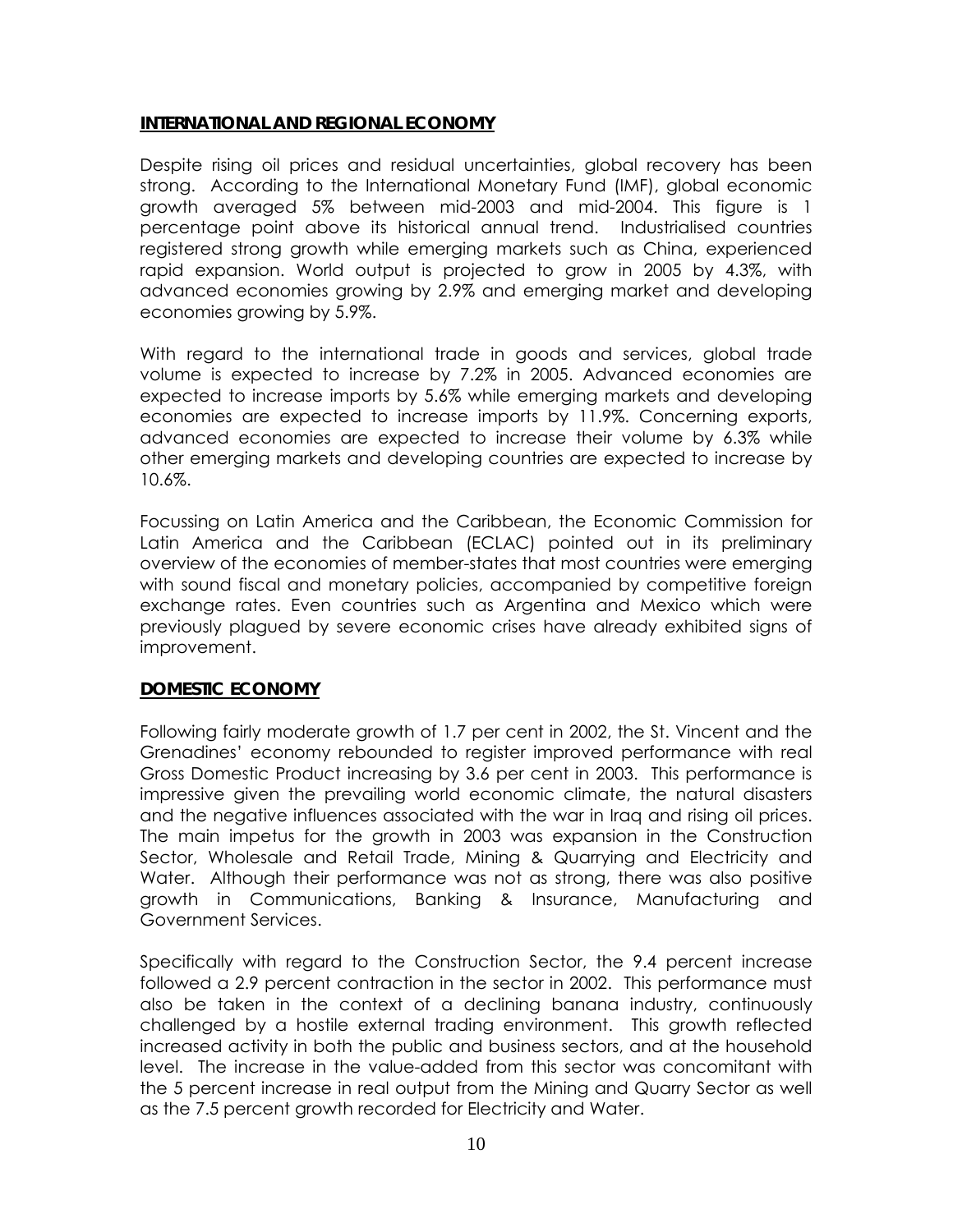## INTERNATIONAL AND REGIONAL ECONOMY

Despite rising oil prices and residual uncertainties, global recovery has been strong. According to the International Monetary Fund (IMF), global economic growth averaged 5% between mid-2003 and mid-2004. This figure is 1 percentage point above its historical annual trend. Industrialised countries registered strong growth while emerging markets such as China, experienced rapid expansion. World output is projected to grow in 2005 by 4.3%, with advanced economies growing by 2.9% and emerging market and developing economies growing by 5.9%.

With regard to the international trade in goods and services, global trade volume is expected to increase by 7.2% in 2005. Advanced economies are expected to increase imports by 5.6% while emerging markets and developing economies are expected to increase imports by 11.9%. Concerning exports, advanced economies are expected to increase their volume by 6.3% while other emerging markets and developing countries are expected to increase by 10.6%.

Focussing on Latin America and the Caribbean, the Economic Commission for Latin America and the Caribbean (ECLAC) pointed out in its preliminary overview of the economies of member-states that most countries were emerging with sound fiscal and monetary policies, accompanied by competitive foreign exchange rates. Even countries such as Argentina and Mexico which were previously plagued by severe economic crises have already exhibited signs of improvement.

## DOMESTIC ECONOMY

Following fairly moderate growth of 1.7 per cent in 2002, the St. Vincent and the Grenadines' economy rebounded to register improved performance with real Gross Domestic Product increasing by 3.6 per cent in 2003. This performance is impressive given the prevailing world economic climate, the natural disasters and the negative influences associated with the war in Iraq and rising oil prices. The main impetus for the growth in 2003 was expansion in the Construction Sector, Wholesale and Retail Trade, Mining & Quarrying and Electricity and Water. Although their performance was not as strong, there was also positive growth in Communications, Banking & Insurance, Manufacturing and Government Services.

Specifically with regard to the Construction Sector, the 9.4 percent increase followed a 2.9 percent contraction in the sector in 2002. This performance must also be taken in the context of a declining banana industry, continuously challenged by a hostile external trading environment. This growth reflected increased activity in both the public and business sectors, and at the household level. The increase in the value-added from this sector was concomitant with the 5 percent increase in real output from the Mining and Quarry Sector as well as the 7.5 percent growth recorded for Electricity and Water.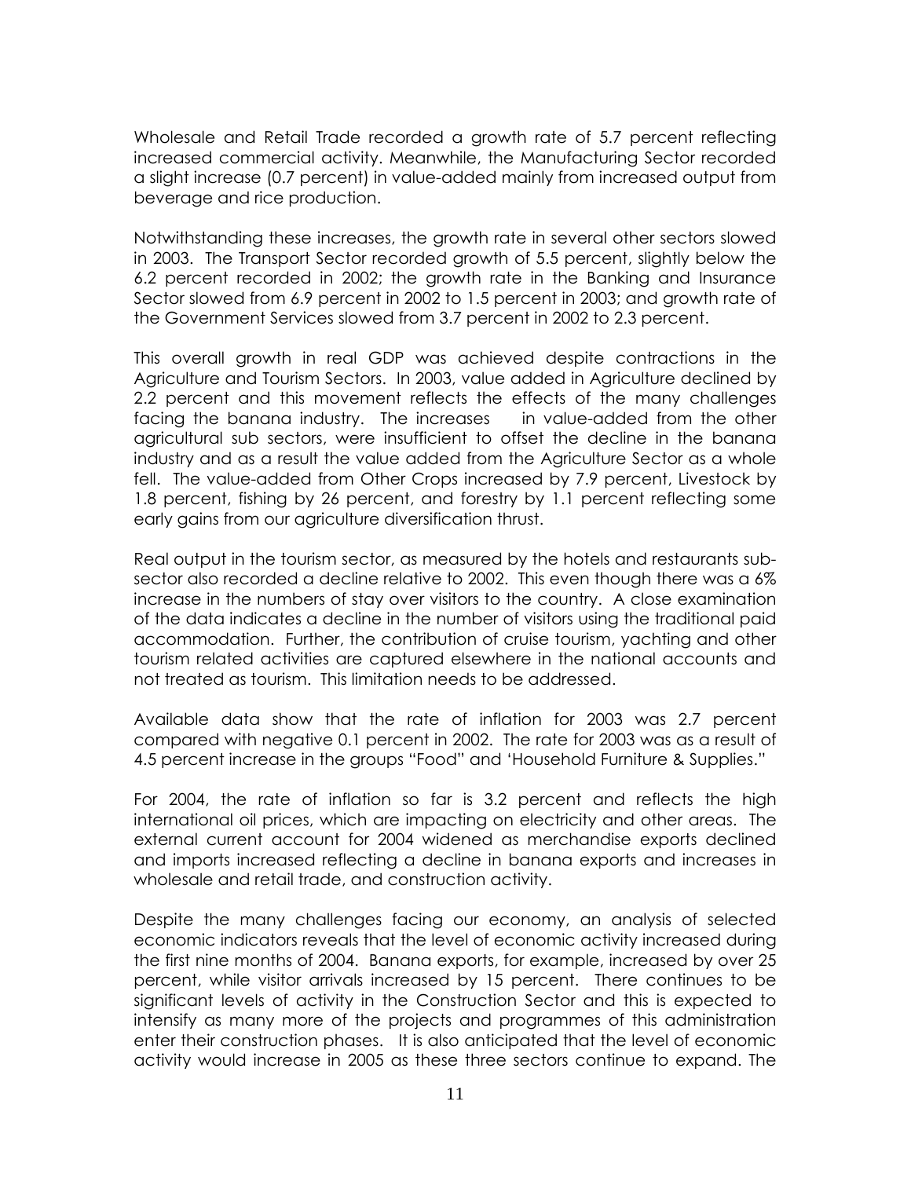Wholesale and Retail Trade recorded a growth rate of 5.7 percent reflecting increased commercial activity. Meanwhile, the Manufacturing Sector recorded a slight increase (0.7 percent) in value-added mainly from increased output from beverage and rice production.

Notwithstanding these increases, the growth rate in several other sectors slowed in 2003. The Transport Sector recorded growth of 5.5 percent, slightly below the 6.2 percent recorded in 2002; the growth rate in the Banking and Insurance Sector slowed from 6.9 percent in 2002 to 1.5 percent in 2003; and growth rate of the Government Services slowed from 3.7 percent in 2002 to 2.3 percent.

This overall growth in real GDP was achieved despite contractions in the Agriculture and Tourism Sectors. In 2003, value added in Agriculture declined by 2.2 percent and this movement reflects the effects of the many challenges facing the banana industry. The increases in value-added from the other agricultural sub sectors, were insufficient to offset the decline in the banana industry and as a result the value added from the Agriculture Sector as a whole fell. The value-added from Other Crops increased by 7.9 percent, Livestock by 1.8 percent, fishing by 26 percent, and forestry by 1.1 percent reflecting some early gains from our agriculture diversification thrust.

Real output in the tourism sector, as measured by the hotels and restaurants sub-sector also recorded a decline relative to 2002. This even though there was a 6% increase in the numbers of stay over visitors to the country. A close examination of the data indicates a decline in the number of visitors using the traditional paid accommodation. Further, the contribution of cruise tourism, yachting and other tourism related activities are captured elsewhere in the national accounts and not treated as tourism. This limitation needs to be addressed.

Available data show that the rate of inflation for 2003 was 2.7 percent compared with negative 0.1 percent in 2002. The rate for 2003 was as a result of 4.5 percent increase in the groups "Food" and 'Household Furniture & Supplies."

For 2004, the rate of inflation so far is 3.2 percent and reflects the high international oil prices, which are impacting on electricity and other areas. The external current account for 2004 widened as merchandise exports declined and imports increased reflecting a decline in banana exports and increases in wholesale and retail trade, and construction activity.

Despite the many challenges facing our economy, an analysis of selected economic indicators reveals that the level of economic activity increased during the first nine months of 2004. Banana exports, for example, increased by over 25 percent, while visitor arrivals increased by 15 percent. There continues to be significant levels of activity in the Construction Sector and this is expected to intensify as many more of the projects and programmes of this administration enter their construction phases. It is also anticipated that the level of economic activity would increase in 2005 as these three sectors continue to expand. The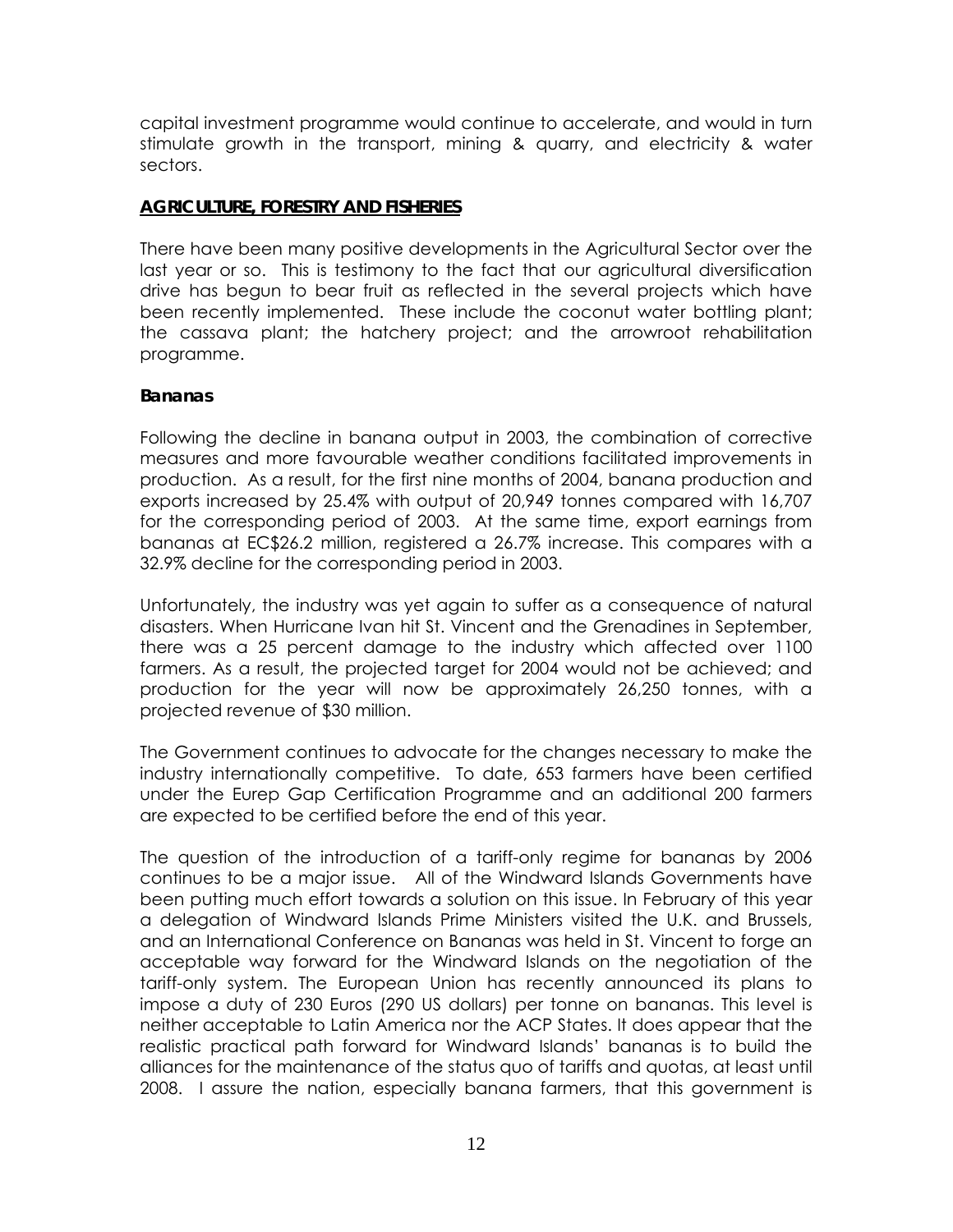capital investment programme would continue to accelerate, and would in turn stimulate growth in the transport, mining & quarry, and electricity & water sectors.

## AGRICULTURE, FORESTRY AND FISHERIES

There have been many positive developments in the Agricultural Sector over the last year or so. This is testimony to the fact that our agricultural diversification drive has begun to bear fruit as reflected in the several projects which have been recently implemented. These include the coconut water bottling plant; the cassava plant; the hatchery project; and the arrowroot rehabilitation programme.

### Bananas

Following the decline in banana output in 2003, the combination of corrective measures and more favourable weather conditions facilitated improvements in production. As a result, for the first nine months of 2004, banana production and exports increased by 25.4% with output of 20,949 tonnes compared with 16,707 for the corresponding period of 2003. At the same time, export earnings from bananas at EC$26.2 million, registered a 26.7% increase. This compares with a 32.9% decline for the corresponding period in 2003.

Unfortunately, the industry was yet again to suffer as a consequence of natural disasters. When Hurricane Ivan hit St. Vincent and the Grenadines in September, there was a 25 percent damage to the industry which affected over 1100 farmers. As a result, the projected target for 2004 would not be achieved; and production for the year will now be approximately 26,250 tonnes, with a projected revenue of $30 million.

The Government continues to advocate for the changes necessary to make the industry internationally competitive. To date, 653 farmers have been certified under the Eurep Gap Certification Programme and an additional 200 farmers are expected to be certified before the end of this year.

The question of the introduction of a tariff-only regime for bananas by 2006 continues to be a major issue. All of the Windward Islands Governments have been putting much effort towards a solution on this issue. In February of this year a delegation of Windward Islands Prime Ministers visited the U.K. and Brussels, and an International Conference on Bananas was held in St. Vincent to forge an acceptable way forward for the Windward Islands on the negotiation of the tariff-only system. The European Union has recently announced its plans to impose a duty of 230 Euros (290 US dollars) per tonne on bananas. This level is neither acceptable to Latin America nor the ACP States. It does appear that the realistic practical path forward for Windward Islands' bananas is to build the alliances for the maintenance of the status quo of tariffs and quotas, at least until 2008. I assure the nation, especially banana farmers, that this government is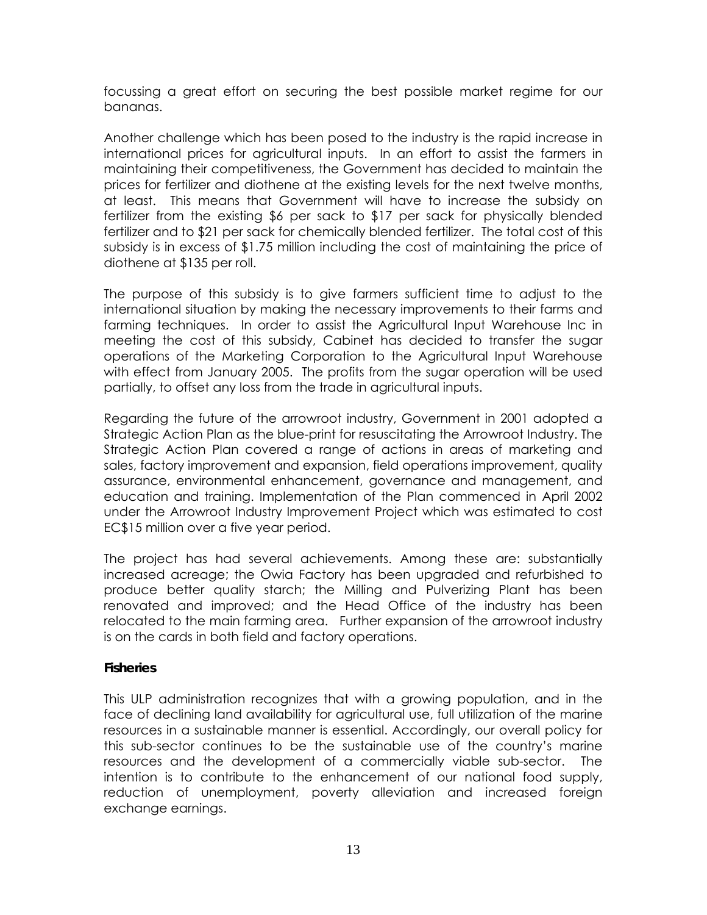focussing a great effort on securing the best possible market regime for our bananas.

Another challenge which has been posed to the industry is the rapid increase in international prices for agricultural inputs. In an effort to assist the farmers in maintaining their competitiveness, the Government has decided to maintain the prices for fertilizer and diothene at the existing levels for the next twelve months, at least. This means that Government will have to increase the subsidy on fertilizer from the existing $6 per sack to $17 per sack for physically blended fertilizer and to $21 per sack for chemically blended fertilizer. The total cost of this subsidy is in excess of $1.75 million including the cost of maintaining the price of diothene at $135 per roll.

The purpose of this subsidy is to give farmers sufficient time to adjust to the international situation by making the necessary improvements to their farms and farming techniques. In order to assist the Agricultural Input Warehouse Inc in meeting the cost of this subsidy, Cabinet has decided to transfer the sugar operations of the Marketing Corporation to the Agricultural Input Warehouse with effect from January 2005. The profits from the sugar operation will be used partially, to offset any loss from the trade in agricultural inputs.

Regarding the future of the arrowroot industry, Government in 2001 adopted a Strategic Action Plan as the blue-print for resuscitating the Arrowroot Industry. The Strategic Action Plan covered a range of actions in areas of marketing and sales, factory improvement and expansion, field operations improvement, quality assurance, environmental enhancement, governance and management, and education and training. Implementation of the Plan commenced in April 2002 under the Arrowroot Industry Improvement Project which was estimated to cost EC$15 million over a five year period.

The project has had several achievements. Among these are: substantially increased acreage; the Owia Factory has been upgraded and refurbished to produce better quality starch; the Milling and Pulverizing Plant has been renovated and improved; and the Head Office of the industry has been relocated to the main farming area. Further expansion of the arrowroot industry is on the cards in both field and factory operations.

**Fisheries**

This ULP administration recognizes that with a growing population, and in the face of declining land availability for agricultural use, full utilization of the marine resources in a sustainable manner is essential. Accordingly, our overall policy for this sub-sector continues to be the sustainable use of the country's marine resources and the development of a commercially viable sub-sector. The intention is to contribute to the enhancement of our national food supply, reduction of unemployment, poverty alleviation and increased foreign exchange earnings.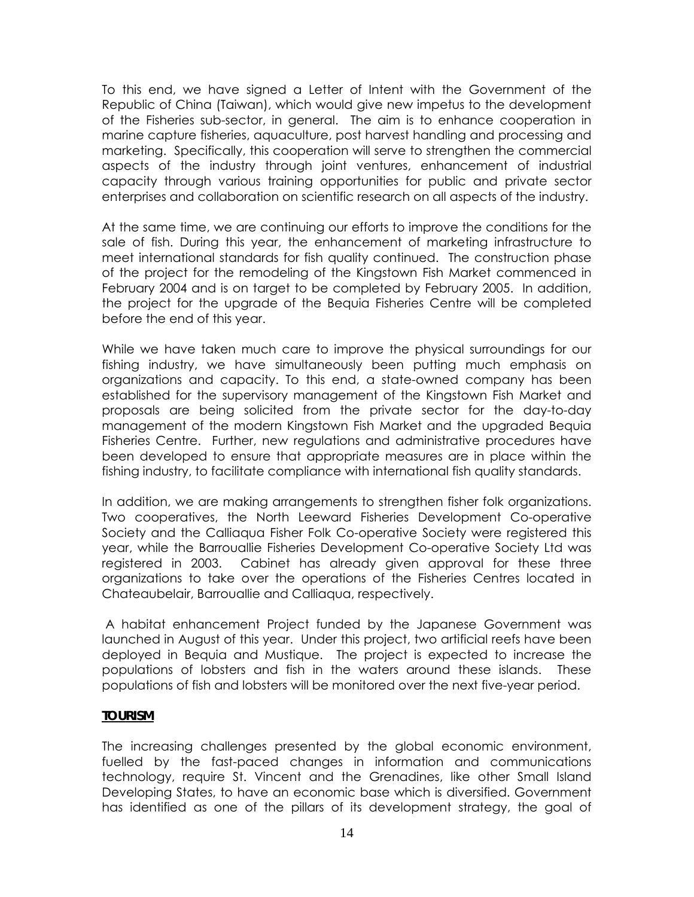To this end, we have signed a Letter of Intent with the Government of the Republic of China (Taiwan), which would give new impetus to the development of the Fisheries sub-sector, in general. The aim is to enhance cooperation in marine capture fisheries, aquaculture, post harvest handling and processing and marketing. Specifically, this cooperation will serve to strengthen the commercial aspects of the industry through joint ventures, enhancement of industrial capacity through various training opportunities for public and private sector enterprises and collaboration on scientific research on all aspects of the industry.

At the same time, we are continuing our efforts to improve the conditions for the sale of fish. During this year, the enhancement of marketing infrastructure to meet international standards for fish quality continued. The construction phase of the project for the remodeling of the Kingstown Fish Market commenced in February 2004 and is on target to be completed by February 2005. In addition, the project for the upgrade of the Bequia Fisheries Centre will be completed before the end of this year.

While we have taken much care to improve the physical surroundings for our fishing industry, we have simultaneously been putting much emphasis on organizations and capacity. To this end, a state-owned company has been established for the supervisory management of the Kingstown Fish Market and proposals are being solicited from the private sector for the day-to-day management of the modern Kingstown Fish Market and the upgraded Bequia Fisheries Centre. Further, new regulations and administrative procedures have been developed to ensure that appropriate measures are in place within the fishing industry, to facilitate compliance with international fish quality standards.

In addition, we are making arrangements to strengthen fisher folk organizations. Two cooperatives, the North Leeward Fisheries Development Co-operative Society and the Calliaqua Fisher Folk Co-operative Society were registered this year, while the Barrouallie Fisheries Development Co-operative Society Ltd was registered in 2003. Cabinet has already given approval for these three organizations to take over the operations of the Fisheries Centres located in Chateaubelair, Barrouallie and Calliaqua, respectively.

A habitat enhancement Project funded by the Japanese Government was launched in August of this year. Under this project, two artificial reefs have been deployed in Bequia and Mustique. The project is expected to increase the populations of lobsters and fish in the waters around these islands. These populations of fish and lobsters will be monitored over the next five-year period.

**TOURISM**

The increasing challenges presented by the global economic environment, fuelled by the fast-paced changes in information and communications technology, require St. Vincent and the Grenadines, like other Small Island Developing States, to have an economic base which is diversified. Government has identified as one of the pillars of its development strategy, the goal of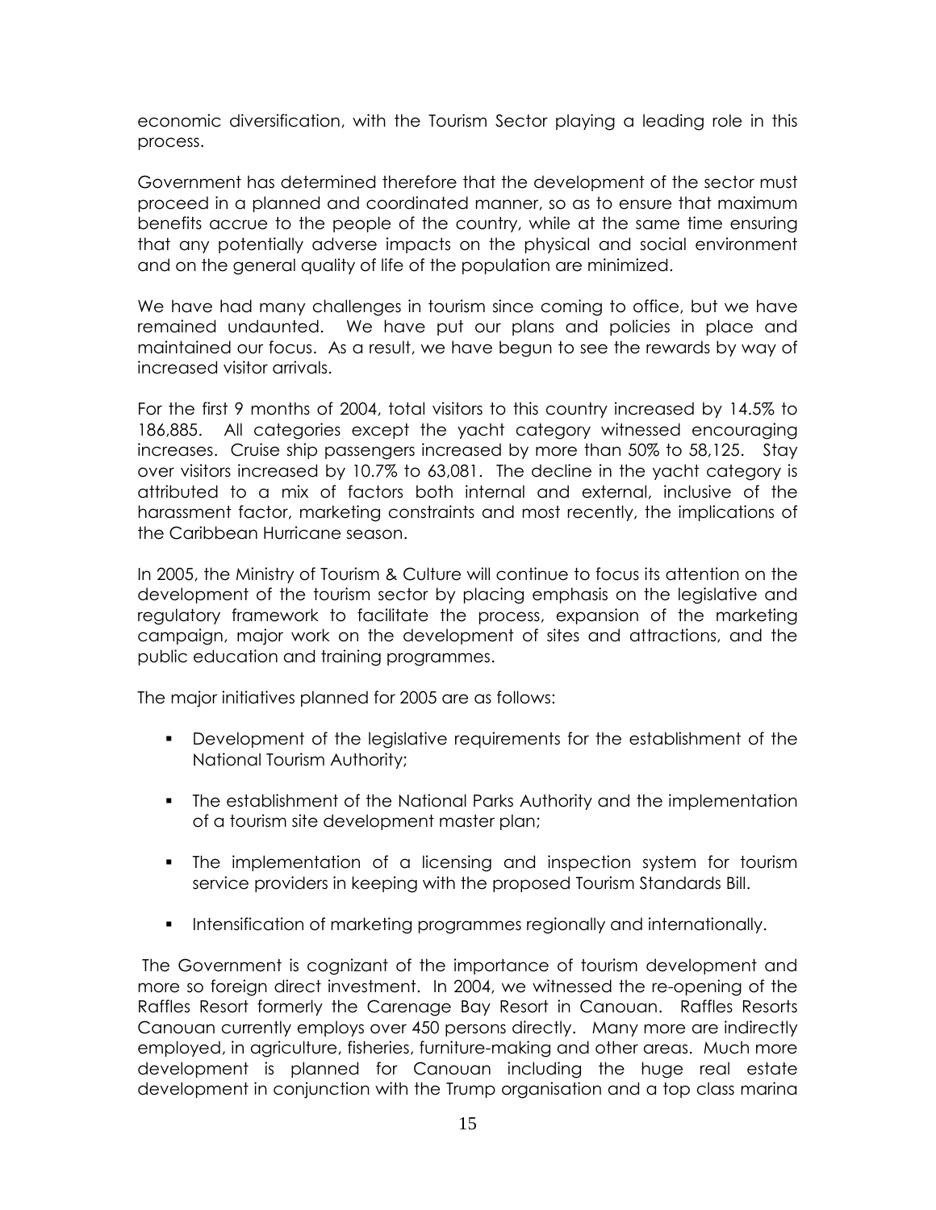economic diversification, with the Tourism Sector playing a leading role in this process.

Government has determined therefore that the development of the sector must proceed in a planned and coordinated manner, so as to ensure that maximum benefits accrue to the people of the country, while at the same time ensuring that any potentially adverse impacts on the physical and social environment and on the general quality of life of the population are minimized.

We have had many challenges in tourism since coming to office, but we have remained undaunted. We have put our plans and policies in place and maintained our focus. As a result, we have begun to see the rewards by way of increased visitor arrivals.

For the first 9 months of 2004, total visitors to this country increased by 14.5% to 186,885. All categories except the yacht category witnessed encouraging increases. Cruise ship passengers increased by more than 50% to 58,125. Stay over visitors increased by 10.7% to 63,081. The decline in the yacht category is attributed to a mix of factors both internal and external, inclusive of the harassment factor, marketing constraints and most recently, the implications of the Caribbean Hurricane season.

In 2005, the Ministry of Tourism & Culture will continue to focus its attention on the development of the tourism sector by placing emphasis on the legislative and regulatory framework to facilitate the process, expansion of the marketing campaign, major work on the development of sites and attractions, and the public education and training programmes.

The major initiatives planned for 2005 are as follows:

- Development of the legislative requirements for the establishment of the National Tourism Authority;
- The establishment of the National Parks Authority and the implementation of a tourism site development master plan;
- The implementation of a licensing and inspection system for tourism service providers in keeping with the proposed Tourism Standards Bill.
- Intensification of marketing programmes regionally and internationally.

The Government is cognizant of the importance of tourism development and more so foreign direct investment. In 2004, we witnessed the re-opening of the Raffles Resort formerly the Carenage Bay Resort in Canouan. Raffles Resorts Canouan currently employs over 450 persons directly. Many more are indirectly employed, in agriculture, fisheries, furniture-making and other areas. Much more development is planned for Canouan including the huge real estate development in conjunction with the Trump organisation and a top class marina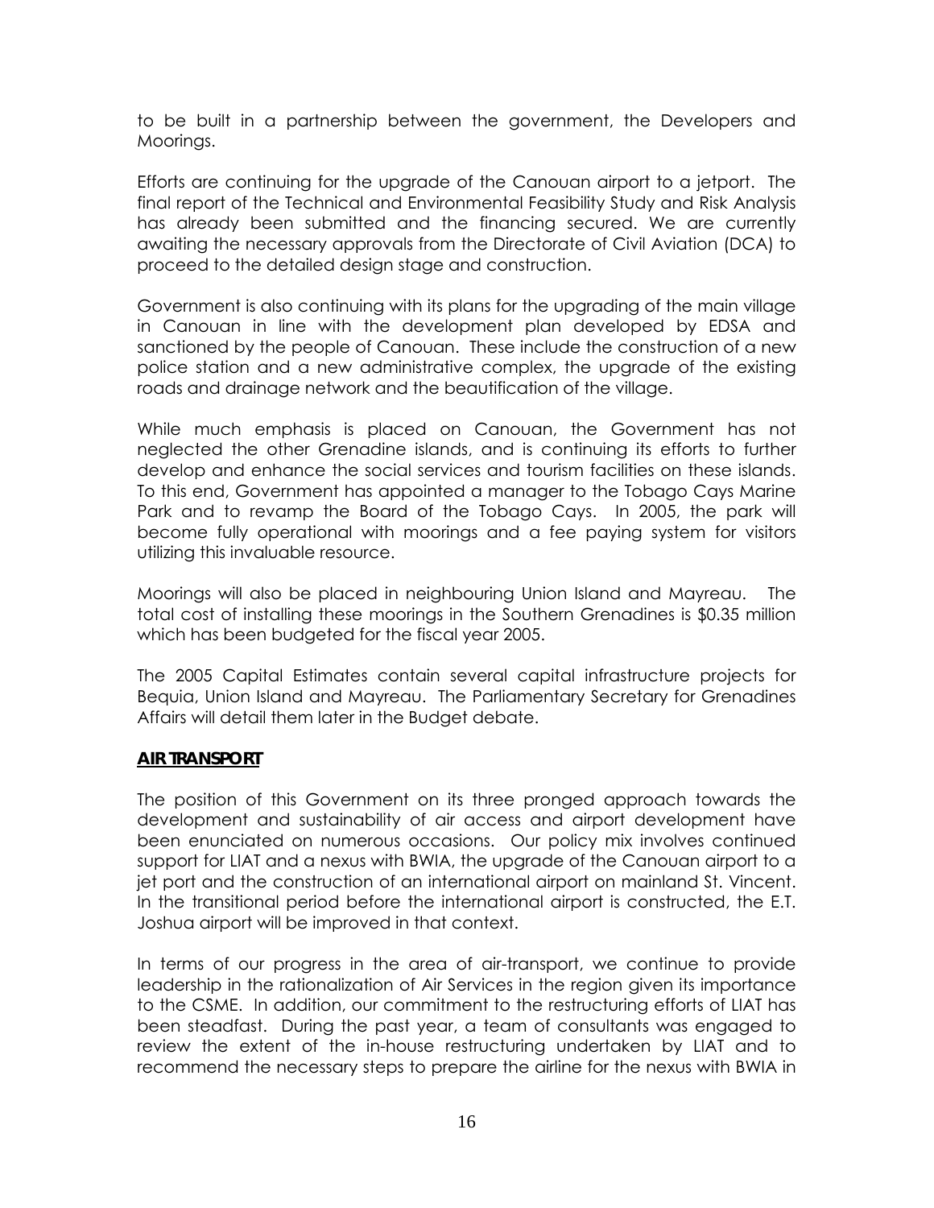to be built in a partnership between the government, the Developers and Moorings.

Efforts are continuing for the upgrade of the Canouan airport to a jetport. The final report of the Technical and Environmental Feasibility Study and Risk Analysis has already been submitted and the financing secured. We are currently awaiting the necessary approvals from the Directorate of Civil Aviation (DCA) to proceed to the detailed design stage and construction.

Government is also continuing with its plans for the upgrading of the main village in Canouan in line with the development plan developed by EDSA and sanctioned by the people of Canouan. These include the construction of a new police station and a new administrative complex, the upgrade of the existing roads and drainage network and the beautification of the village.

While much emphasis is placed on Canouan, the Government has not neglected the other Grenadine islands, and is continuing its efforts to further develop and enhance the social services and tourism facilities on these islands. To this end, Government has appointed a manager to the Tobago Cays Marine Park and to revamp the Board of the Tobago Cays. In 2005, the park will become fully operational with moorings and a fee paying system for visitors utilizing this invaluable resource.

Moorings will also be placed in neighbouring Union Island and Mayreau. The total cost of installing these moorings in the Southern Grenadines is $0.35 million which has been budgeted for the fiscal year 2005.

The 2005 Capital Estimates contain several capital infrastructure projects for Bequia, Union Island and Mayreau. The Parliamentary Secretary for Grenadines Affairs will detail them later in the Budget debate.

**AIR TRANSPORT**

The position of this Government on its three pronged approach towards the development and sustainability of air access and airport development have been enunciated on numerous occasions. Our policy mix involves continued support for LIAT and a nexus with BWIA, the upgrade of the Canouan airport to a jet port and the construction of an international airport on mainland St. Vincent. In the transitional period before the international airport is constructed, the E.T. Joshua airport will be improved in that context.

In terms of our progress in the area of air-transport, we continue to provide leadership in the rationalization of Air Services in the region given its importance to the CSME. In addition, our commitment to the restructuring efforts of LIAT has been steadfast. During the past year, a team of consultants was engaged to review the extent of the in-house restructuring undertaken by LIAT and to recommend the necessary steps to prepare the airline for the nexus with BWIA in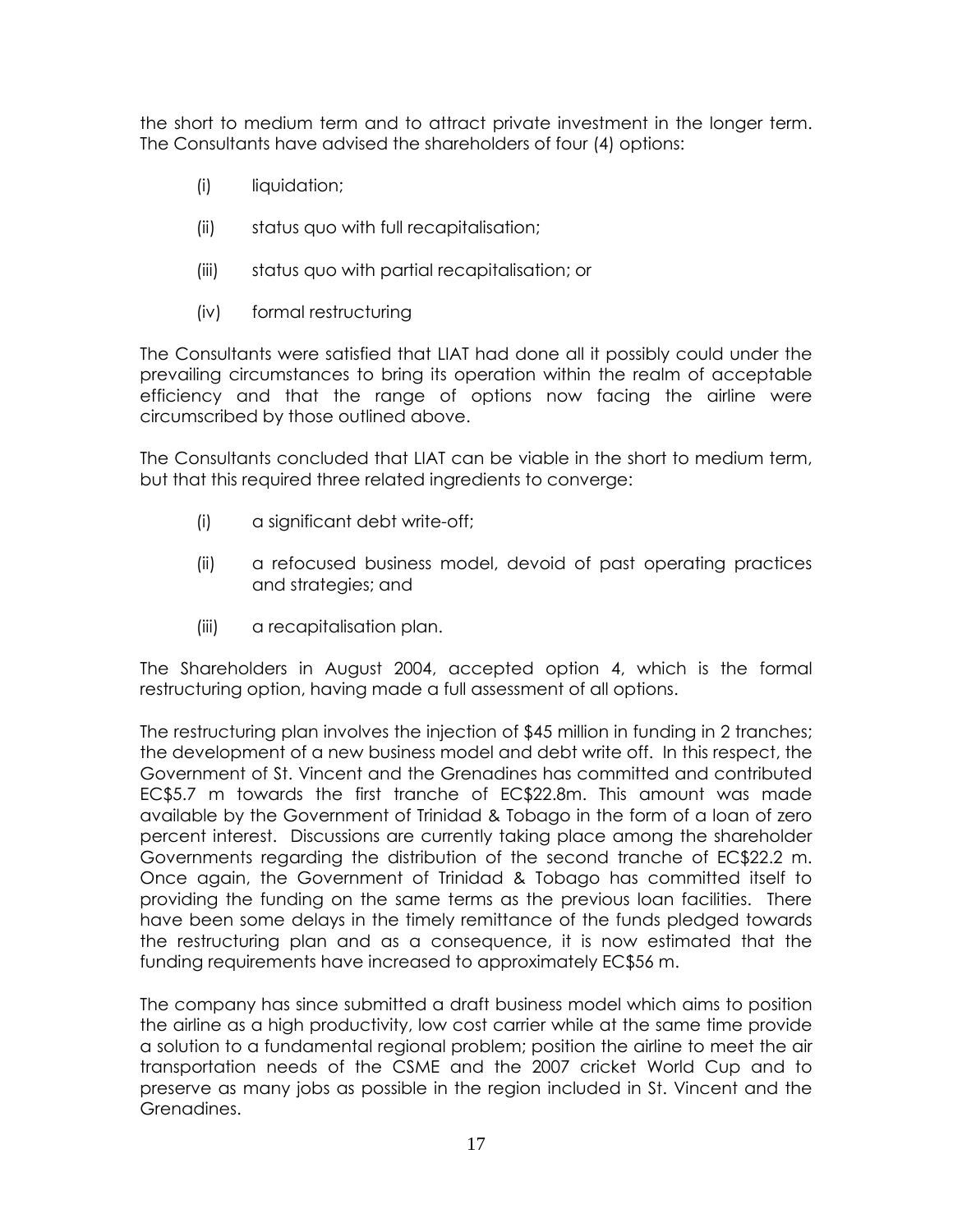the short to medium term and to attract private investment in the longer term. The Consultants have advised the shareholders of four (4) options:

- (i) liquidation;
- (ii) status quo with full recapitalisation;
- (iii) status quo with partial recapitalisation; or
- (iv) formal restructuring

The Consultants were satisfied that LIAT had done all it possibly could under the prevailing circumstances to bring its operation within the realm of acceptable efficiency and that the range of options now facing the airline were circumscribed by those outlined above.

The Consultants concluded that LIAT can be viable in the short to medium term, but that this required three related ingredients to converge:

- (i) a significant debt write-off;
- (ii) a refocused business model, devoid of past operating practices and strategies; and
- (iii) a recapitalisation plan.

The Shareholders in August 2004, accepted option 4, which is the formal restructuring option, having made a full assessment of all options.

The restructuring plan involves the injection of $45 million in funding in 2 tranches; the development of a new business model and debt write off. In this respect, the Government of St. Vincent and the Grenadines has committed and contributed EC$5.7 m towards the first tranche of EC$22.8m. This amount was made available by the Government of Trinidad & Tobago in the form of a loan of zero percent interest. Discussions are currently taking place among the shareholder Governments regarding the distribution of the second tranche of EC$22.2 m. Once again, the Government of Trinidad & Tobago has committed itself to providing the funding on the same terms as the previous loan facilities. There have been some delays in the timely remittance of the funds pledged towards the restructuring plan and as a consequence, it is now estimated that the funding requirements have increased to approximately EC$56 m.

The company has since submitted a draft business model which aims to position the airline as a high productivity, low cost carrier while at the same time provide a solution to a fundamental regional problem; position the airline to meet the air transportation needs of the CSME and the 2007 cricket World Cup and to preserve as many jobs as possible in the region included in St. Vincent and the Grenadines.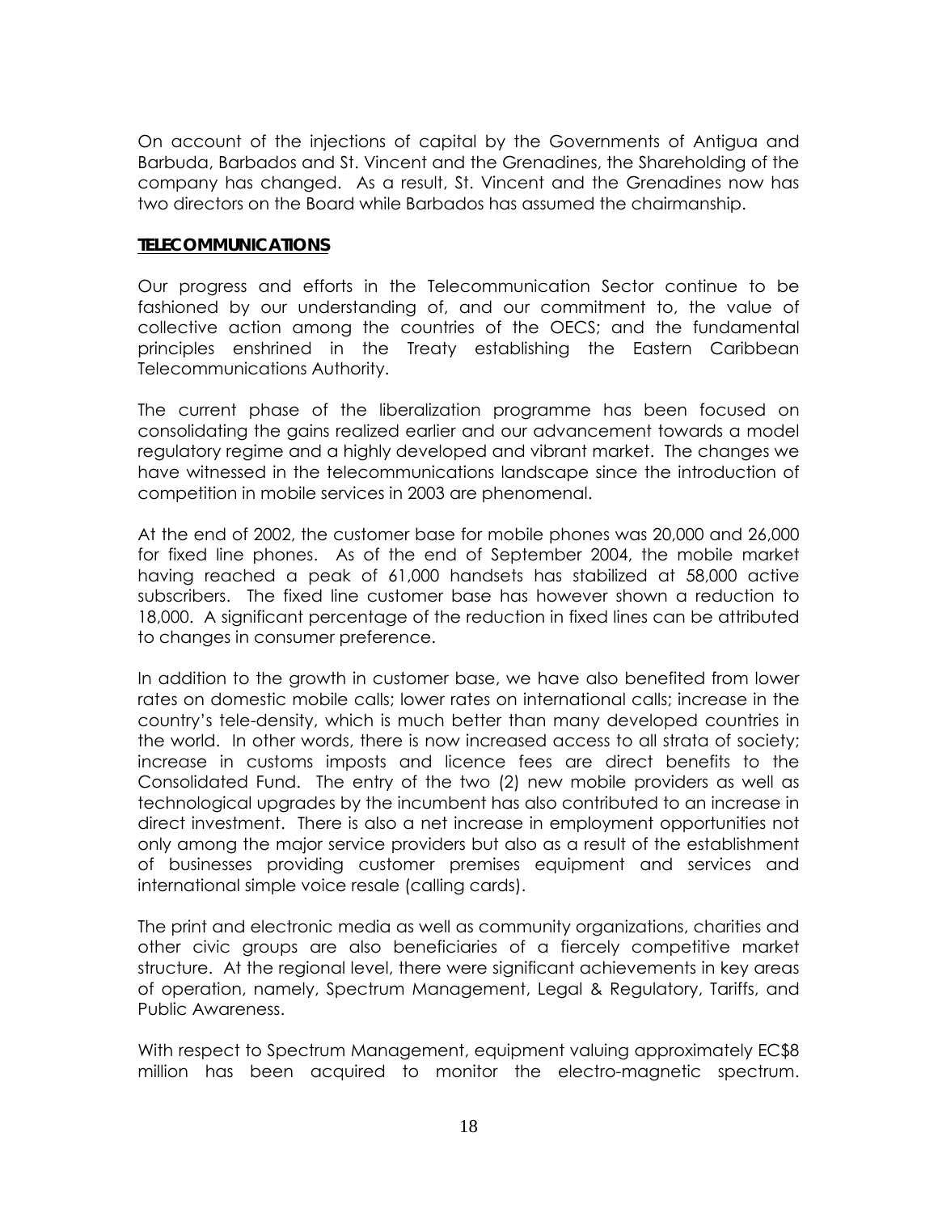On account of the injections of capital by the Governments of Antigua and Barbuda, Barbados and St. Vincent and the Grenadines, the Shareholding of the company has changed. As a result, St. Vincent and the Grenadines now has two directors on the Board while Barbados has assumed the chairmanship.

## TELECOMMUNICATIONS

Our progress and efforts in the Telecommunication Sector continue to be fashioned by our understanding of, and our commitment to, the value of collective action among the countries of the OECS; and the fundamental principles enshrined in the Treaty establishing the Eastern Caribbean Telecommunications Authority.

The current phase of the liberalization programme has been focused on consolidating the gains realized earlier and our advancement towards a model regulatory regime and a highly developed and vibrant market. The changes we have witnessed in the telecommunications landscape since the introduction of competition in mobile services in 2003 are phenomenal.

At the end of 2002, the customer base for mobile phones was 20,000 and 26,000 for fixed line phones. As of the end of September 2004, the mobile market having reached a peak of 61,000 handsets has stabilized at 58,000 active subscribers. The fixed line customer base has however shown a reduction to 18,000. A significant percentage of the reduction in fixed lines can be attributed to changes in consumer preference.

In addition to the growth in customer base, we have also benefited from lower rates on domestic mobile calls; lower rates on international calls; increase in the country's tele-density, which is much better than many developed countries in the world. In other words, there is now increased access to all strata of society; increase in customs imposts and licence fees are direct benefits to the Consolidated Fund. The entry of the two (2) new mobile providers as well as technological upgrades by the incumbent has also contributed to an increase in direct investment. There is also a net increase in employment opportunities not only among the major service providers but also as a result of the establishment of businesses providing customer premises equipment and services and international simple voice resale (calling cards).

The print and electronic media as well as community organizations, charities and other civic groups are also beneficiaries of a fiercely competitive market structure. At the regional level, there were significant achievements in key areas of operation, namely, Spectrum Management, Legal & Regulatory, Tariffs, and Public Awareness.

With respect to Spectrum Management, equipment valuing approximately EC$8 million has been acquired to monitor the electro-magnetic spectrum.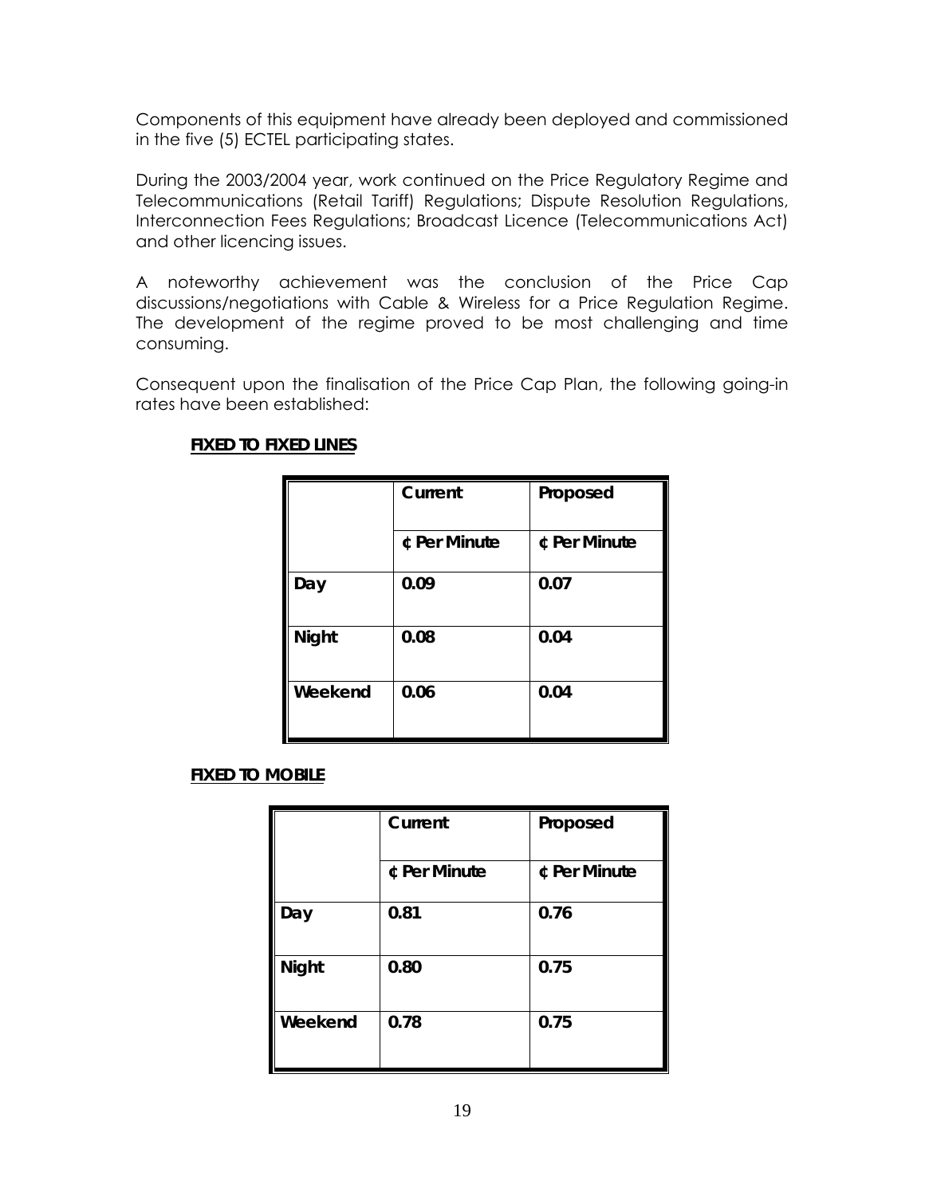Components of this equipment have already been deployed and commissioned in the five (5) ECTEL participating states.

During the 2003/2004 year, work continued on the Price Regulatory Regime and Telecommunications (Retail Tariff) Regulations; Dispute Resolution Regulations, Interconnection Fees Regulations; Broadcast Licence (Telecommunications Act) and other licencing issues.

A noteworthy achievement was the conclusion of the Price Cap discussions/negotiations with Cable & Wireless for a Price Regulation Regime. The development of the regime proved to be most challenging and time consuming.

Consequent upon the finalisation of the Price Cap Plan, the following going-in rates have been established:

**FIXED TO FIXED LINES**

| | **Current** | **Proposed** |
|---|---|---|
| | **¢ Per Minute** | **¢ Per Minute** |
| **Day** | **0.09** | **0.07** |
| **Night** | **0.08** | **0.04** |
| **Weekend** | **0.06** | **0.04** |

**FIXED TO MOBILE**

| | **Current** | **Proposed** |
|---|---|---|
| | **¢ Per Minute** | **¢ Per Minute** |
| **Day** | **0.81** | **0.76** |
| **Night** | **0.80** | **0.75** |
| **Weekend** | **0.78** | **0.75** |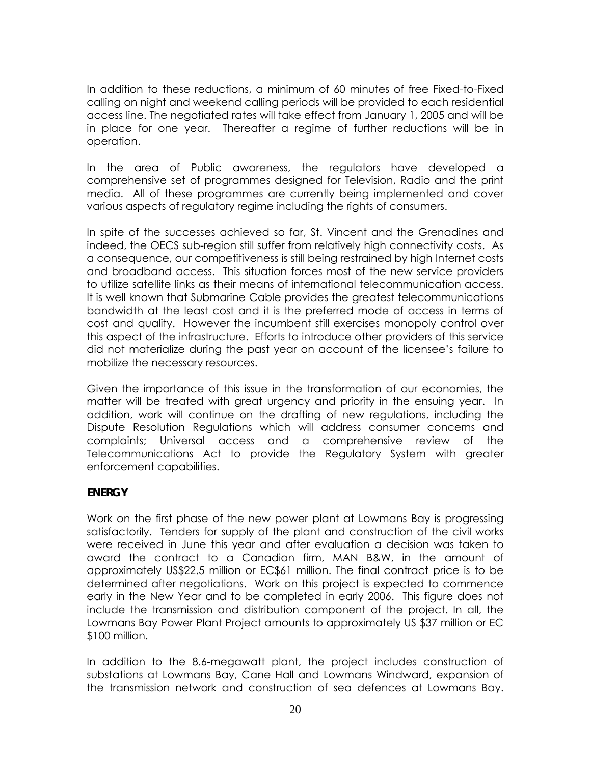In addition to these reductions, a minimum of 60 minutes of free Fixed-to-Fixed calling on night and weekend calling periods will be provided to each residential access line. The negotiated rates will take effect from January 1, 2005 and will be in place for one year. Thereafter a regime of further reductions will be in operation.

In the area of Public awareness, the regulators have developed a comprehensive set of programmes designed for Television, Radio and the print media. All of these programmes are currently being implemented and cover various aspects of regulatory regime including the rights of consumers.

In spite of the successes achieved so far, St. Vincent and the Grenadines and indeed, the OECS sub-region still suffer from relatively high connectivity costs. As a consequence, our competitiveness is still being restrained by high Internet costs and broadband access. This situation forces most of the new service providers to utilize satellite links as their means of international telecommunication access. It is well known that Submarine Cable provides the greatest telecommunications bandwidth at the least cost and it is the preferred mode of access in terms of cost and quality. However the incumbent still exercises monopoly control over this aspect of the infrastructure. Efforts to introduce other providers of this service did not materialize during the past year on account of the licensee's failure to mobilize the necessary resources.

Given the importance of this issue in the transformation of our economies, the matter will be treated with great urgency and priority in the ensuing year. In addition, work will continue on the drafting of new regulations, including the Dispute Resolution Regulations which will address consumer concerns and complaints; Universal access and a comprehensive review of the Telecommunications Act to provide the Regulatory System with greater enforcement capabilities.

## ENERGY

Work on the first phase of the new power plant at Lowmans Bay is progressing satisfactorily. Tenders for supply of the plant and construction of the civil works were received in June this year and after evaluation a decision was taken to award the contract to a Canadian firm, MAN B&W, in the amount of approximately US$22.5 million or EC$61 million. The final contract price is to be determined after negotiations. Work on this project is expected to commence early in the New Year and to be completed in early 2006. This figure does not include the transmission and distribution component of the project. In all, the Lowmans Bay Power Plant Project amounts to approximately US $37 million or EC $100 million.

In addition to the 8.6-megawatt plant, the project includes construction of substations at Lowmans Bay, Cane Hall and Lowmans Windward, expansion of the transmission network and construction of sea defences at Lowmans Bay.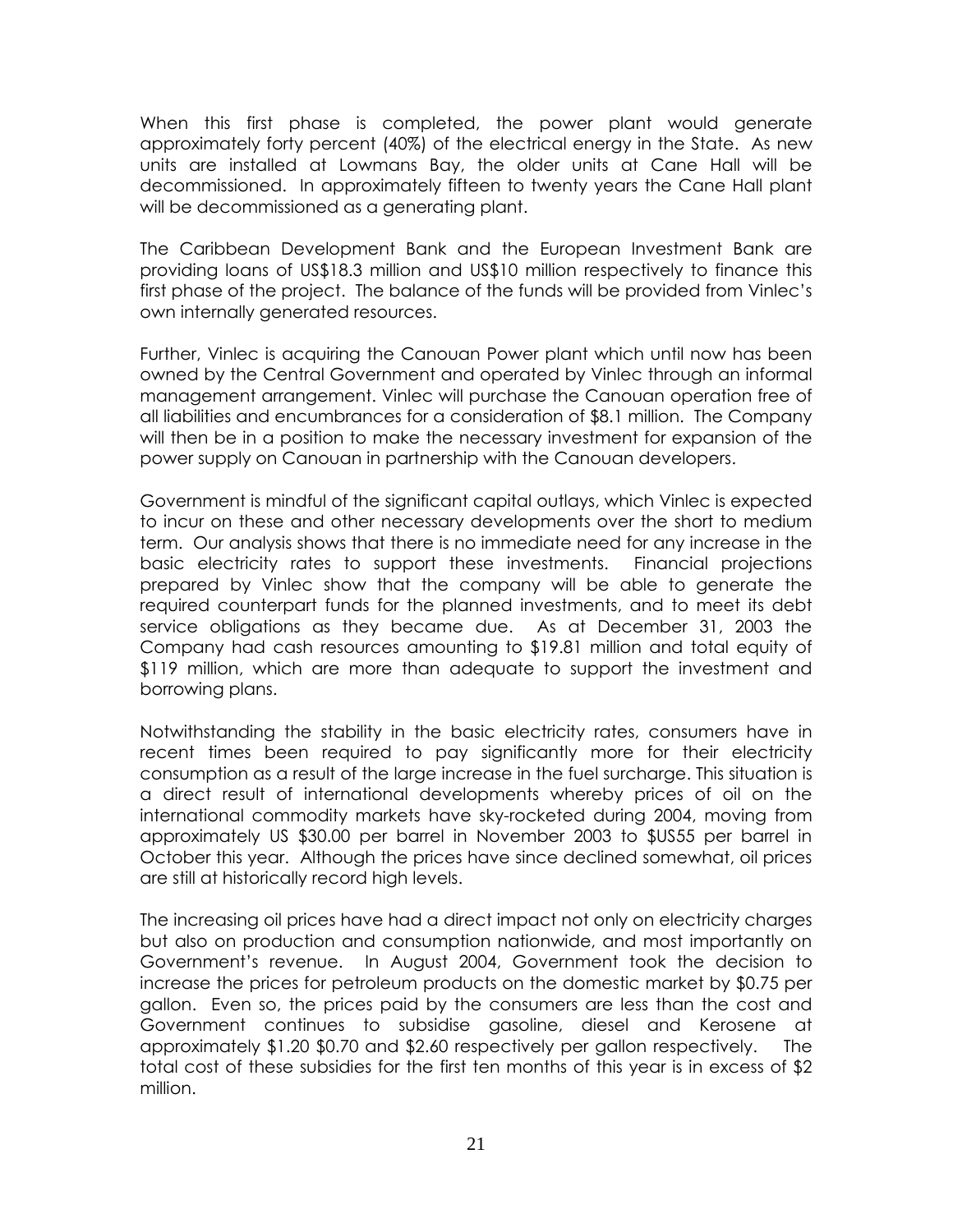When this first phase is completed, the power plant would generate approximately forty percent (40%) of the electrical energy in the State. As new units are installed at Lowmans Bay, the older units at Cane Hall will be decommissioned. In approximately fifteen to twenty years the Cane Hall plant will be decommissioned as a generating plant.

The Caribbean Development Bank and the European Investment Bank are providing loans of US$18.3 million and US$10 million respectively to finance this first phase of the project. The balance of the funds will be provided from Vinlec's own internally generated resources.

Further, Vinlec is acquiring the Canouan Power plant which until now has been owned by the Central Government and operated by Vinlec through an informal management arrangement. Vinlec will purchase the Canouan operation free of all liabilities and encumbrances for a consideration of $8.1 million. The Company will then be in a position to make the necessary investment for expansion of the power supply on Canouan in partnership with the Canouan developers.

Government is mindful of the significant capital outlays, which Vinlec is expected to incur on these and other necessary developments over the short to medium term. Our analysis shows that there is no immediate need for any increase in the basic electricity rates to support these investments. Financial projections prepared by Vinlec show that the company will be able to generate the required counterpart funds for the planned investments, and to meet its debt service obligations as they became due. As at December 31, 2003 the Company had cash resources amounting to $19.81 million and total equity of $119 million, which are more than adequate to support the investment and borrowing plans.

Notwithstanding the stability in the basic electricity rates, consumers have in recent times been required to pay significantly more for their electricity consumption as a result of the large increase in the fuel surcharge. This situation is a direct result of international developments whereby prices of oil on the international commodity markets have sky-rocketed during 2004, moving from approximately US $30.00 per barrel in November 2003 to $US55 per barrel in October this year. Although the prices have since declined somewhat, oil prices are still at historically record high levels.

The increasing oil prices have had a direct impact not only on electricity charges but also on production and consumption nationwide, and most importantly on Government's revenue. In August 2004, Government took the decision to increase the prices for petroleum products on the domestic market by $0.75 per gallon. Even so, the prices paid by the consumers are less than the cost and Government continues to subsidise gasoline, diesel and Kerosene at approximately $1.20 $0.70 and $2.60 respectively per gallon respectively. The total cost of these subsidies for the first ten months of this year is in excess of $2 million.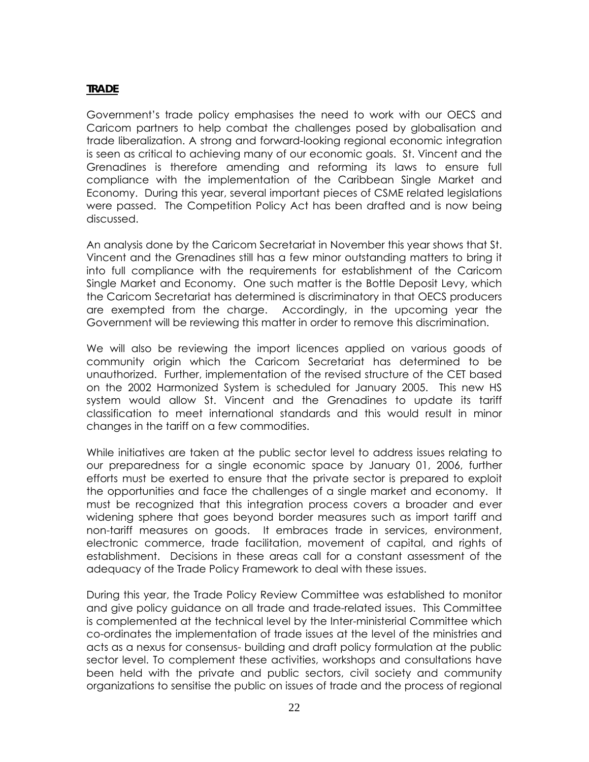**TRADE**

Government's trade policy emphasises the need to work with our OECS and Caricom partners to help combat the challenges posed by globalisation and trade liberalization. A strong and forward-looking regional economic integration is seen as critical to achieving many of our economic goals. St. Vincent and the Grenadines is therefore amending and reforming its laws to ensure full compliance with the implementation of the Caribbean Single Market and Economy. During this year, several important pieces of CSME related legislations were passed. The Competition Policy Act has been drafted and is now being discussed.

An analysis done by the Caricom Secretariat in November this year shows that St. Vincent and the Grenadines still has a few minor outstanding matters to bring it into full compliance with the requirements for establishment of the Caricom Single Market and Economy. One such matter is the Bottle Deposit Levy, which the Caricom Secretariat has determined is discriminatory in that OECS producers are exempted from the charge. Accordingly, in the upcoming year the Government will be reviewing this matter in order to remove this discrimination.

We will also be reviewing the import licences applied on various goods of community origin which the Caricom Secretariat has determined to be unauthorized. Further, implementation of the revised structure of the CET based on the 2002 Harmonized System is scheduled for January 2005. This new HS system would allow St. Vincent and the Grenadines to update its tariff classification to meet international standards and this would result in minor changes in the tariff on a few commodities.

While initiatives are taken at the public sector level to address issues relating to our preparedness for a single economic space by January 01, 2006, further efforts must be exerted to ensure that the private sector is prepared to exploit the opportunities and face the challenges of a single market and economy. It must be recognized that this integration process covers a broader and ever widening sphere that goes beyond border measures such as import tariff and non-tariff measures on goods. It embraces trade in services, environment, electronic commerce, trade facilitation, movement of capital, and rights of establishment. Decisions in these areas call for a constant assessment of the adequacy of the Trade Policy Framework to deal with these issues.

During this year, the Trade Policy Review Committee was established to monitor and give policy guidance on all trade and trade-related issues. This Committee is complemented at the technical level by the Inter-ministerial Committee which co-ordinates the implementation of trade issues at the level of the ministries and acts as a nexus for consensus- building and draft policy formulation at the public sector level. To complement these activities, workshops and consultations have been held with the private and public sectors, civil society and community organizations to sensitise the public on issues of trade and the process of regional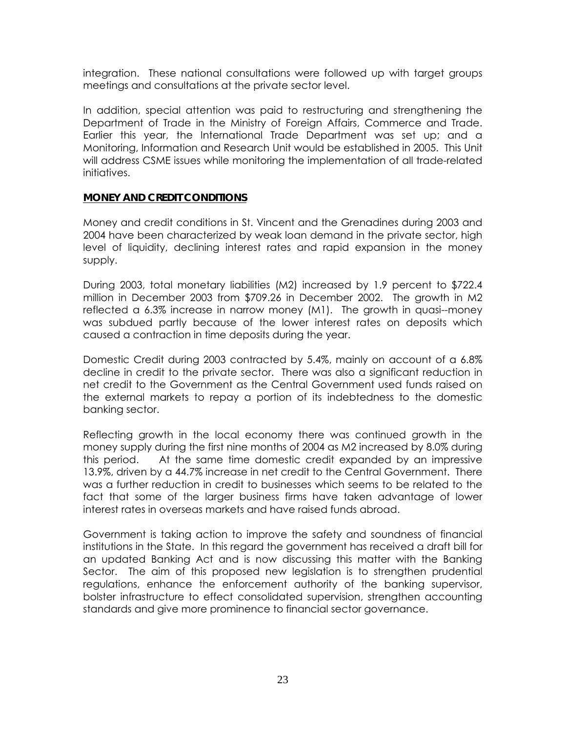integration. These national consultations were followed up with target groups meetings and consultations at the private sector level.

In addition, special attention was paid to restructuring and strengthening the Department of Trade in the Ministry of Foreign Affairs, Commerce and Trade. Earlier this year, the International Trade Department was set up; and a Monitoring, Information and Research Unit would be established in 2005. This Unit will address CSME issues while monitoring the implementation of all trade-related initiatives.

## MONEY AND CREDIT CONDITIONS

Money and credit conditions in St. Vincent and the Grenadines during 2003 and 2004 have been characterized by weak loan demand in the private sector, high level of liquidity, declining interest rates and rapid expansion in the money supply.

During 2003, total monetary liabilities (M2) increased by 1.9 percent to $722.4 million in December 2003 from $709.26 in December 2002. The growth in M2 reflected a 6.3% increase in narrow money (M1). The growth in quasi--money was subdued partly because of the lower interest rates on deposits which caused a contraction in time deposits during the year.

Domestic Credit during 2003 contracted by 5.4%, mainly on account of a 6.8% decline in credit to the private sector. There was also a significant reduction in net credit to the Government as the Central Government used funds raised on the external markets to repay a portion of its indebtedness to the domestic banking sector.

Reflecting growth in the local economy there was continued growth in the money supply during the first nine months of 2004 as M2 increased by 8.0% during this period. At the same time domestic credit expanded by an impressive 13.9%, driven by a 44.7% increase in net credit to the Central Government. There was a further reduction in credit to businesses which seems to be related to the fact that some of the larger business firms have taken advantage of lower interest rates in overseas markets and have raised funds abroad.

Government is taking action to improve the safety and soundness of financial institutions in the State. In this regard the government has received a draft bill for an updated Banking Act and is now discussing this matter with the Banking Sector. The aim of this proposed new legislation is to strengthen prudential regulations, enhance the enforcement authority of the banking supervisor, bolster infrastructure to effect consolidated supervision, strengthen accounting standards and give more prominence to financial sector governance.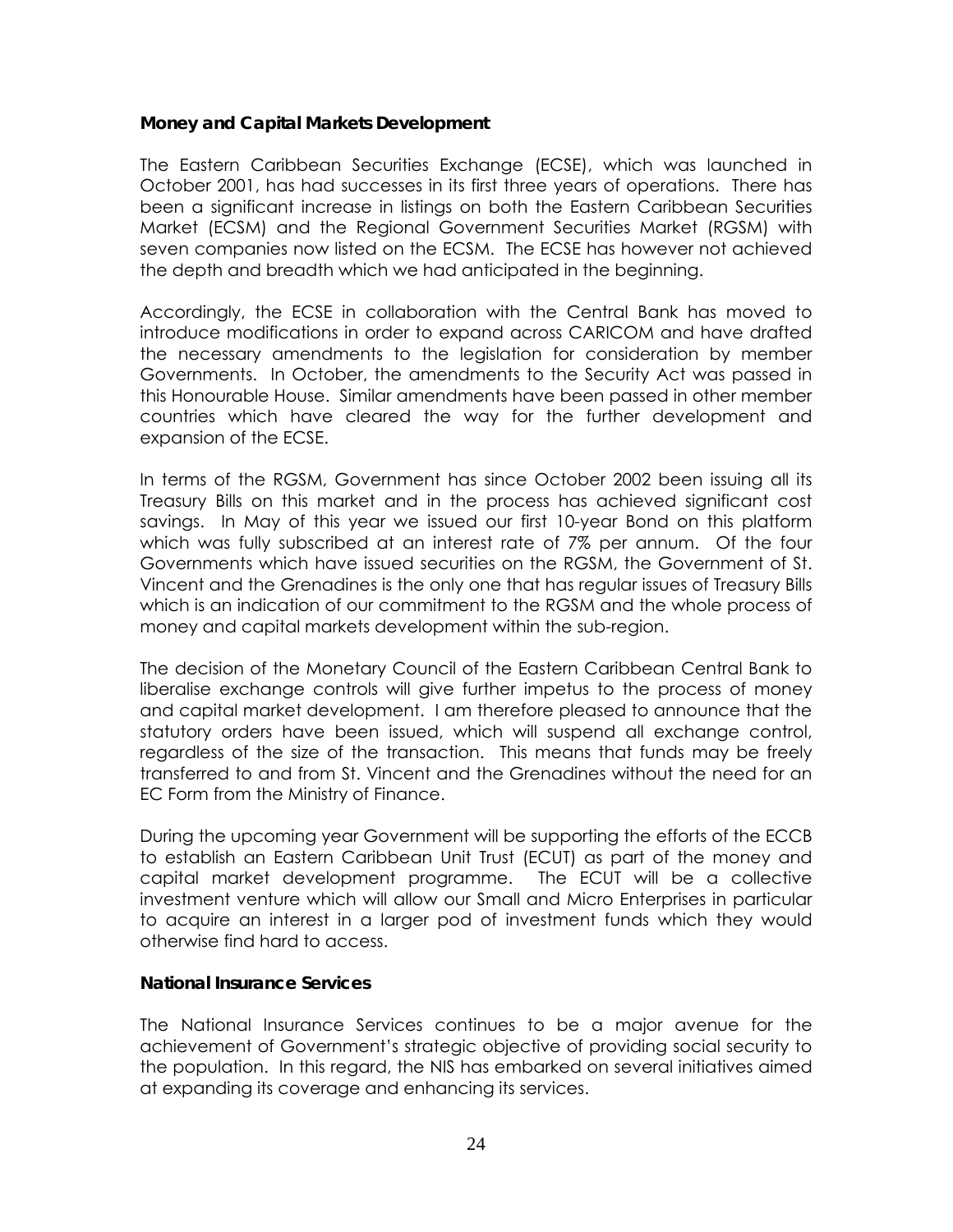**Money and Capital Markets Development**

The Eastern Caribbean Securities Exchange (ECSE), which was launched in October 2001, has had successes in its first three years of operations. There has been a significant increase in listings on both the Eastern Caribbean Securities Market (ECSM) and the Regional Government Securities Market (RGSM) with seven companies now listed on the ECSM. The ECSE has however not achieved the depth and breadth which we had anticipated in the beginning.

Accordingly, the ECSE in collaboration with the Central Bank has moved to introduce modifications in order to expand across CARICOM and have drafted the necessary amendments to the legislation for consideration by member Governments. In October, the amendments to the Security Act was passed in this Honourable House. Similar amendments have been passed in other member countries which have cleared the way for the further development and expansion of the ECSE.

In terms of the RGSM, Government has since October 2002 been issuing all its Treasury Bills on this market and in the process has achieved significant cost savings. In May of this year we issued our first 10-year Bond on this platform which was fully subscribed at an interest rate of 7% per annum. Of the four Governments which have issued securities on the RGSM, the Government of St. Vincent and the Grenadines is the only one that has regular issues of Treasury Bills which is an indication of our commitment to the RGSM and the whole process of money and capital markets development within the sub-region.

The decision of the Monetary Council of the Eastern Caribbean Central Bank to liberalise exchange controls will give further impetus to the process of money and capital market development. I am therefore pleased to announce that the statutory orders have been issued, which will suspend all exchange control, regardless of the size of the transaction. This means that funds may be freely transferred to and from St. Vincent and the Grenadines without the need for an EC Form from the Ministry of Finance.

During the upcoming year Government will be supporting the efforts of the ECCB to establish an Eastern Caribbean Unit Trust (ECUT) as part of the money and capital market development programme. The ECUT will be a collective investment venture which will allow our Small and Micro Enterprises in particular to acquire an interest in a larger pod of investment funds which they would otherwise find hard to access.

**National Insurance Services**

The National Insurance Services continues to be a major avenue for the achievement of Government's strategic objective of providing social security to the population. In this regard, the NIS has embarked on several initiatives aimed at expanding its coverage and enhancing its services.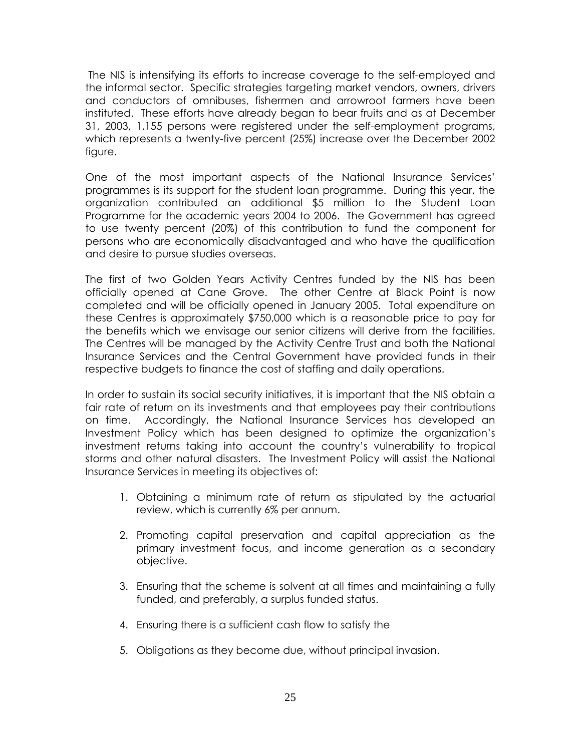The NIS is intensifying its efforts to increase coverage to the self-employed and the informal sector. Specific strategies targeting market vendors, owners, drivers and conductors of omnibuses, fishermen and arrowroot farmers have been instituted. These efforts have already began to bear fruits and as at December 31, 2003, 1,155 persons were registered under the self-employment programs, which represents a twenty-five percent (25%) increase over the December 2002 figure.

One of the most important aspects of the National Insurance Services' programmes is its support for the student loan programme. During this year, the organization contributed an additional $5 million to the Student Loan Programme for the academic years 2004 to 2006. The Government has agreed to use twenty percent (20%) of this contribution to fund the component for persons who are economically disadvantaged and who have the qualification and desire to pursue studies overseas.

The first of two Golden Years Activity Centres funded by the NIS has been officially opened at Cane Grove. The other Centre at Black Point is now completed and will be officially opened in January 2005. Total expenditure on these Centres is approximately $750,000 which is a reasonable price to pay for the benefits which we envisage our senior citizens will derive from the facilities. The Centres will be managed by the Activity Centre Trust and both the National Insurance Services and the Central Government have provided funds in their respective budgets to finance the cost of staffing and daily operations.

In order to sustain its social security initiatives, it is important that the NIS obtain a fair rate of return on its investments and that employees pay their contributions on time. Accordingly, the National Insurance Services has developed an Investment Policy which has been designed to optimize the organization's investment returns taking into account the country's vulnerability to tropical storms and other natural disasters. The Investment Policy will assist the National Insurance Services in meeting its objectives of:

1. Obtaining a minimum rate of return as stipulated by the actuarial review, which is currently 6% per annum.

2. Promoting capital preservation and capital appreciation as the primary investment focus, and income generation as a secondary objective.

3. Ensuring that the scheme is solvent at all times and maintaining a fully funded, and preferably, a surplus funded status.

4. Ensuring there is a sufficient cash flow to satisfy the

5. Obligations as they become due, without principal invasion.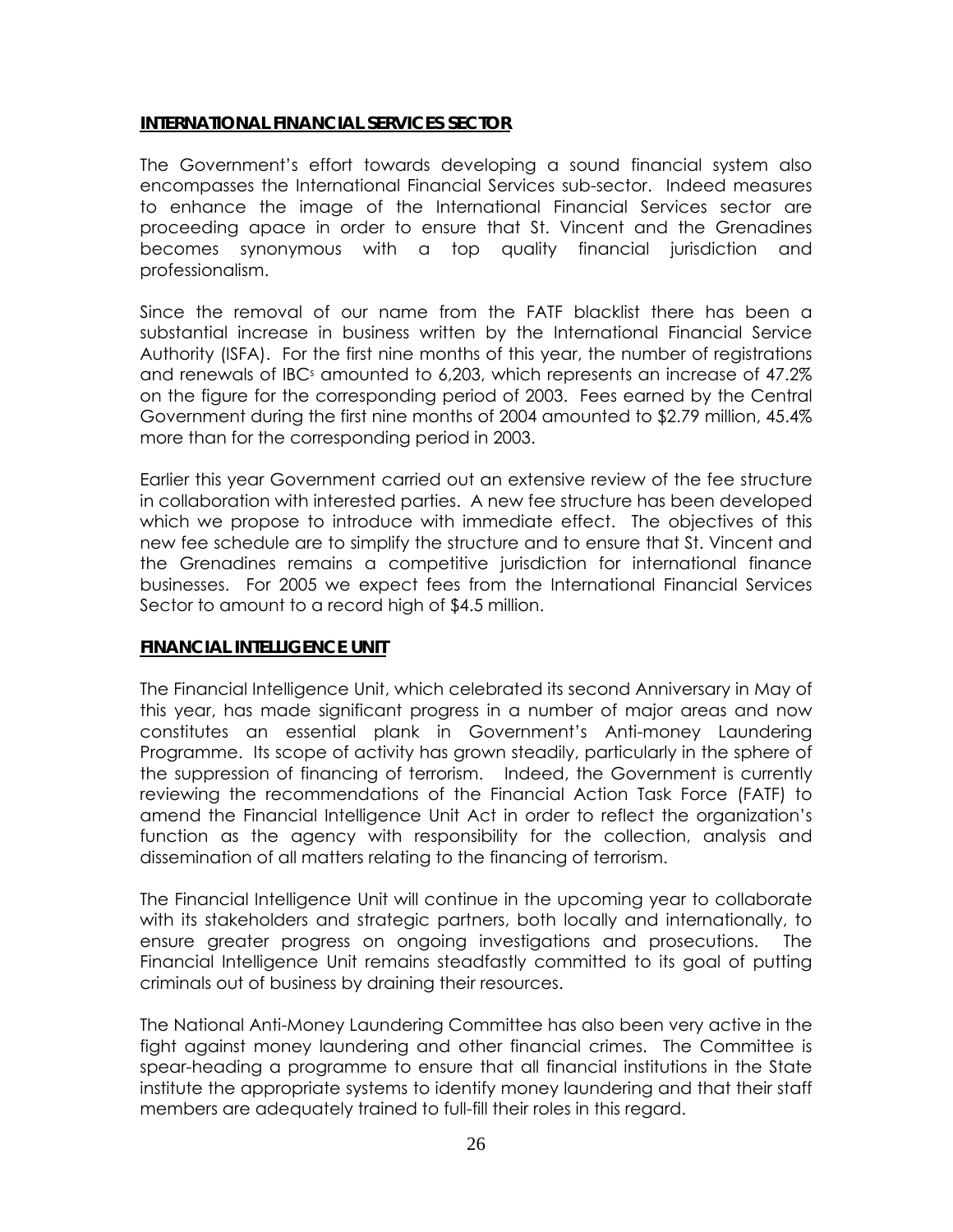## INTERNATIONAL FINANCIAL SERVICES SECTOR

The Government's effort towards developing a sound financial system also encompasses the International Financial Services sub-sector. Indeed measures to enhance the image of the International Financial Services sector are proceeding apace in order to ensure that St. Vincent and the Grenadines becomes synonymous with a top quality financial jurisdiction and professionalism.

Since the removal of our name from the FATF blacklist there has been a substantial increase in business written by the International Financial Service Authority (ISFA). For the first nine months of this year, the number of registrations and renewals of IBCs amounted to 6,203, which represents an increase of 47.2% on the figure for the corresponding period of 2003. Fees earned by the Central Government during the first nine months of 2004 amounted to $2.79 million, 45.4% more than for the corresponding period in 2003.

Earlier this year Government carried out an extensive review of the fee structure in collaboration with interested parties. A new fee structure has been developed which we propose to introduce with immediate effect. The objectives of this new fee schedule are to simplify the structure and to ensure that St. Vincent and the Grenadines remains a competitive jurisdiction for international finance businesses. For 2005 we expect fees from the International Financial Services Sector to amount to a record high of $4.5 million.

## FINANCIAL INTELLIGENCE UNIT

The Financial Intelligence Unit, which celebrated its second Anniversary in May of this year, has made significant progress in a number of major areas and now constitutes an essential plank in Government's Anti-money Laundering Programme. Its scope of activity has grown steadily, particularly in the sphere of the suppression of financing of terrorism. Indeed, the Government is currently reviewing the recommendations of the Financial Action Task Force (FATF) to amend the Financial Intelligence Unit Act in order to reflect the organization's function as the agency with responsibility for the collection, analysis and dissemination of all matters relating to the financing of terrorism.

The Financial Intelligence Unit will continue in the upcoming year to collaborate with its stakeholders and strategic partners, both locally and internationally, to ensure greater progress on ongoing investigations and prosecutions. The Financial Intelligence Unit remains steadfastly committed to its goal of putting criminals out of business by draining their resources.

The National Anti-Money Laundering Committee has also been very active in the fight against money laundering and other financial crimes. The Committee is spear-heading a programme to ensure that all financial institutions in the State institute the appropriate systems to identify money laundering and that their staff members are adequately trained to full-fill their roles in this regard.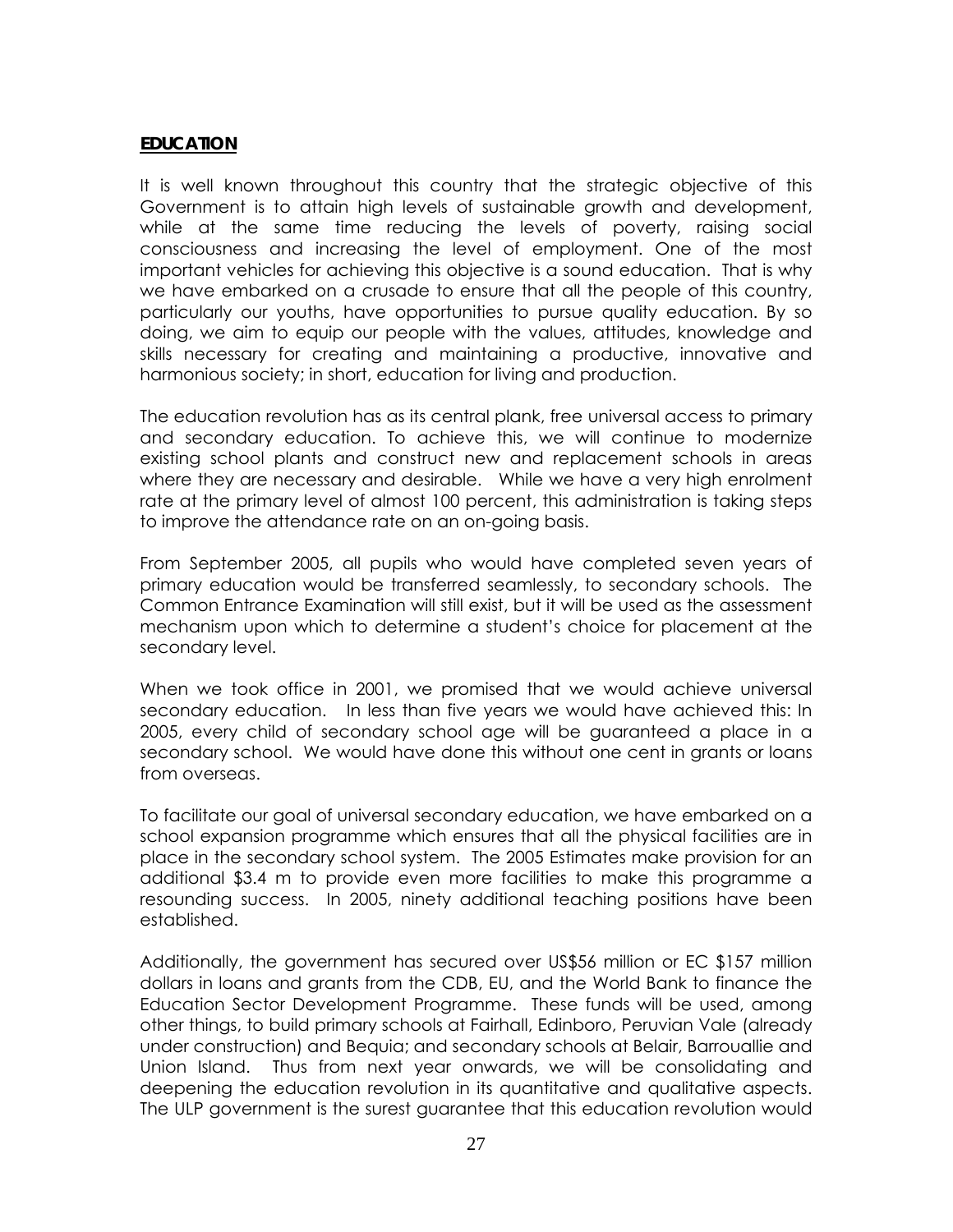## **EDUCATION**

It is well known throughout this country that the strategic objective of this Government is to attain high levels of sustainable growth and development, while at the same time reducing the levels of poverty, raising social consciousness and increasing the level of employment. One of the most important vehicles for achieving this objective is a sound education. That is why we have embarked on a crusade to ensure that all the people of this country, particularly our youths, have opportunities to pursue quality education. By so doing, we aim to equip our people with the values, attitudes, knowledge and skills necessary for creating and maintaining a productive, innovative and harmonious society; in short, education for living and production.

The education revolution has as its central plank, free universal access to primary and secondary education. To achieve this, we will continue to modernize existing school plants and construct new and replacement schools in areas where they are necessary and desirable. While we have a very high enrolment rate at the primary level of almost 100 percent, this administration is taking steps to improve the attendance rate on an on-going basis.

From September 2005, all pupils who would have completed seven years of primary education would be transferred seamlessly, to secondary schools. The Common Entrance Examination will still exist, but it will be used as the assessment mechanism upon which to determine a student's choice for placement at the secondary level.

When we took office in 2001, we promised that we would achieve universal secondary education. In less than five years we would have achieved this: In 2005, every child of secondary school age will be guaranteed a place in a secondary school. We would have done this without one cent in grants or loans from overseas.

To facilitate our goal of universal secondary education, we have embarked on a school expansion programme which ensures that all the physical facilities are in place in the secondary school system. The 2005 Estimates make provision for an additional $3.4 m to provide even more facilities to make this programme a resounding success. In 2005, ninety additional teaching positions have been established.

Additionally, the government has secured over US$56 million or EC $157 million dollars in loans and grants from the CDB, EU, and the World Bank to finance the Education Sector Development Programme. These funds will be used, among other things, to build primary schools at Fairhall, Edinboro, Peruvian Vale (already under construction) and Bequia; and secondary schools at Belair, Barrouallie and Union Island. Thus from next year onwards, we will be consolidating and deepening the education revolution in its quantitative and qualitative aspects. The ULP government is the surest guarantee that this education revolution would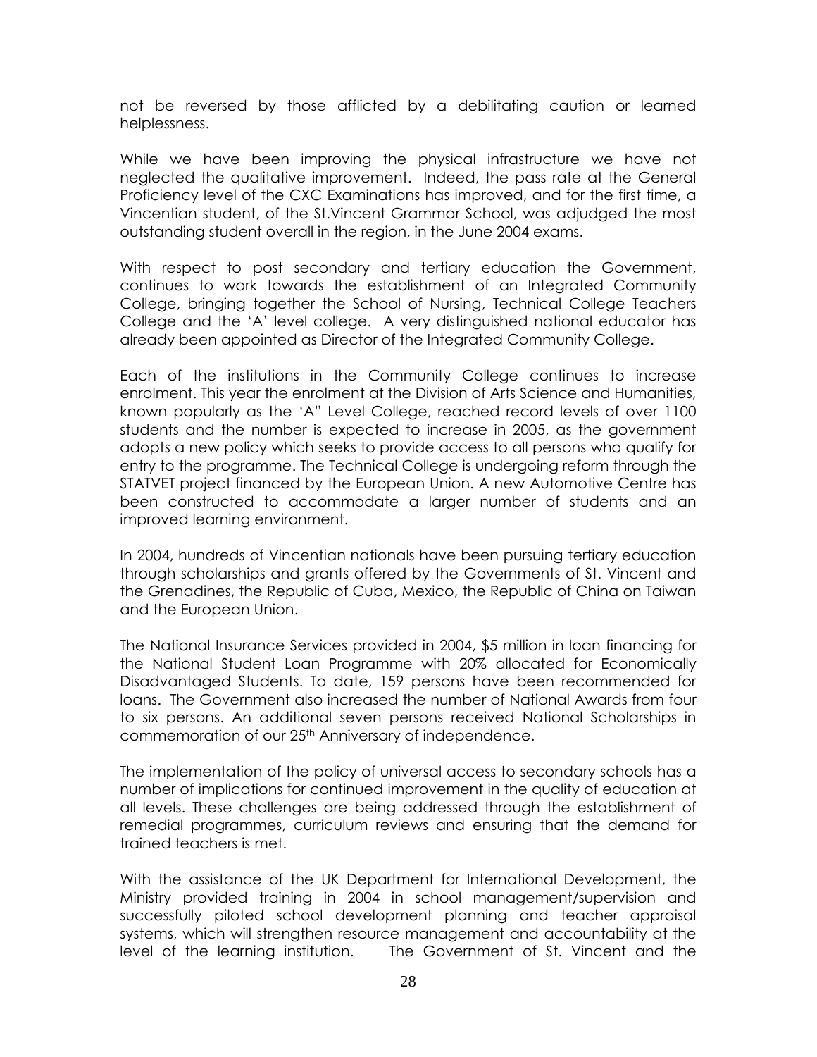not be reversed by those afflicted by a debilitating caution or learned helplessness.

While we have been improving the physical infrastructure we have not neglected the qualitative improvement. Indeed, the pass rate at the General Proficiency level of the CXC Examinations has improved, and for the first time, a Vincentian student, of the St.Vincent Grammar School, was adjudged the most outstanding student overall in the region, in the June 2004 exams.

With respect to post secondary and tertiary education the Government, continues to work towards the establishment of an Integrated Community College, bringing together the School of Nursing, Technical College Teachers College and the 'A' level college. A very distinguished national educator has already been appointed as Director of the Integrated Community College.

Each of the institutions in the Community College continues to increase enrolment. This year the enrolment at the Division of Arts Science and Humanities, known popularly as the 'A" Level College, reached record levels of over 1100 students and the number is expected to increase in 2005, as the government adopts a new policy which seeks to provide access to all persons who qualify for entry to the programme. The Technical College is undergoing reform through the STATVET project financed by the European Union. A new Automotive Centre has been constructed to accommodate a larger number of students and an improved learning environment.

In 2004, hundreds of Vincentian nationals have been pursuing tertiary education through scholarships and grants offered by the Governments of St. Vincent and the Grenadines, the Republic of Cuba, Mexico, the Republic of China on Taiwan and the European Union.

The National Insurance Services provided in 2004, $5 million in loan financing for the National Student Loan Programme with 20% allocated for Economically Disadvantaged Students. To date, 159 persons have been recommended for loans. The Government also increased the number of National Awards from four to six persons. An additional seven persons received National Scholarships in commemoration of our 25th Anniversary of independence.

The implementation of the policy of universal access to secondary schools has a number of implications for continued improvement in the quality of education at all levels. These challenges are being addressed through the establishment of remedial programmes, curriculum reviews and ensuring that the demand for trained teachers is met.

With the assistance of the UK Department for International Development, the Ministry provided training in 2004 in school management/supervision and successfully piloted school development planning and teacher appraisal systems, which will strengthen resource management and accountability at the level of the learning institution. The Government of St. Vincent and the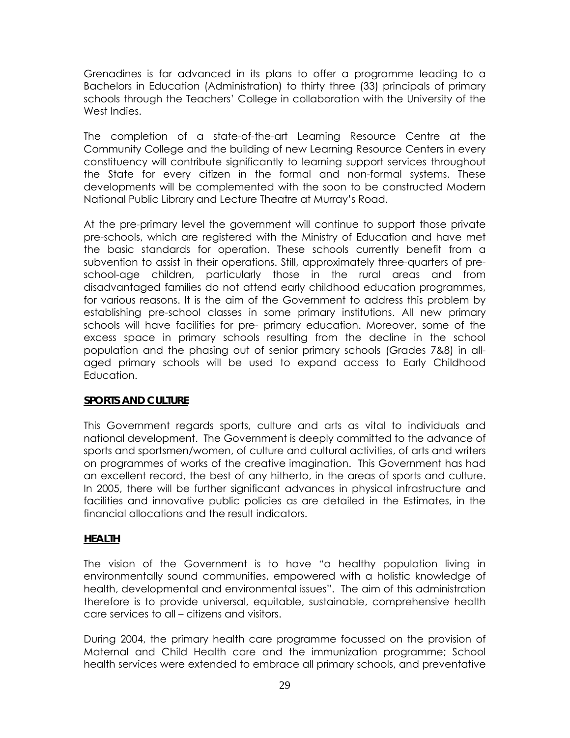Grenadines is far advanced in its plans to offer a programme leading to a Bachelors in Education (Administration) to thirty three (33) principals of primary schools through the Teachers' College in collaboration with the University of the West Indies.

The completion of a state-of-the-art Learning Resource Centre at the Community College and the building of new Learning Resource Centers in every constituency will contribute significantly to learning support services throughout the State for every citizen in the formal and non-formal systems. These developments will be complemented with the soon to be constructed Modern National Public Library and Lecture Theatre at Murray's Road.

At the pre-primary level the government will continue to support those private pre-schools, which are registered with the Ministry of Education and have met the basic standards for operation. These schools currently benefit from a subvention to assist in their operations. Still, approximately three-quarters of pre-school-age children, particularly those in the rural areas and from disadvantaged families do not attend early childhood education programmes, for various reasons. It is the aim of the Government to address this problem by establishing pre-school classes in some primary institutions. All new primary schools will have facilities for pre- primary education. Moreover, some of the excess space in primary schools resulting from the decline in the school population and the phasing out of senior primary schools (Grades 7&8) in all-aged primary schools will be used to expand access to Early Childhood Education.

**SPORTS AND CULTURE**

This Government regards sports, culture and arts as vital to individuals and national development. The Government is deeply committed to the advance of sports and sportsmen/women, of culture and cultural activities, of arts and writers on programmes of works of the creative imagination. This Government has had an excellent record, the best of any hitherto, in the areas of sports and culture. In 2005, there will be further significant advances in physical infrastructure and facilities and innovative public policies as are detailed in the Estimates, in the financial allocations and the result indicators.

**HEALTH**

The vision of the Government is to have "a healthy population living in environmentally sound communities, empowered with a holistic knowledge of health, developmental and environmental issues". The aim of this administration therefore is to provide universal, equitable, sustainable, comprehensive health care services to all – citizens and visitors.

During 2004, the primary health care programme focussed on the provision of Maternal and Child Health care and the immunization programme; School health services were extended to embrace all primary schools, and preventative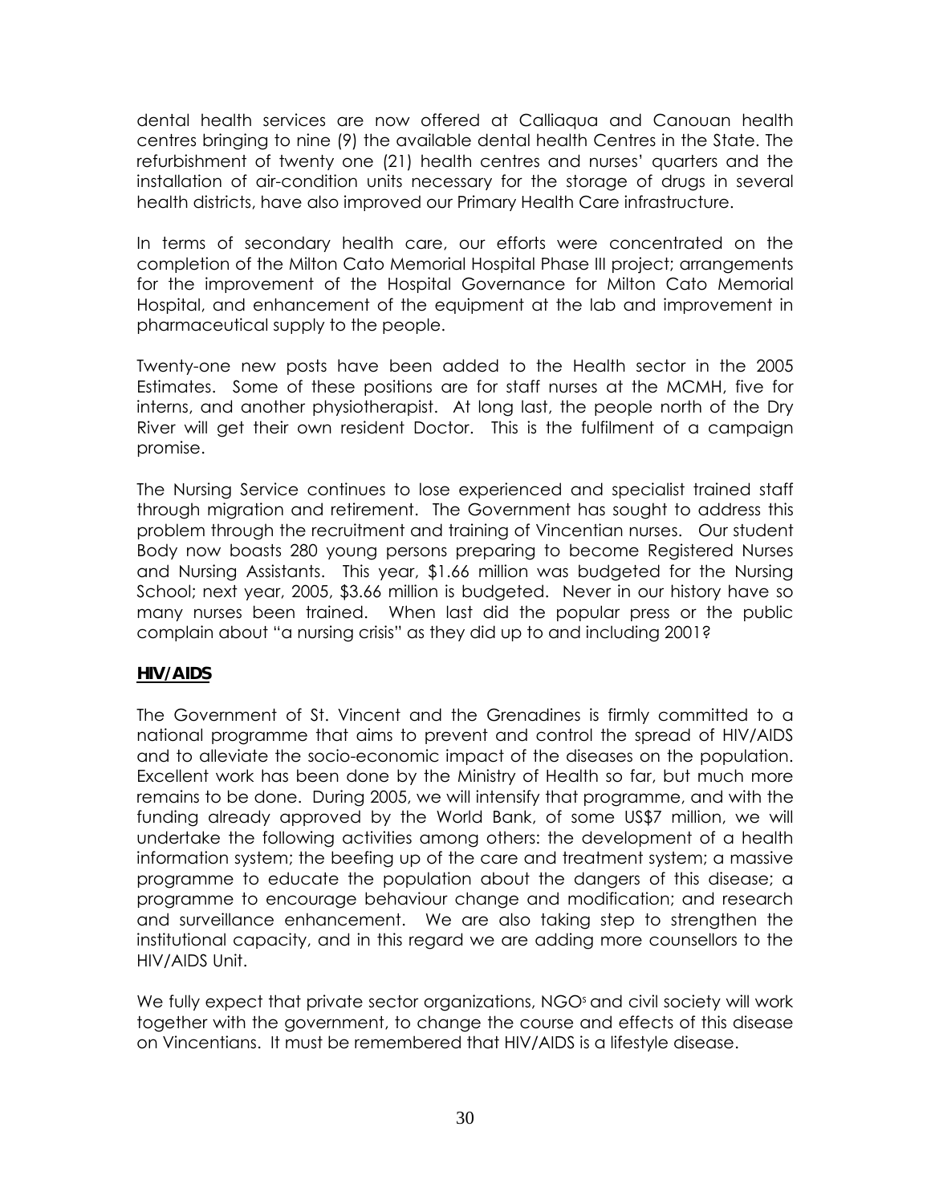dental health services are now offered at Calliaqua and Canouan health centres bringing to nine (9) the available dental health Centres in the State. The refurbishment of twenty one (21) health centres and nurses' quarters and the installation of air-condition units necessary for the storage of drugs in several health districts, have also improved our Primary Health Care infrastructure.

In terms of secondary health care, our efforts were concentrated on the completion of the Milton Cato Memorial Hospital Phase III project; arrangements for the improvement of the Hospital Governance for Milton Cato Memorial Hospital, and enhancement of the equipment at the lab and improvement in pharmaceutical supply to the people.

Twenty-one new posts have been added to the Health sector in the 2005 Estimates. Some of these positions are for staff nurses at the MCMH, five for interns, and another physiotherapist. At long last, the people north of the Dry River will get their own resident Doctor. This is the fulfilment of a campaign promise.

The Nursing Service continues to lose experienced and specialist trained staff through migration and retirement. The Government has sought to address this problem through the recruitment and training of Vincentian nurses. Our student Body now boasts 280 young persons preparing to become Registered Nurses and Nursing Assistants. This year, $1.66 million was budgeted for the Nursing School; next year, 2005, $3.66 million is budgeted. Never in our history have so many nurses been trained. When last did the popular press or the public complain about "a nursing crisis" as they did up to and including 2001?

**HIV/AIDS**

The Government of St. Vincent and the Grenadines is firmly committed to a national programme that aims to prevent and control the spread of HIV/AIDS and to alleviate the socio-economic impact of the diseases on the population. Excellent work has been done by the Ministry of Health so far, but much more remains to be done. During 2005, we will intensify that programme, and with the funding already approved by the World Bank, of some US$7 million, we will undertake the following activities among others: the development of a health information system; the beefing up of the care and treatment system; a massive programme to educate the population about the dangers of this disease; a programme to encourage behaviour change and modification; and research and surveillance enhancement. We are also taking step to strengthen the institutional capacity, and in this regard we are adding more counsellors to the HIV/AIDS Unit.

We fully expect that private sector organizations, NGOs and civil society will work together with the government, to change the course and effects of this disease on Vincentians. It must be remembered that HIV/AIDS is a lifestyle disease.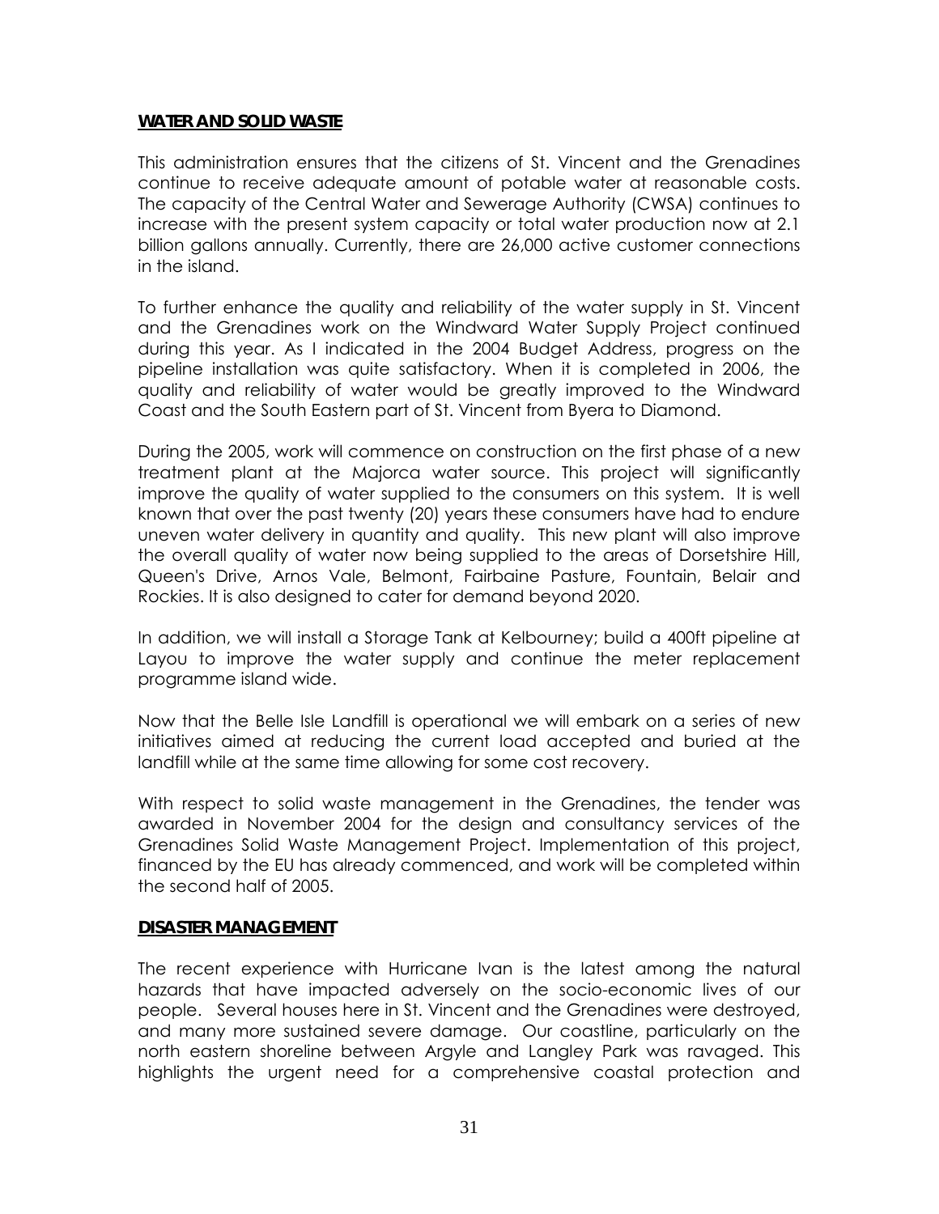## WATER AND SOLID WASTE

This administration ensures that the citizens of St. Vincent and the Grenadines continue to receive adequate amount of potable water at reasonable costs. The capacity of the Central Water and Sewerage Authority (CWSA) continues to increase with the present system capacity or total water production now at 2.1 billion gallons annually. Currently, there are 26,000 active customer connections in the island.

To further enhance the quality and reliability of the water supply in St. Vincent and the Grenadines work on the Windward Water Supply Project continued during this year. As I indicated in the 2004 Budget Address, progress on the pipeline installation was quite satisfactory. When it is completed in 2006, the quality and reliability of water would be greatly improved to the Windward Coast and the South Eastern part of St. Vincent from Byera to Diamond.

During the 2005, work will commence on construction on the first phase of a new treatment plant at the Majorca water source. This project will significantly improve the quality of water supplied to the consumers on this system. It is well known that over the past twenty (20) years these consumers have had to endure uneven water delivery in quantity and quality. This new plant will also improve the overall quality of water now being supplied to the areas of Dorsetshire Hill, Queen's Drive, Arnos Vale, Belmont, Fairbaine Pasture, Fountain, Belair and Rockies. It is also designed to cater for demand beyond 2020.

In addition, we will install a Storage Tank at Kelbourney; build a 400ft pipeline at Layou to improve the water supply and continue the meter replacement programme island wide.

Now that the Belle Isle Landfill is operational we will embark on a series of new initiatives aimed at reducing the current load accepted and buried at the landfill while at the same time allowing for some cost recovery.

With respect to solid waste management in the Grenadines, the tender was awarded in November 2004 for the design and consultancy services of the Grenadines Solid Waste Management Project. Implementation of this project, financed by the EU has already commenced, and work will be completed within the second half of 2005.

## DISASTER MANAGEMENT

The recent experience with Hurricane Ivan is the latest among the natural hazards that have impacted adversely on the socio-economic lives of our people. Several houses here in St. Vincent and the Grenadines were destroyed, and many more sustained severe damage. Our coastline, particularly on the north eastern shoreline between Argyle and Langley Park was ravaged. This highlights the urgent need for a comprehensive coastal protection and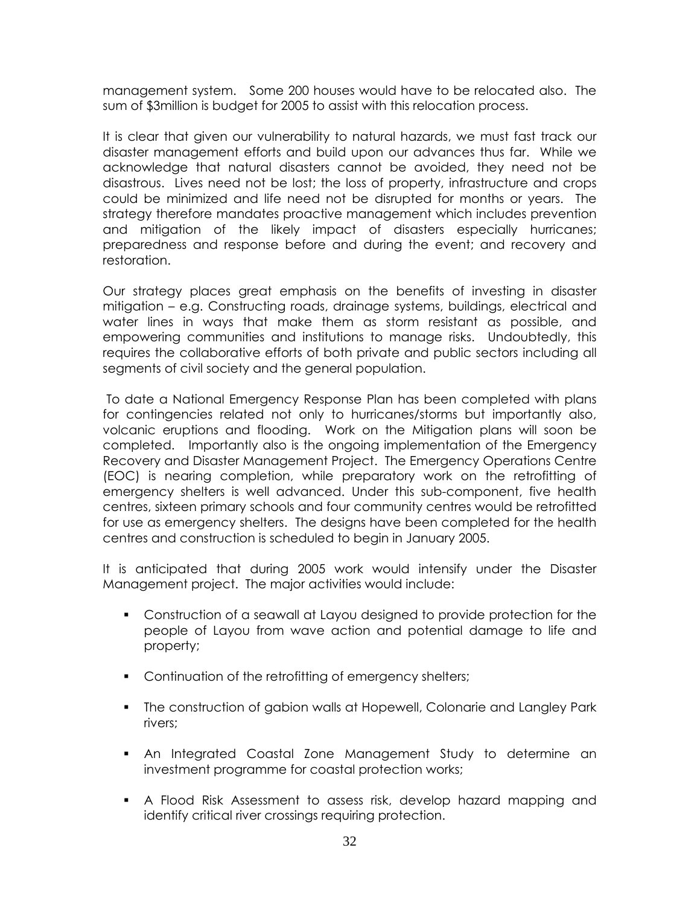management system. Some 200 houses would have to be relocated also. The sum of $3million is budget for 2005 to assist with this relocation process.

It is clear that given our vulnerability to natural hazards, we must fast track our disaster management efforts and build upon our advances thus far. While we acknowledge that natural disasters cannot be avoided, they need not be disastrous. Lives need not be lost; the loss of property, infrastructure and crops could be minimized and life need not be disrupted for months or years. The strategy therefore mandates proactive management which includes prevention and mitigation of the likely impact of disasters especially hurricanes; preparedness and response before and during the event; and recovery and restoration.

Our strategy places great emphasis on the benefits of investing in disaster mitigation – e.g. Constructing roads, drainage systems, buildings, electrical and water lines in ways that make them as storm resistant as possible, and empowering communities and institutions to manage risks. Undoubtedly, this requires the collaborative efforts of both private and public sectors including all segments of civil society and the general population.

To date a National Emergency Response Plan has been completed with plans for contingencies related not only to hurricanes/storms but importantly also, volcanic eruptions and flooding. Work on the Mitigation plans will soon be completed. Importantly also is the ongoing implementation of the Emergency Recovery and Disaster Management Project. The Emergency Operations Centre (EOC) is nearing completion, while preparatory work on the retrofitting of emergency shelters is well advanced. Under this sub-component, five health centres, sixteen primary schools and four community centres would be retrofitted for use as emergency shelters. The designs have been completed for the health centres and construction is scheduled to begin in January 2005.

It is anticipated that during 2005 work would intensify under the Disaster Management project. The major activities would include:

- Construction of a seawall at Layou designed to provide protection for the people of Layou from wave action and potential damage to life and property;
- Continuation of the retrofitting of emergency shelters;
- The construction of gabion walls at Hopewell, Colonarie and Langley Park rivers;
- An Integrated Coastal Zone Management Study to determine an investment programme for coastal protection works;
- A Flood Risk Assessment to assess risk, develop hazard mapping and identify critical river crossings requiring protection.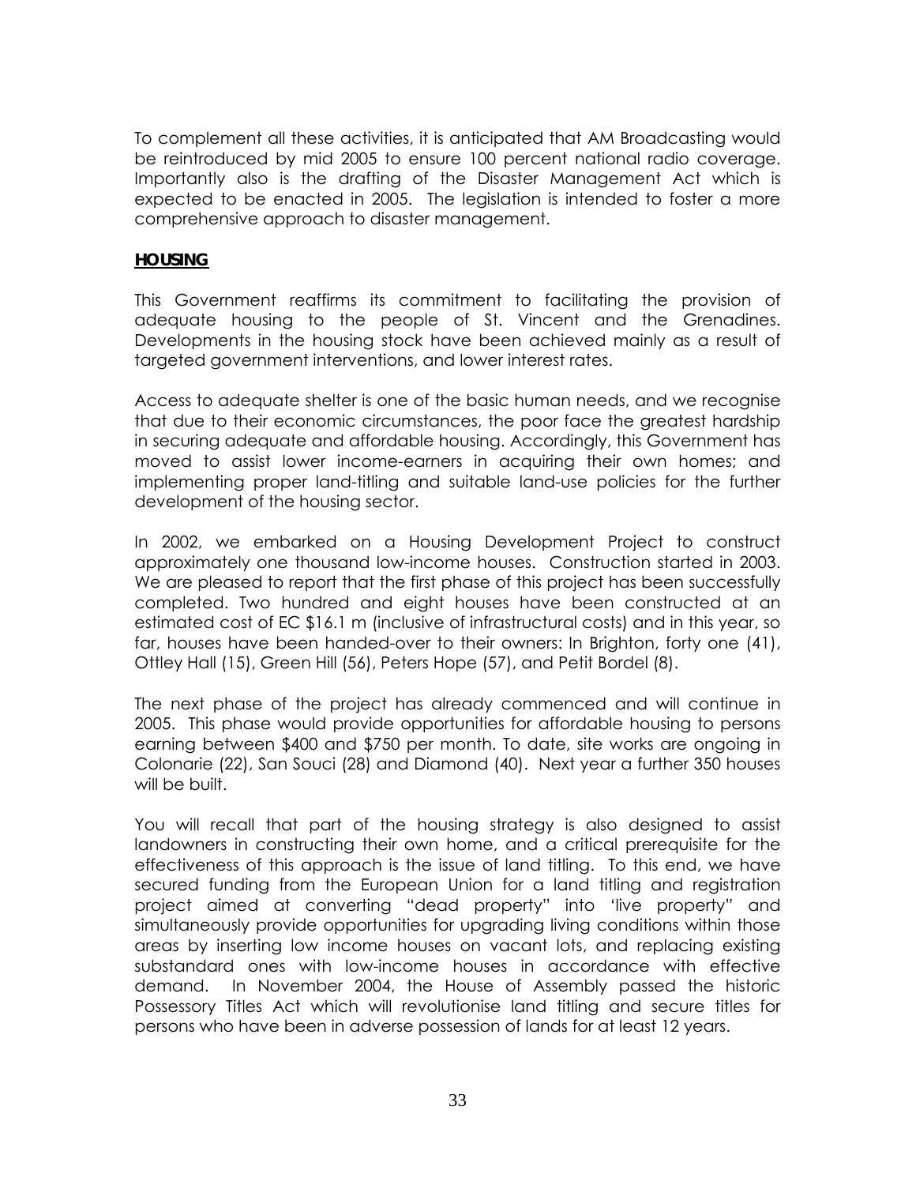To complement all these activities, it is anticipated that AM Broadcasting would be reintroduced by mid 2005 to ensure 100 percent national radio coverage. Importantly also is the drafting of the Disaster Management Act which is expected to be enacted in 2005. The legislation is intended to foster a more comprehensive approach to disaster management.

## HOUSING

This Government reaffirms its commitment to facilitating the provision of adequate housing to the people of St. Vincent and the Grenadines. Developments in the housing stock have been achieved mainly as a result of targeted government interventions, and lower interest rates.

Access to adequate shelter is one of the basic human needs, and we recognise that due to their economic circumstances, the poor face the greatest hardship in securing adequate and affordable housing. Accordingly, this Government has moved to assist lower income-earners in acquiring their own homes; and implementing proper land-titling and suitable land-use policies for the further development of the housing sector.

In 2002, we embarked on a Housing Development Project to construct approximately one thousand low-income houses. Construction started in 2003. We are pleased to report that the first phase of this project has been successfully completed. Two hundred and eight houses have been constructed at an estimated cost of EC $16.1 m (inclusive of infrastructural costs) and in this year, so far, houses have been handed-over to their owners: In Brighton, forty one (41), Ottley Hall (15), Green Hill (56), Peters Hope (57), and Petit Bordel (8).

The next phase of the project has already commenced and will continue in 2005. This phase would provide opportunities for affordable housing to persons earning between $400 and $750 per month. To date, site works are ongoing in Colonarie (22), San Souci (28) and Diamond (40). Next year a further 350 houses will be built.

You will recall that part of the housing strategy is also designed to assist landowners in constructing their own home, and a critical prerequisite for the effectiveness of this approach is the issue of land titling. To this end, we have secured funding from the European Union for a land titling and registration project aimed at converting "dead property" into 'live property" and simultaneously provide opportunities for upgrading living conditions within those areas by inserting low income houses on vacant lots, and replacing existing substandard ones with low-income houses in accordance with effective demand. In November 2004, the House of Assembly passed the historic Possessory Titles Act which will revolutionise land titling and secure titles for persons who have been in adverse possession of lands for at least 12 years.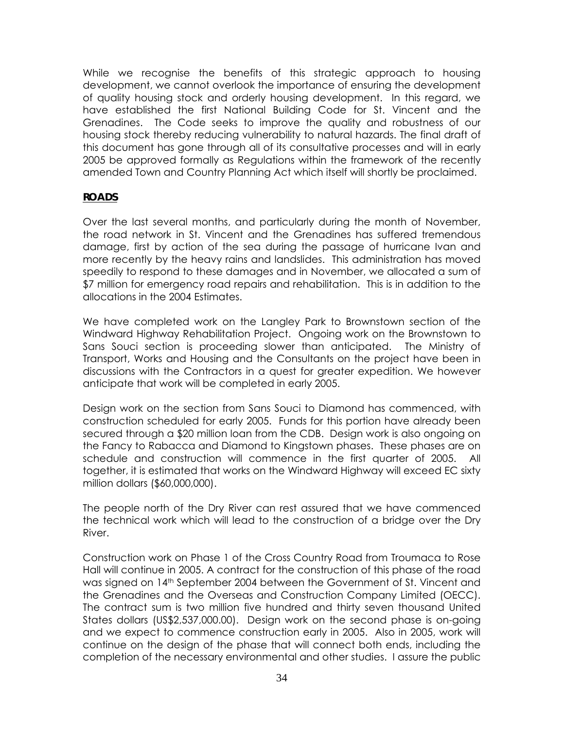While we recognise the benefits of this strategic approach to housing development, we cannot overlook the importance of ensuring the development of quality housing stock and orderly housing development. In this regard, we have established the first National Building Code for St. Vincent and the Grenadines. The Code seeks to improve the quality and robustness of our housing stock thereby reducing vulnerability to natural hazards. The final draft of this document has gone through all of its consultative processes and will in early 2005 be approved formally as Regulations within the framework of the recently amended Town and Country Planning Act which itself will shortly be proclaimed.

## ROADS

Over the last several months, and particularly during the month of November, the road network in St. Vincent and the Grenadines has suffered tremendous damage, first by action of the sea during the passage of hurricane Ivan and more recently by the heavy rains and landslides. This administration has moved speedily to respond to these damages and in November, we allocated a sum of $7 million for emergency road repairs and rehabilitation. This is in addition to the allocations in the 2004 Estimates.

We have completed work on the Langley Park to Brownstown section of the Windward Highway Rehabilitation Project. Ongoing work on the Brownstown to Sans Souci section is proceeding slower than anticipated. The Ministry of Transport, Works and Housing and the Consultants on the project have been in discussions with the Contractors in a quest for greater expedition. We however anticipate that work will be completed in early 2005.

Design work on the section from Sans Souci to Diamond has commenced, with construction scheduled for early 2005. Funds for this portion have already been secured through a $20 million loan from the CDB. Design work is also ongoing on the Fancy to Rabacca and Diamond to Kingstown phases. These phases are on schedule and construction will commence in the first quarter of 2005. All together, it is estimated that works on the Windward Highway will exceed EC sixty million dollars ($60,000,000).

The people north of the Dry River can rest assured that we have commenced the technical work which will lead to the construction of a bridge over the Dry River.

Construction work on Phase 1 of the Cross Country Road from Troumaca to Rose Hall will continue in 2005. A contract for the construction of this phase of the road was signed on 14th September 2004 between the Government of St. Vincent and the Grenadines and the Overseas and Construction Company Limited (OECC). The contract sum is two million five hundred and thirty seven thousand United States dollars (US$2,537,000.00). Design work on the second phase is on-going and we expect to commence construction early in 2005. Also in 2005, work will continue on the design of the phase that will connect both ends, including the completion of the necessary environmental and other studies. I assure the public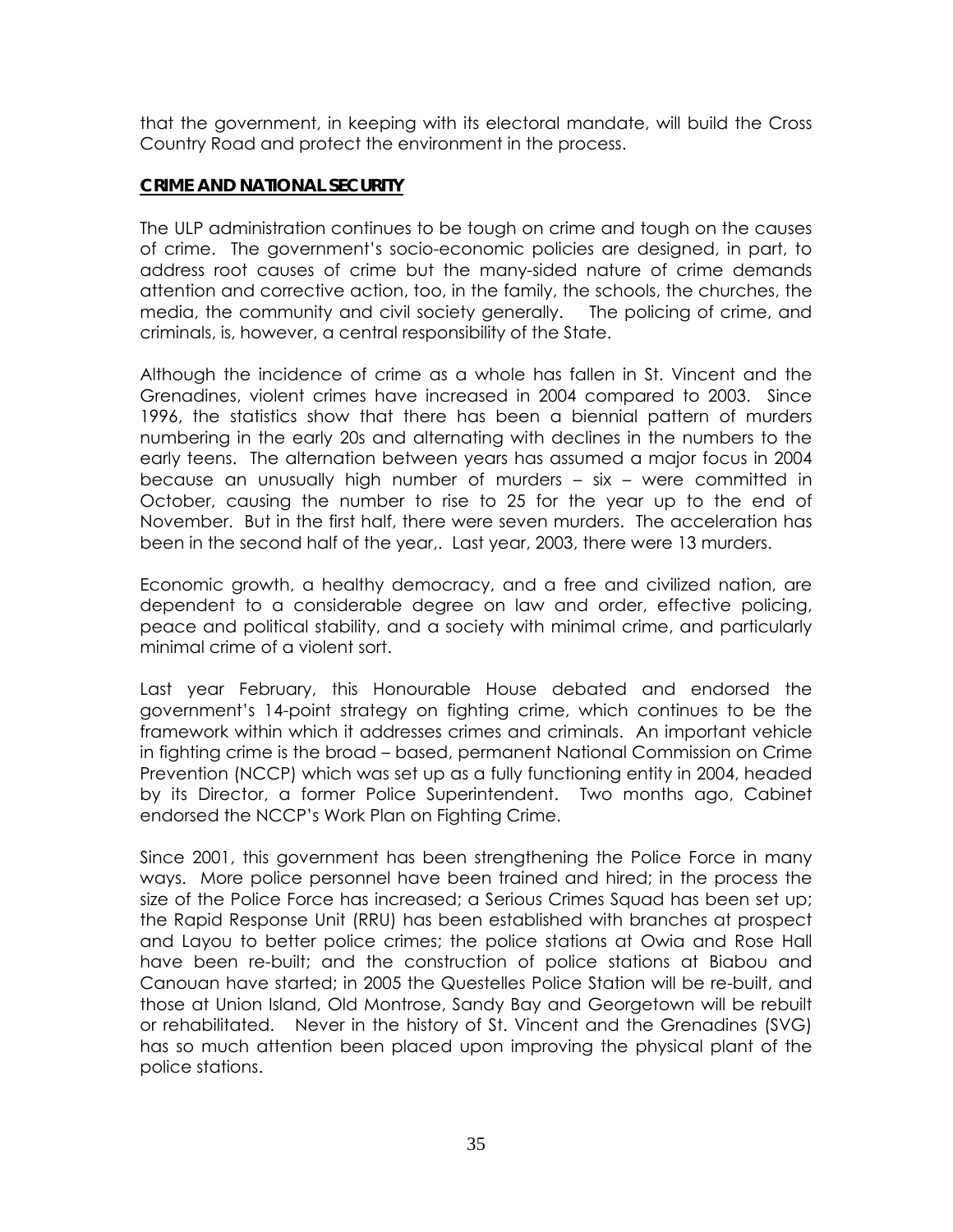that the government, in keeping with its electoral mandate, will build the Cross Country Road and protect the environment in the process.

## CRIME AND NATIONAL SECURITY

The ULP administration continues to be tough on crime and tough on the causes of crime. The government's socio-economic policies are designed, in part, to address root causes of crime but the many-sided nature of crime demands attention and corrective action, too, in the family, the schools, the churches, the media, the community and civil society generally. The policing of crime, and criminals, is, however, a central responsibility of the State.

Although the incidence of crime as a whole has fallen in St. Vincent and the Grenadines, violent crimes have increased in 2004 compared to 2003. Since 1996, the statistics show that there has been a biennial pattern of murders numbering in the early 20s and alternating with declines in the numbers to the early teens. The alternation between years has assumed a major focus in 2004 because an unusually high number of murders – six – were committed in October, causing the number to rise to 25 for the year up to the end of November. But in the first half, there were seven murders. The acceleration has been in the second half of the year,. Last year, 2003, there were 13 murders.

Economic growth, a healthy democracy, and a free and civilized nation, are dependent to a considerable degree on law and order, effective policing, peace and political stability, and a society with minimal crime, and particularly minimal crime of a violent sort.

Last year February, this Honourable House debated and endorsed the government's 14-point strategy on fighting crime, which continues to be the framework within which it addresses crimes and criminals. An important vehicle in fighting crime is the broad – based, permanent National Commission on Crime Prevention (NCCP) which was set up as a fully functioning entity in 2004, headed by its Director, a former Police Superintendent. Two months ago, Cabinet endorsed the NCCP's Work Plan on Fighting Crime.

Since 2001, this government has been strengthening the Police Force in many ways. More police personnel have been trained and hired; in the process the size of the Police Force has increased; a Serious Crimes Squad has been set up; the Rapid Response Unit (RRU) has been established with branches at prospect and Layou to better police crimes; the police stations at Owia and Rose Hall have been re-built; and the construction of police stations at Biabou and Canouan have started; in 2005 the Questelles Police Station will be re-built, and those at Union Island, Old Montrose, Sandy Bay and Georgetown will be rebuilt or rehabilitated. Never in the history of St. Vincent and the Grenadines (SVG) has so much attention been placed upon improving the physical plant of the police stations.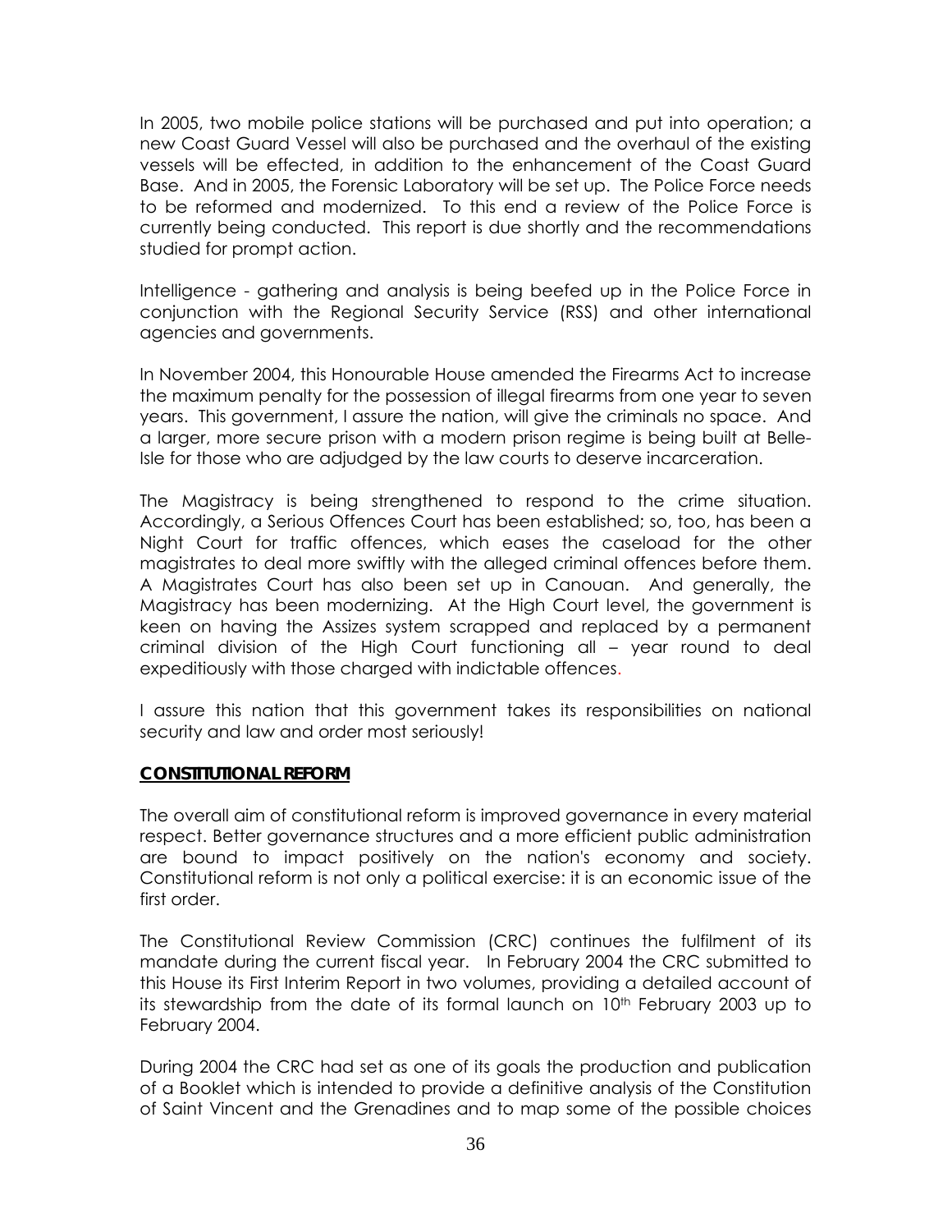In 2005, two mobile police stations will be purchased and put into operation; a new Coast Guard Vessel will also be purchased and the overhaul of the existing vessels will be effected, in addition to the enhancement of the Coast Guard Base. And in 2005, the Forensic Laboratory will be set up. The Police Force needs to be reformed and modernized. To this end a review of the Police Force is currently being conducted. This report is due shortly and the recommendations studied for prompt action.

Intelligence - gathering and analysis is being beefed up in the Police Force in conjunction with the Regional Security Service (RSS) and other international agencies and governments.

In November 2004, this Honourable House amended the Firearms Act to increase the maximum penalty for the possession of illegal firearms from one year to seven years. This government, I assure the nation, will give the criminals no space. And a larger, more secure prison with a modern prison regime is being built at Belle-Isle for those who are adjudged by the law courts to deserve incarceration.

The Magistracy is being strengthened to respond to the crime situation. Accordingly, a Serious Offences Court has been established; so, too, has been a Night Court for traffic offences, which eases the caseload for the other magistrates to deal more swiftly with the alleged criminal offences before them. A Magistrates Court has also been set up in Canouan. And generally, the Magistracy has been modernizing. At the High Court level, the government is keen on having the Assizes system scrapped and replaced by a permanent criminal division of the High Court functioning all – year round to deal expeditiously with those charged with indictable offences.

I assure this nation that this government takes its responsibilities on national security and law and order most seriously!

## CONSTITUTIONAL REFORM

The overall aim of constitutional reform is improved governance in every material respect. Better governance structures and a more efficient public administration are bound to impact positively on the nation's economy and society. Constitutional reform is not only a political exercise: it is an economic issue of the first order.

The Constitutional Review Commission (CRC) continues the fulfilment of its mandate during the current fiscal year. In February 2004 the CRC submitted to this House its First Interim Report in two volumes, providing a detailed account of its stewardship from the date of its formal launch on 10th February 2003 up to February 2004.

During 2004 the CRC had set as one of its goals the production and publication of a Booklet which is intended to provide a definitive analysis of the Constitution of Saint Vincent and the Grenadines and to map some of the possible choices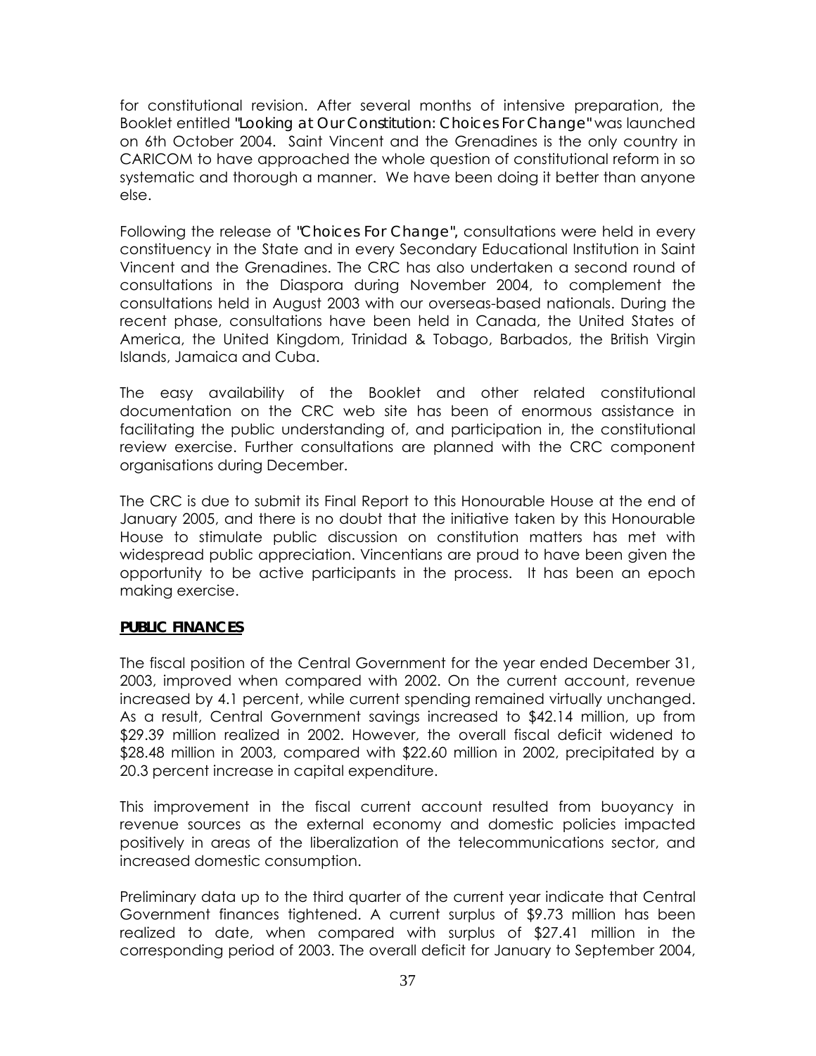for constitutional revision. After several months of intensive preparation, the Booklet entitled *"Looking at Our Constitution: Choices For Change"* was launched on 6th October 2004. Saint Vincent and the Grenadines is the only country in CARICOM to have approached the whole question of constitutional reform in so systematic and thorough a manner. We have been doing it better than anyone else.

Following the release of *"Choices For Change"*, consultations were held in every constituency in the State and in every Secondary Educational Institution in Saint Vincent and the Grenadines. The CRC has also undertaken a second round of consultations in the Diaspora during November 2004, to complement the consultations held in August 2003 with our overseas-based nationals. During the recent phase, consultations have been held in Canada, the United States of America, the United Kingdom, Trinidad & Tobago, Barbados, the British Virgin Islands, Jamaica and Cuba.

The easy availability of the Booklet and other related constitutional documentation on the CRC web site has been of enormous assistance in facilitating the public understanding of, and participation in, the constitutional review exercise. Further consultations are planned with the CRC component organisations during December.

The CRC is due to submit its Final Report to this Honourable House at the end of January 2005, and there is no doubt that the initiative taken by this Honourable House to stimulate public discussion on constitution matters has met with widespread public appreciation. Vincentians are proud to have been given the opportunity to be active participants in the process. It has been an epoch making exercise.

## PUBLIC FINANCES

The fiscal position of the Central Government for the year ended December 31, 2003, improved when compared with 2002. On the current account, revenue increased by 4.1 percent, while current spending remained virtually unchanged. As a result, Central Government savings increased to $42.14 million, up from $29.39 million realized in 2002. However, the overall fiscal deficit widened to $28.48 million in 2003, compared with $22.60 million in 2002, precipitated by a 20.3 percent increase in capital expenditure.

This improvement in the fiscal current account resulted from buoyancy in revenue sources as the external economy and domestic policies impacted positively in areas of the liberalization of the telecommunications sector, and increased domestic consumption.

Preliminary data up to the third quarter of the current year indicate that Central Government finances tightened. A current surplus of $9.73 million has been realized to date, when compared with surplus of $27.41 million in the corresponding period of 2003. The overall deficit for January to September 2004,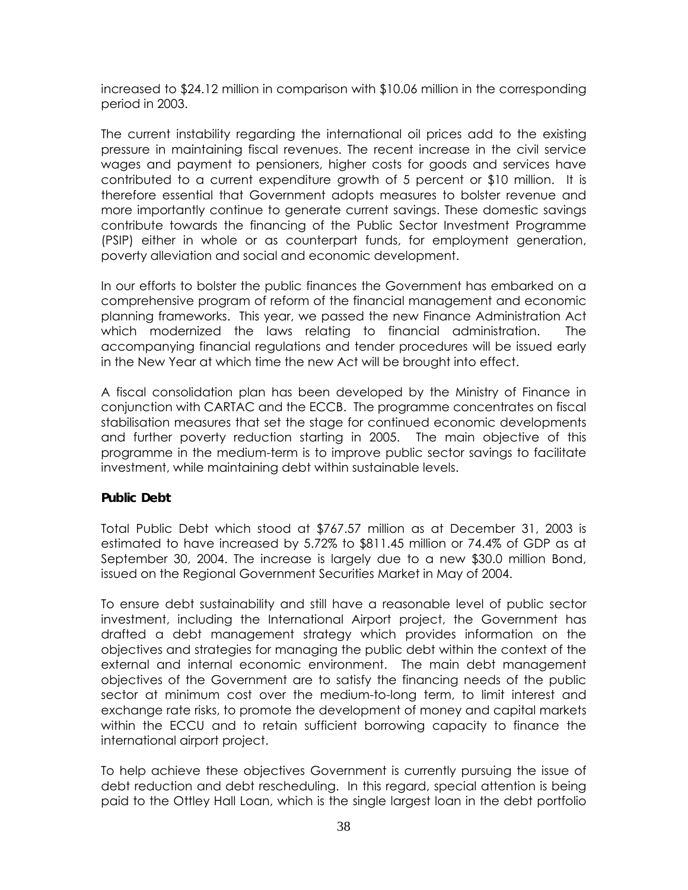increased to $24.12 million in comparison with $10.06 million in the corresponding period in 2003.

The current instability regarding the international oil prices add to the existing pressure in maintaining fiscal revenues. The recent increase in the civil service wages and payment to pensioners, higher costs for goods and services have contributed to a current expenditure growth of 5 percent or $10 million. It is therefore essential that Government adopts measures to bolster revenue and more importantly continue to generate current savings. These domestic savings contribute towards the financing of the Public Sector Investment Programme (PSIP) either in whole or as counterpart funds, for employment generation, poverty alleviation and social and economic development.

In our efforts to bolster the public finances the Government has embarked on a comprehensive program of reform of the financial management and economic planning frameworks. This year, we passed the new Finance Administration Act which modernized the laws relating to financial administration. The accompanying financial regulations and tender procedures will be issued early in the New Year at which time the new Act will be brought into effect.

A fiscal consolidation plan has been developed by the Ministry of Finance in conjunction with CARTAC and the ECCB. The programme concentrates on fiscal stabilisation measures that set the stage for continued economic developments and further poverty reduction starting in 2005. The main objective of this programme in the medium-term is to improve public sector savings to facilitate investment, while maintaining debt within sustainable levels.

**Public Debt**

Total Public Debt which stood at $767.57 million as at December 31, 2003 is estimated to have increased by 5.72% to $811.45 million or 74.4% of GDP as at September 30, 2004. The increase is largely due to a new $30.0 million Bond, issued on the Regional Government Securities Market in May of 2004.

To ensure debt sustainability and still have a reasonable level of public sector investment, including the International Airport project, the Government has drafted a debt management strategy which provides information on the objectives and strategies for managing the public debt within the context of the external and internal economic environment. The main debt management objectives of the Government are to satisfy the financing needs of the public sector at minimum cost over the medium-to-long term, to limit interest and exchange rate risks, to promote the development of money and capital markets within the ECCU and to retain sufficient borrowing capacity to finance the international airport project.

To help achieve these objectives Government is currently pursuing the issue of debt reduction and debt rescheduling. In this regard, special attention is being paid to the Ottley Hall Loan, which is the single largest loan in the debt portfolio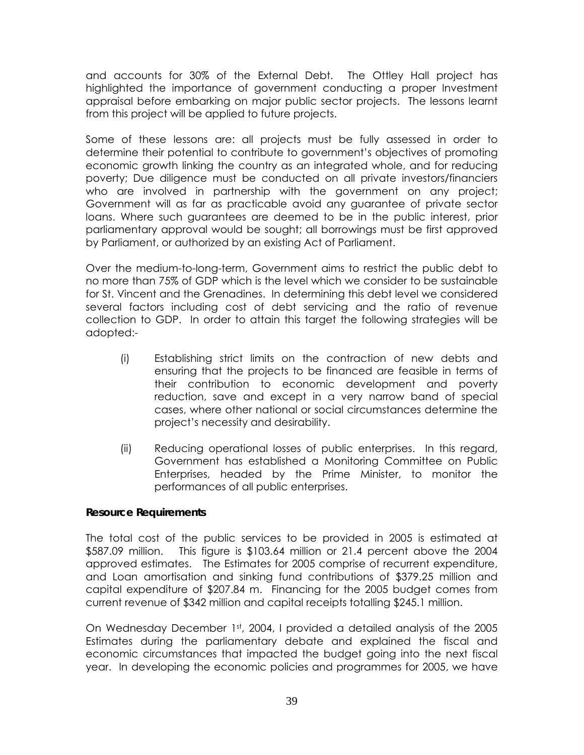and accounts for 30% of the External Debt. The Ottley Hall project has highlighted the importance of government conducting a proper Investment appraisal before embarking on major public sector projects. The lessons learnt from this project will be applied to future projects.

Some of these lessons are: all projects must be fully assessed in order to determine their potential to contribute to government's objectives of promoting economic growth linking the country as an integrated whole, and for reducing poverty; Due diligence must be conducted on all private investors/financiers who are involved in partnership with the government on any project; Government will as far as practicable avoid any guarantee of private sector loans. Where such guarantees are deemed to be in the public interest, prior parliamentary approval would be sought; all borrowings must be first approved by Parliament, or authorized by an existing Act of Parliament.

Over the medium-to-long-term, Government aims to restrict the public debt to no more than 75% of GDP which is the level which we consider to be sustainable for St. Vincent and the Grenadines. In determining this debt level we considered several factors including cost of debt servicing and the ratio of revenue collection to GDP. In order to attain this target the following strategies will be adopted:-

(i) Establishing strict limits on the contraction of new debts and ensuring that the projects to be financed are feasible in terms of their contribution to economic development and poverty reduction, save and except in a very narrow band of special cases, where other national or social circumstances determine the project's necessity and desirability.

(ii) Reducing operational losses of public enterprises. In this regard, Government has established a Monitoring Committee on Public Enterprises, headed by the Prime Minister, to monitor the performances of all public enterprises.

**Resource Requirements**

The total cost of the public services to be provided in 2005 is estimated at $587.09 million. This figure is $103.64 million or 21.4 percent above the 2004 approved estimates. The Estimates for 2005 comprise of recurrent expenditure, and Loan amortisation and sinking fund contributions of $379.25 million and capital expenditure of $207.84 m. Financing for the 2005 budget comes from current revenue of $342 million and capital receipts totalling $245.1 million.

On Wednesday December 1st, 2004, I provided a detailed analysis of the 2005 Estimates during the parliamentary debate and explained the fiscal and economic circumstances that impacted the budget going into the next fiscal year. In developing the economic policies and programmes for 2005, we have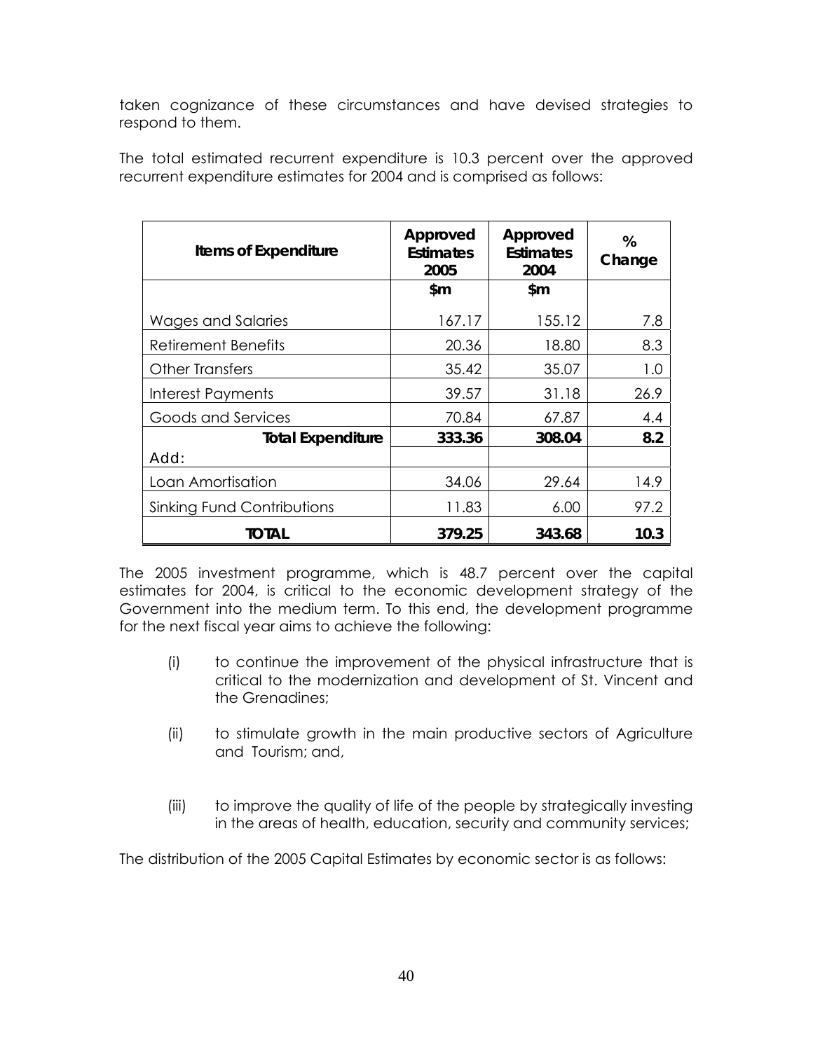taken cognizance of these circumstances and have devised strategies to respond to them.

The total estimated recurrent expenditure is 10.3 percent over the approved recurrent expenditure estimates for 2004 and is comprised as follows:

| **Items of Expenditure** | **Approved Estimates 2005** | **Approved Estimates 2004** | **% Change** |
|---|---|---|---|
| | **$m** | **$m** | |
| Wages and Salaries | 167.17 | 155.12 | 7.8 |
| Retirement Benefits | 20.36 | 18.80 | 8.3 |
| Other Transfers | 35.42 | 35.07 | 1.0 |
| Interest Payments | 39.57 | 31.18 | 26.9 |
| Goods and Services | 70.84 | 67.87 | 4.4 |
| **Total Expenditure** | **333.36** | **308.04** | **8.2** |
| Add: | | | |
| Loan Amortisation | 34.06 | 29.64 | 14.9 |
| Sinking Fund Contributions | 11.83 | 6.00 | 97.2 |
| **TOTAL** | **379.25** | **343.68** | **10.3** |

The 2005 investment programme, which is 48.7 percent over the capital estimates for 2004, is critical to the economic development strategy of the Government into the medium term. To this end, the development programme for the next fiscal year aims to achieve the following:

(i) to continue the improvement of the physical infrastructure that is critical to the modernization and development of St. Vincent and the Grenadines;

(ii) to stimulate growth in the main productive sectors of Agriculture and Tourism; and,

(iii) to improve the quality of life of the people by strategically investing in the areas of health, education, security and community services;

The distribution of the 2005 Capital Estimates by economic sector is as follows: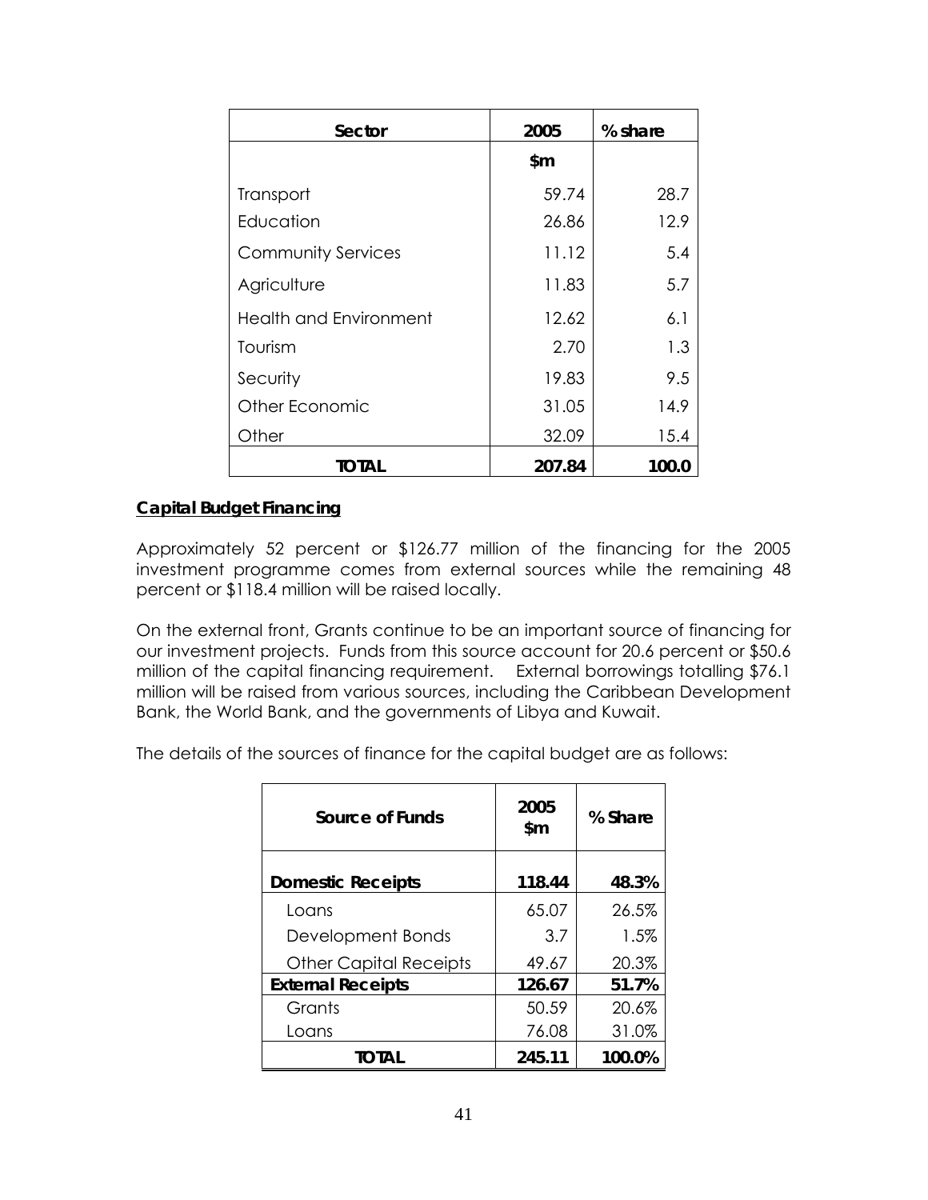| Sector | 2005 | % share |
|---|---|---|
| | $m | |
| Transport | 59.74 | 28.7 |
| Education | 26.86 | 12.9 |
| Community Services | 11.12 | 5.4 |
| Agriculture | 11.83 | 5.7 |
| Health and Environment | 12.62 | 6.1 |
| Tourism | 2.70 | 1.3 |
| Security | 19.83 | 9.5 |
| Other Economic | 31.05 | 14.9 |
| Other | 32.09 | 15.4 |
| **TOTAL** | **207.84** | **100.0** |

**Capital Budget Financing**

Approximately 52 percent or $126.77 million of the financing for the 2005 investment programme comes from external sources while the remaining 48 percent or $118.4 million will be raised locally.

On the external front, Grants continue to be an important source of financing for our investment projects. Funds from this source account for 20.6 percent or $50.6 million of the capital financing requirement. External borrowings totalling $76.1 million will be raised from various sources, including the Caribbean Development Bank, the World Bank, and the governments of Libya and Kuwait.

The details of the sources of finance for the capital budget are as follows:

| Source of Funds | 2005 $m | % Share |
|---|---|---|
| **Domestic Receipts** | **118.44** | **48.3%** |
| Loans | 65.07 | 26.5% |
| Development Bonds | 3.7 | 1.5% |
| Other Capital Receipts | 49.67 | 20.3% |
| **External Receipts** | **126.67** | **51.7%** |
| Grants | 50.59 | 20.6% |
| Loans | 76.08 | 31.0% |
| **TOTAL** | **245.11** | **100.0%** |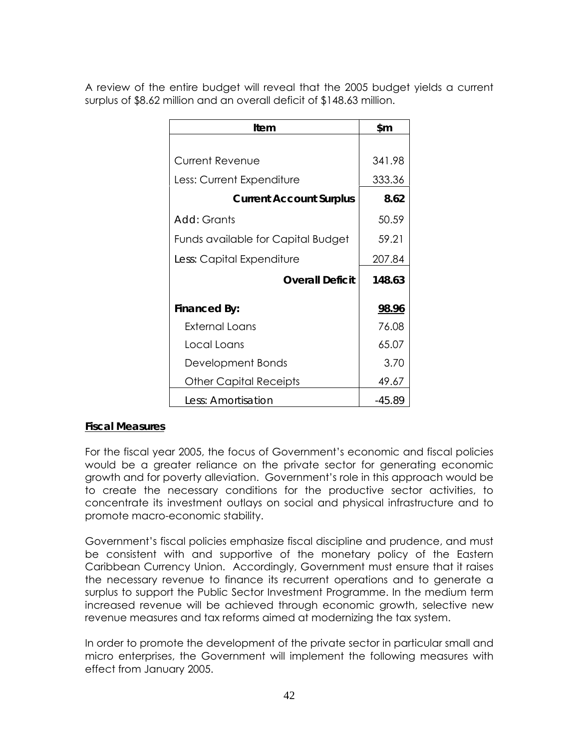A review of the entire budget will reveal that the 2005 budget yields a current surplus of $8.62 million and an overall deficit of $148.63 million.

| Item | $m |
|---|---|
| Current Revenue | 341.98 |
| Less: Current Expenditure | 333.36 |
| **Current Account Surplus** | **8.62** |
| Add: Grants | 50.59 |
| Funds available for Capital Budget | 59.21 |
| Less: Capital Expenditure | 207.84 |
| **Overall Deficit** | **148.63** |
| **Financed By:** | **98.96** |
| External Loans | 76.08 |
| Local Loans | 65.07 |
| Development Bonds | 3.70 |
| Other Capital Receipts | 49.67 |
| Less: Amortisation | -45.89 |

**Fiscal Measures**

For the fiscal year 2005, the focus of Government's economic and fiscal policies would be a greater reliance on the private sector for generating economic growth and for poverty alleviation. Government's role in this approach would be to create the necessary conditions for the productive sector activities, to concentrate its investment outlays on social and physical infrastructure and to promote macro-economic stability.

Government's fiscal policies emphasize fiscal discipline and prudence, and must be consistent with and supportive of the monetary policy of the Eastern Caribbean Currency Union. Accordingly, Government must ensure that it raises the necessary revenue to finance its recurrent operations and to generate a surplus to support the Public Sector Investment Programme. In the medium term increased revenue will be achieved through economic growth, selective new revenue measures and tax reforms aimed at modernizing the tax system.

In order to promote the development of the private sector in particular small and micro enterprises, the Government will implement the following measures with effect from January 2005.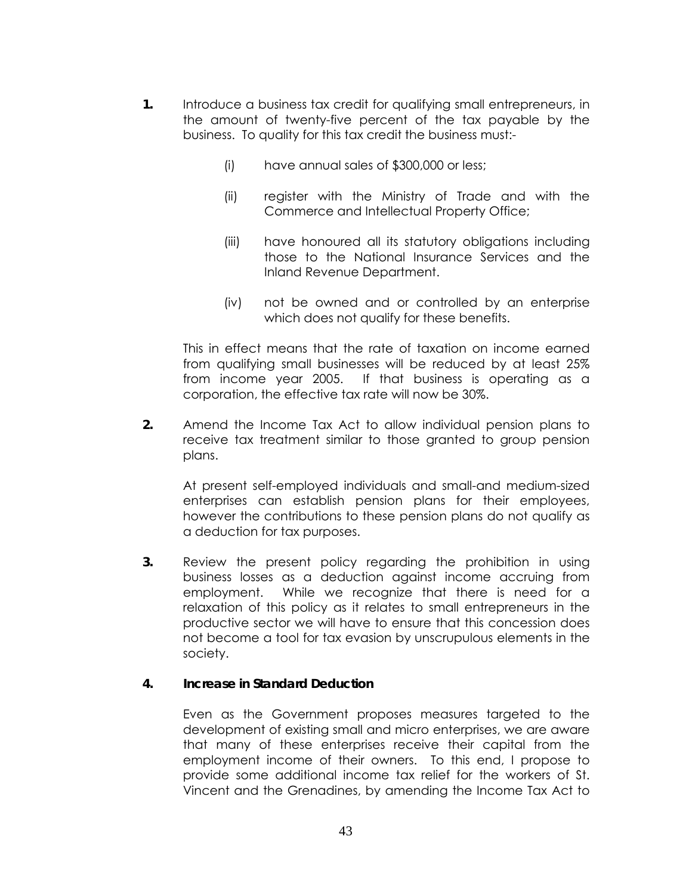**1.** Introduce a business tax credit for qualifying small entrepreneurs, in the amount of twenty-five percent of the tax payable by the business. To quality for this tax credit the business must:-

(i) have annual sales of $300,000 or less;

(ii) register with the Ministry of Trade and with the Commerce and Intellectual Property Office;

(iii) have honoured all its statutory obligations including those to the National Insurance Services and the Inland Revenue Department.

(iv) not be owned and or controlled by an enterprise which does not qualify for these benefits.

This in effect means that the rate of taxation on income earned from qualifying small businesses will be reduced by at least 25% from income year 2005. If that business is operating as a corporation, the effective tax rate will now be 30%.

**2.** Amend the Income Tax Act to allow individual pension plans to receive tax treatment similar to those granted to group pension plans.

At present self-employed individuals and small-and medium-sized enterprises can establish pension plans for their employees, however the contributions to these pension plans do not qualify as a deduction for tax purposes.

**3.** Review the present policy regarding the prohibition in using business losses as a deduction against income accruing from employment. While we recognize that there is need for a relaxation of this policy as it relates to small entrepreneurs in the productive sector we will have to ensure that this concession does not become a tool for tax evasion by unscrupulous elements in the society.

**4. Increase in Standard Deduction**

Even as the Government proposes measures targeted to the development of existing small and micro enterprises, we are aware that many of these enterprises receive their capital from the employment income of their owners. To this end, I propose to provide some additional income tax relief for the workers of St. Vincent and the Grenadines, by amending the Income Tax Act to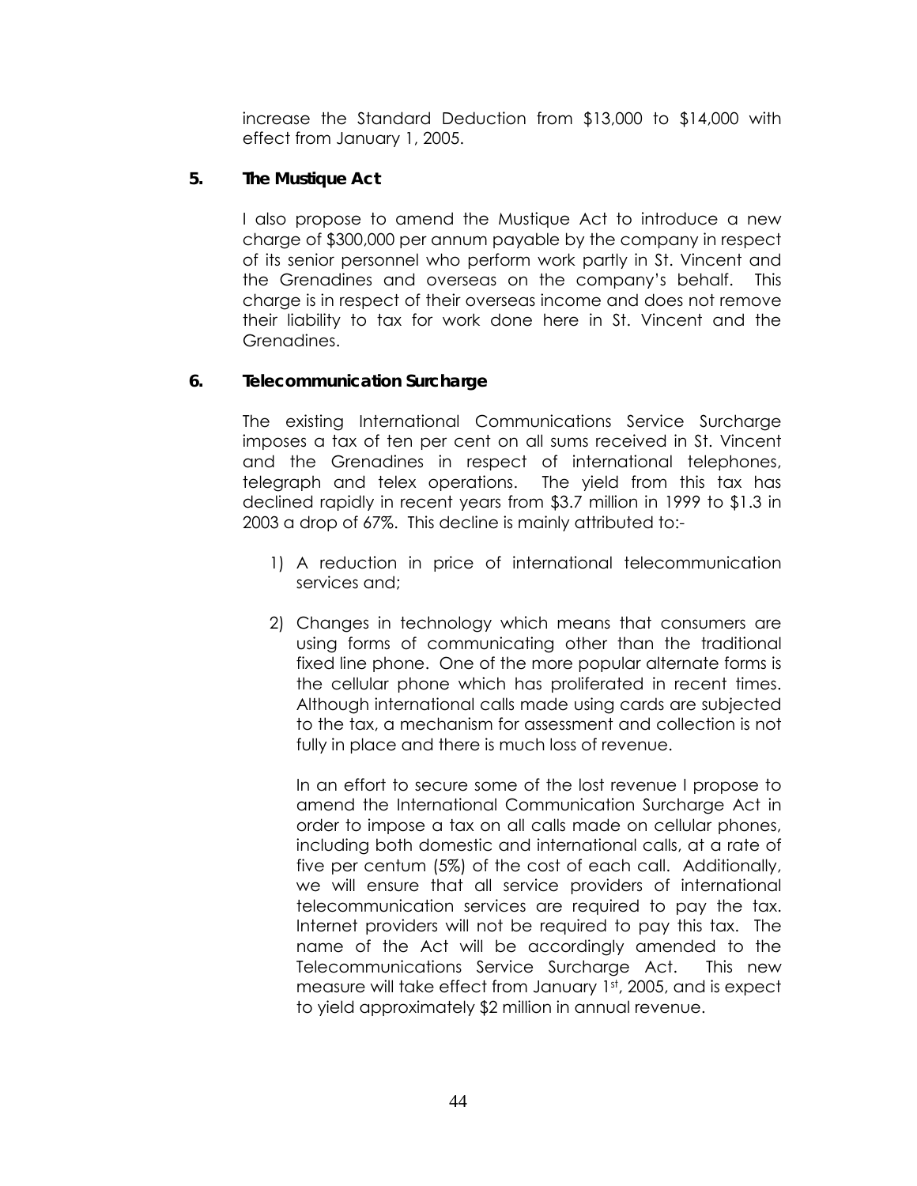increase the Standard Deduction from $13,000 to $14,000 with effect from January 1, 2005.

**5. The Mustique Act**

I also propose to amend the Mustique Act to introduce a new charge of $300,000 per annum payable by the company in respect of its senior personnel who perform work partly in St. Vincent and the Grenadines and overseas on the company's behalf. This charge is in respect of their overseas income and does not remove their liability to tax for work done here in St. Vincent and the Grenadines.

**6. Telecommunication Surcharge**

The existing International Communications Service Surcharge imposes a tax of ten per cent on all sums received in St. Vincent and the Grenadines in respect of international telephones, telegraph and telex operations. The yield from this tax has declined rapidly in recent years from $3.7 million in 1999 to $1.3 in 2003 a drop of 67%. This decline is mainly attributed to:-

1) A reduction in price of international telecommunication services and;

2) Changes in technology which means that consumers are using forms of communicating other than the traditional fixed line phone. One of the more popular alternate forms is the cellular phone which has proliferated in recent times. Although international calls made using cards are subjected to the tax, a mechanism for assessment and collection is not fully in place and there is much loss of revenue.

   In an effort to secure some of the lost revenue I propose to amend the International Communication Surcharge Act in order to impose a tax on all calls made on cellular phones, including both domestic and international calls, at a rate of five per centum (5%) of the cost of each call. Additionally, we will ensure that all service providers of international telecommunication services are required to pay the tax. Internet providers will not be required to pay this tax. The name of the Act will be accordingly amended to the Telecommunications Service Surcharge Act. This new measure will take effect from January 1st, 2005, and is expect to yield approximately $2 million in annual revenue.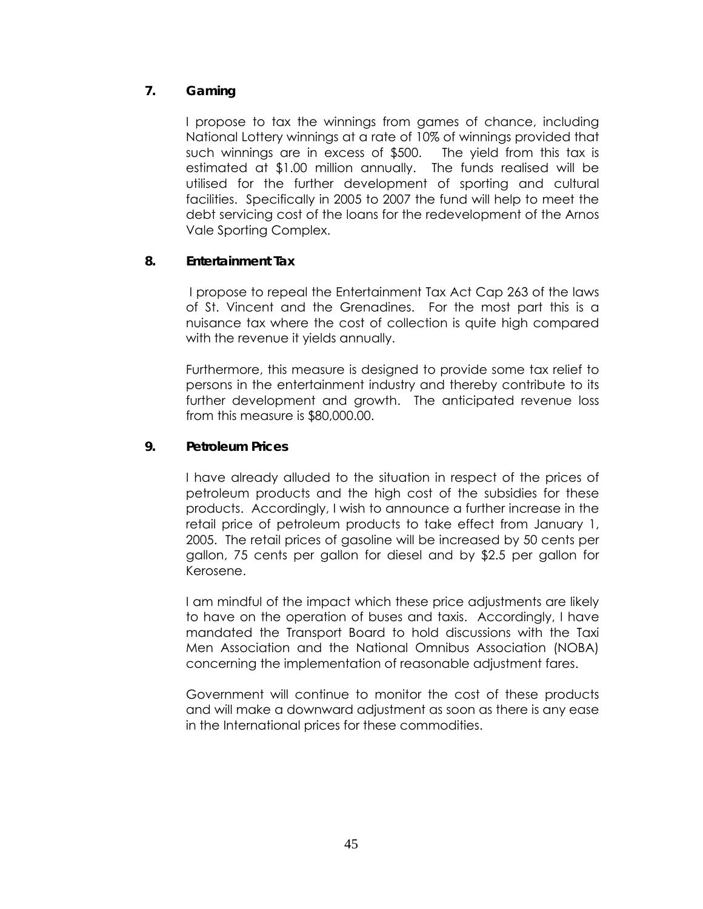**7. Gaming**

I propose to tax the winnings from games of chance, including National Lottery winnings at a rate of 10% of winnings provided that such winnings are in excess of $500. The yield from this tax is estimated at $1.00 million annually. The funds realised will be utilised for the further development of sporting and cultural facilities. Specifically in 2005 to 2007 the fund will help to meet the debt servicing cost of the loans for the redevelopment of the Arnos Vale Sporting Complex.

**8. Entertainment Tax**

I propose to repeal the Entertainment Tax Act Cap 263 of the laws of St. Vincent and the Grenadines. For the most part this is a nuisance tax where the cost of collection is quite high compared with the revenue it yields annually.

Furthermore, this measure is designed to provide some tax relief to persons in the entertainment industry and thereby contribute to its further development and growth. The anticipated revenue loss from this measure is $80,000.00.

**9. Petroleum Prices**

I have already alluded to the situation in respect of the prices of petroleum products and the high cost of the subsidies for these products. Accordingly, I wish to announce a further increase in the retail price of petroleum products to take effect from January 1, 2005. The retail prices of gasoline will be increased by 50 cents per gallon, 75 cents per gallon for diesel and by $2.5 per gallon for Kerosene.

I am mindful of the impact which these price adjustments are likely to have on the operation of buses and taxis. Accordingly, I have mandated the Transport Board to hold discussions with the Taxi Men Association and the National Omnibus Association (NOBA) concerning the implementation of reasonable adjustment fares.

Government will continue to monitor the cost of these products and will make a downward adjustment as soon as there is any ease in the International prices for these commodities.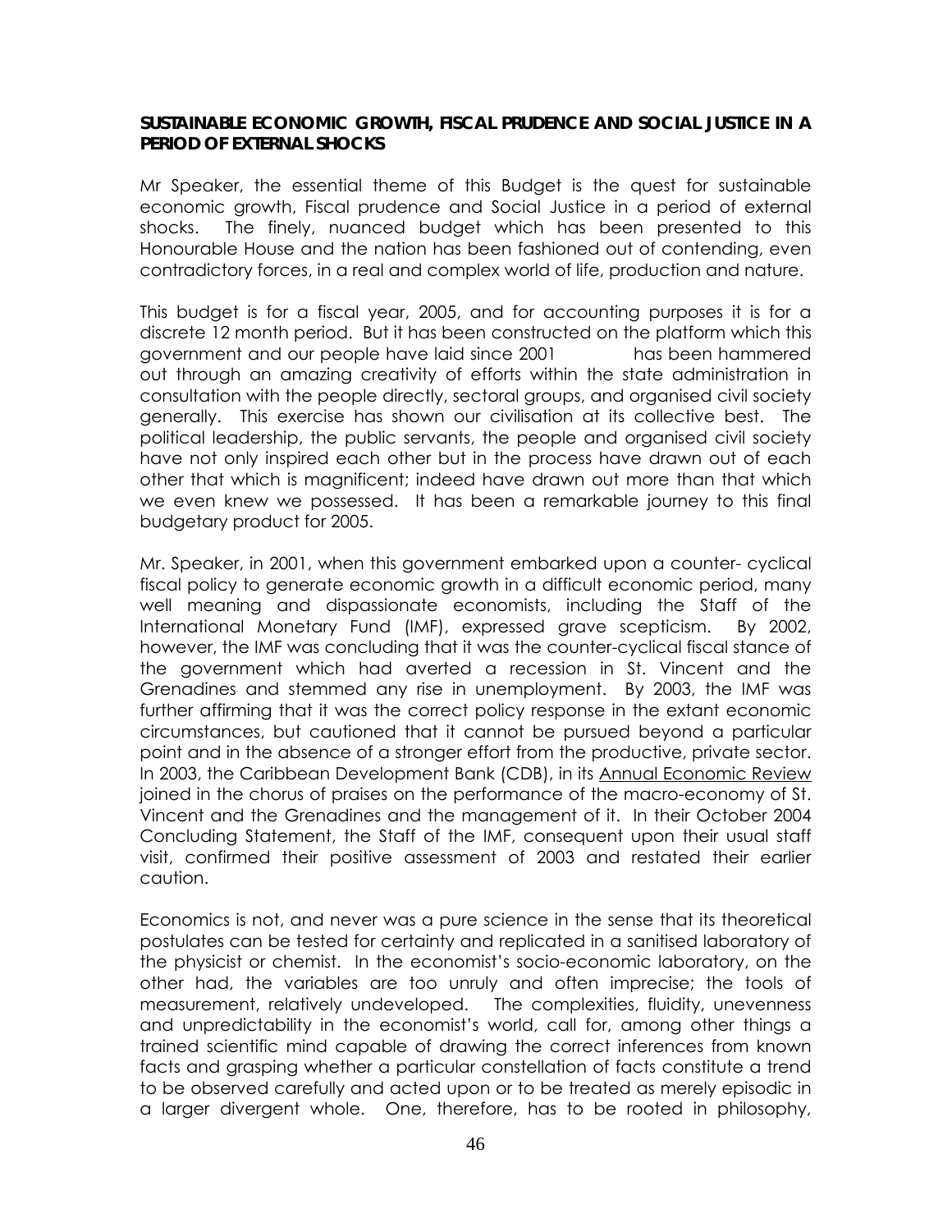**SUSTAINABLE ECONOMIC GROWTH, FISCAL PRUDENCE AND SOCIAL JUSTICE IN A PERIOD OF EXTERNAL SHOCKS**

Mr Speaker, the essential theme of this Budget is the quest for sustainable economic growth, Fiscal prudence and Social Justice in a period of external shocks. The finely, nuanced budget which has been presented to this Honourable House and the nation has been fashioned out of contending, even contradictory forces, in a real and complex world of life, production and nature.

This budget is for a fiscal year, 2005, and for accounting purposes it is for a discrete 12 month period. But it has been constructed on the platform which this government and our people have laid since 2001 has been hammered out through an amazing creativity of efforts within the state administration in consultation with the people directly, sectoral groups, and organised civil society generally. This exercise has shown our civilisation at its collective best. The political leadership, the public servants, the people and organised civil society have not only inspired each other but in the process have drawn out of each other that which is magnificent; indeed have drawn out more than that which we even knew we possessed. It has been a remarkable journey to this final budgetary product for 2005.

Mr. Speaker, in 2001, when this government embarked upon a counter- cyclical fiscal policy to generate economic growth in a difficult economic period, many well meaning and dispassionate economists, including the Staff of the International Monetary Fund (IMF), expressed grave scepticism. By 2002, however, the IMF was concluding that it was the counter-cyclical fiscal stance of the government which had averted a recession in St. Vincent and the Grenadines and stemmed any rise in unemployment. By 2003, the IMF was further affirming that it was the correct policy response in the extant economic circumstances, but cautioned that it cannot be pursued beyond a particular point and in the absence of a stronger effort from the productive, private sector. In 2003, the Caribbean Development Bank (CDB), in its Annual Economic Review joined in the chorus of praises on the performance of the macro-economy of St. Vincent and the Grenadines and the management of it. In their October 2004 Concluding Statement, the Staff of the IMF, consequent upon their usual staff visit, confirmed their positive assessment of 2003 and restated their earlier caution.

Economics is not, and never was a pure science in the sense that its theoretical postulates can be tested for certainty and replicated in a sanitised laboratory of the physicist or chemist. In the economist's socio-economic laboratory, on the other had, the variables are too unruly and often imprecise; the tools of measurement, relatively undeveloped. The complexities, fluidity, unevenness and unpredictability in the economist's world, call for, among other things a trained scientific mind capable of drawing the correct inferences from known facts and grasping whether a particular constellation of facts constitute a trend to be observed carefully and acted upon or to be treated as merely episodic in a larger divergent whole. One, therefore, has to be rooted in philosophy,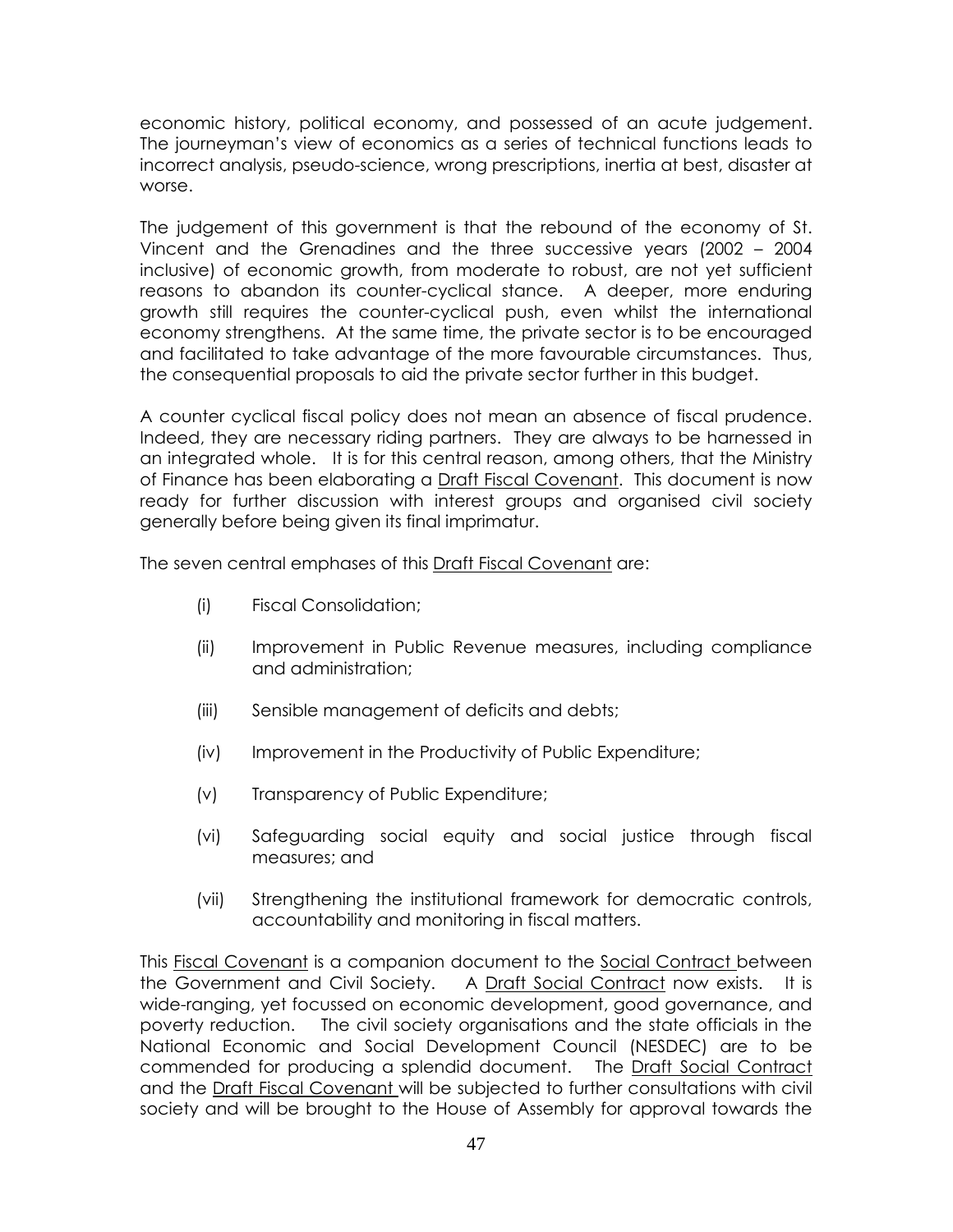economic history, political economy, and possessed of an acute judgement. The journeyman's view of economics as a series of technical functions leads to incorrect analysis, pseudo-science, wrong prescriptions, inertia at best, disaster at worse.

The judgement of this government is that the rebound of the economy of St. Vincent and the Grenadines and the three successive years (2002 – 2004 inclusive) of economic growth, from moderate to robust, are not yet sufficient reasons to abandon its counter-cyclical stance. A deeper, more enduring growth still requires the counter-cyclical push, even whilst the international economy strengthens. At the same time, the private sector is to be encouraged and facilitated to take advantage of the more favourable circumstances. Thus, the consequential proposals to aid the private sector further in this budget.

A counter cyclical fiscal policy does not mean an absence of fiscal prudence. Indeed, they are necessary riding partners. They are always to be harnessed in an integrated whole. It is for this central reason, among others, that the Ministry of Finance has been elaborating a <u>Draft Fiscal Covenant</u>. This document is now ready for further discussion with interest groups and organised civil society generally before being given its final imprimatur.

The seven central emphases of this <u>Draft Fiscal Covenant</u> are:

- (i) Fiscal Consolidation;
- (ii) Improvement in Public Revenue measures, including compliance and administration;
- (iii) Sensible management of deficits and debts;
- (iv) Improvement in the Productivity of Public Expenditure;
- (v) Transparency of Public Expenditure;
- (vi) Safeguarding social equity and social justice through fiscal measures; and
- (vii) Strengthening the institutional framework for democratic controls, accountability and monitoring in fiscal matters.

This <u>Fiscal Covenant</u> is a companion document to the <u>Social Contract</u> between the Government and Civil Society. A <u>Draft Social Contract</u> now exists. It is wide-ranging, yet focussed on economic development, good governance, and poverty reduction. The civil society organisations and the state officials in the National Economic and Social Development Council (NESDEC) are to be commended for producing a splendid document. The <u>Draft Social Contract</u> and the <u>Draft Fiscal Covenant</u> will be subjected to further consultations with civil society and will be brought to the House of Assembly for approval towards the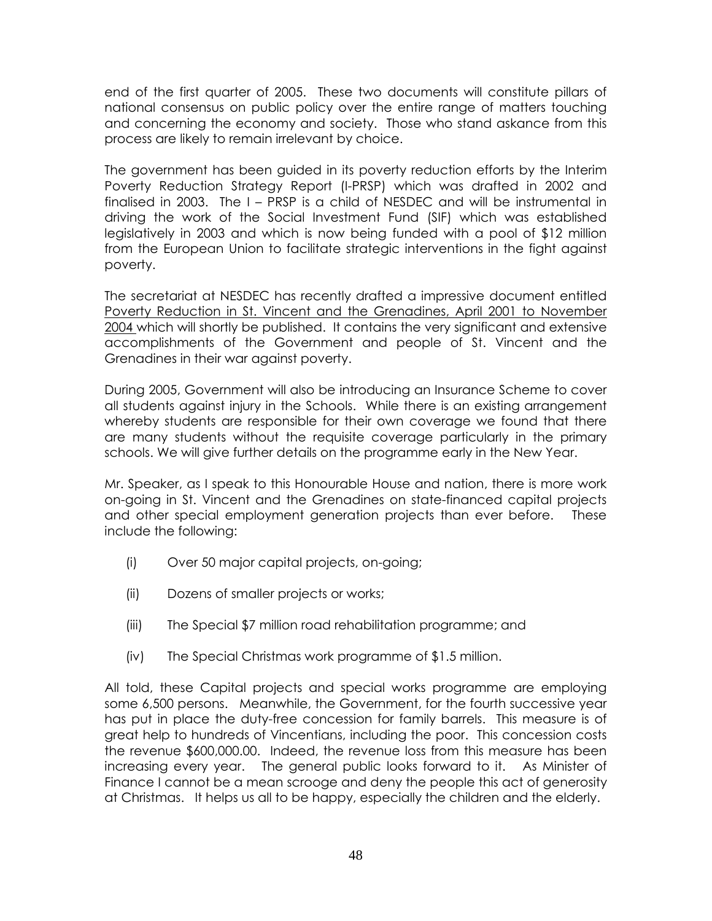end of the first quarter of 2005. These two documents will constitute pillars of national consensus on public policy over the entire range of matters touching and concerning the economy and society. Those who stand askance from this process are likely to remain irrelevant by choice.

The government has been guided in its poverty reduction efforts by the Interim Poverty Reduction Strategy Report (I-PRSP) which was drafted in 2002 and finalised in 2003. The I – PRSP is a child of NESDEC and will be instrumental in driving the work of the Social Investment Fund (SIF) which was established legislatively in 2003 and which is now being funded with a pool of $12 million from the European Union to facilitate strategic interventions in the fight against poverty.

The secretariat at NESDEC has recently drafted a impressive document entitled <u>Poverty Reduction in St. Vincent and the Grenadines, April 2001 to November 2004</u> which will shortly be published. It contains the very significant and extensive accomplishments of the Government and people of St. Vincent and the Grenadines in their war against poverty.

During 2005, Government will also be introducing an Insurance Scheme to cover all students against injury in the Schools. While there is an existing arrangement whereby students are responsible for their own coverage we found that there are many students without the requisite coverage particularly in the primary schools. We will give further details on the programme early in the New Year.

Mr. Speaker, as I speak to this Honourable House and nation, there is more work on-going in St. Vincent and the Grenadines on state-financed capital projects and other special employment generation projects than ever before. These include the following:

(i) Over 50 major capital projects, on-going;

(ii) Dozens of smaller projects or works;

(iii) The Special $7 million road rehabilitation programme; and

(iv) The Special Christmas work programme of $1.5 million.

All told, these Capital projects and special works programme are employing some 6,500 persons. Meanwhile, the Government, for the fourth successive year has put in place the duty-free concession for family barrels. This measure is of great help to hundreds of Vincentians, including the poor. This concession costs the revenue $600,000.00. Indeed, the revenue loss from this measure has been increasing every year. The general public looks forward to it. As Minister of Finance I cannot be a mean scrooge and deny the people this act of generosity at Christmas. It helps us all to be happy, especially the children and the elderly.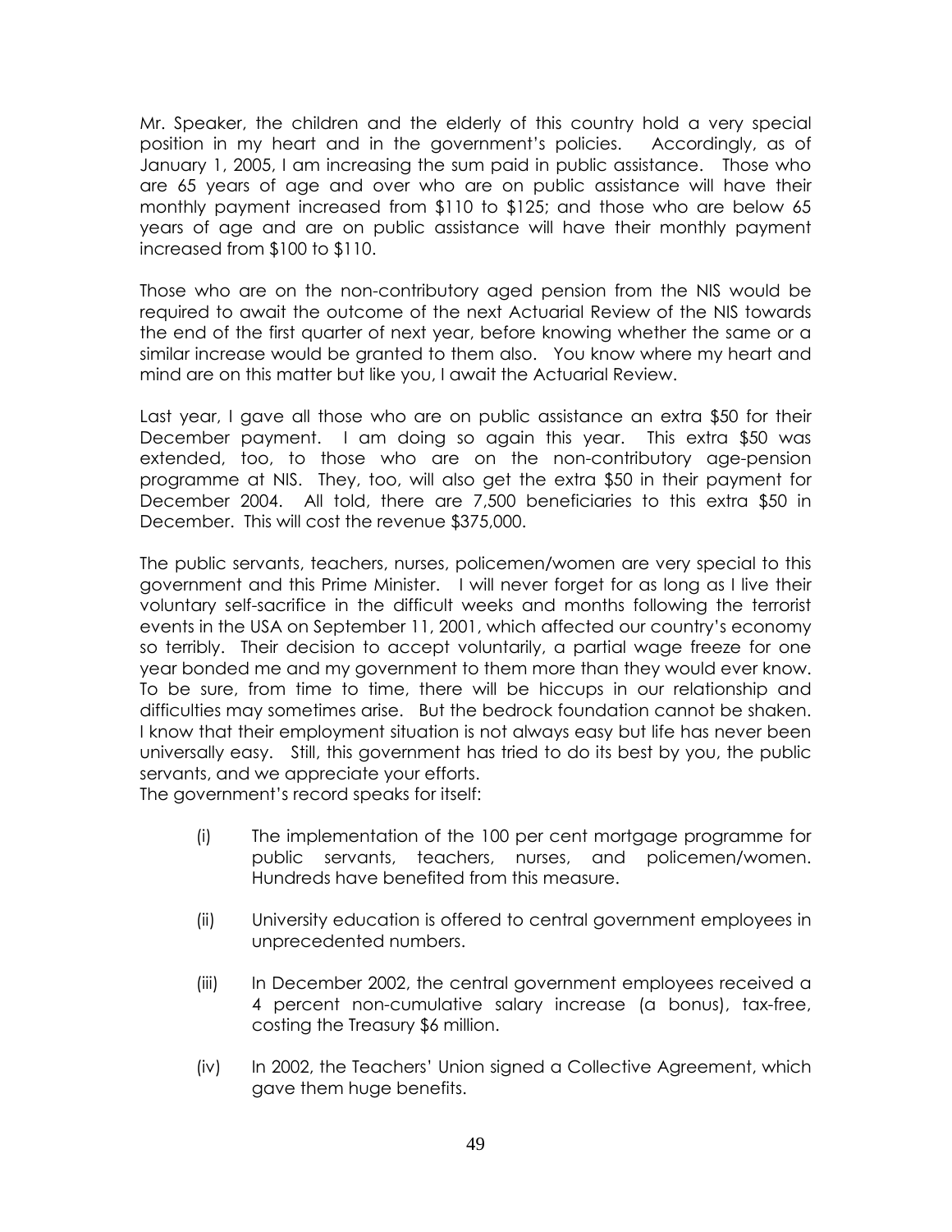Mr. Speaker, the children and the elderly of this country hold a very special position in my heart and in the government's policies. Accordingly, as of January 1, 2005, I am increasing the sum paid in public assistance. Those who are 65 years of age and over who are on public assistance will have their monthly payment increased from $110 to $125; and those who are below 65 years of age and are on public assistance will have their monthly payment increased from $100 to $110.

Those who are on the non-contributory aged pension from the NIS would be required to await the outcome of the next Actuarial Review of the NIS towards the end of the first quarter of next year, before knowing whether the same or a similar increase would be granted to them also. You know where my heart and mind are on this matter but like you, I await the Actuarial Review.

Last year, I gave all those who are on public assistance an extra $50 for their December payment. I am doing so again this year. This extra $50 was extended, too, to those who are on the non-contributory age-pension programme at NIS. They, too, will also get the extra $50 in their payment for December 2004. All told, there are 7,500 beneficiaries to this extra $50 in December. This will cost the revenue $375,000.

The public servants, teachers, nurses, policemen/women are very special to this government and this Prime Minister. I will never forget for as long as I live their voluntary self-sacrifice in the difficult weeks and months following the terrorist events in the USA on September 11, 2001, which affected our country's economy so terribly. Their decision to accept voluntarily, a partial wage freeze for one year bonded me and my government to them more than they would ever know. To be sure, from time to time, there will be hiccups in our relationship and difficulties may sometimes arise. But the bedrock foundation cannot be shaken. I know that their employment situation is not always easy but life has never been universally easy. Still, this government has tried to do its best by you, the public servants, and we appreciate your efforts.

The government's record speaks for itself:

(i) The implementation of the 100 per cent mortgage programme for public servants, teachers, nurses, and policemen/women. Hundreds have benefited from this measure.

(ii) University education is offered to central government employees in unprecedented numbers.

(iii) In December 2002, the central government employees received a 4 percent non-cumulative salary increase (a bonus), tax-free, costing the Treasury $6 million.

(iv) In 2002, the Teachers' Union signed a Collective Agreement, which gave them huge benefits.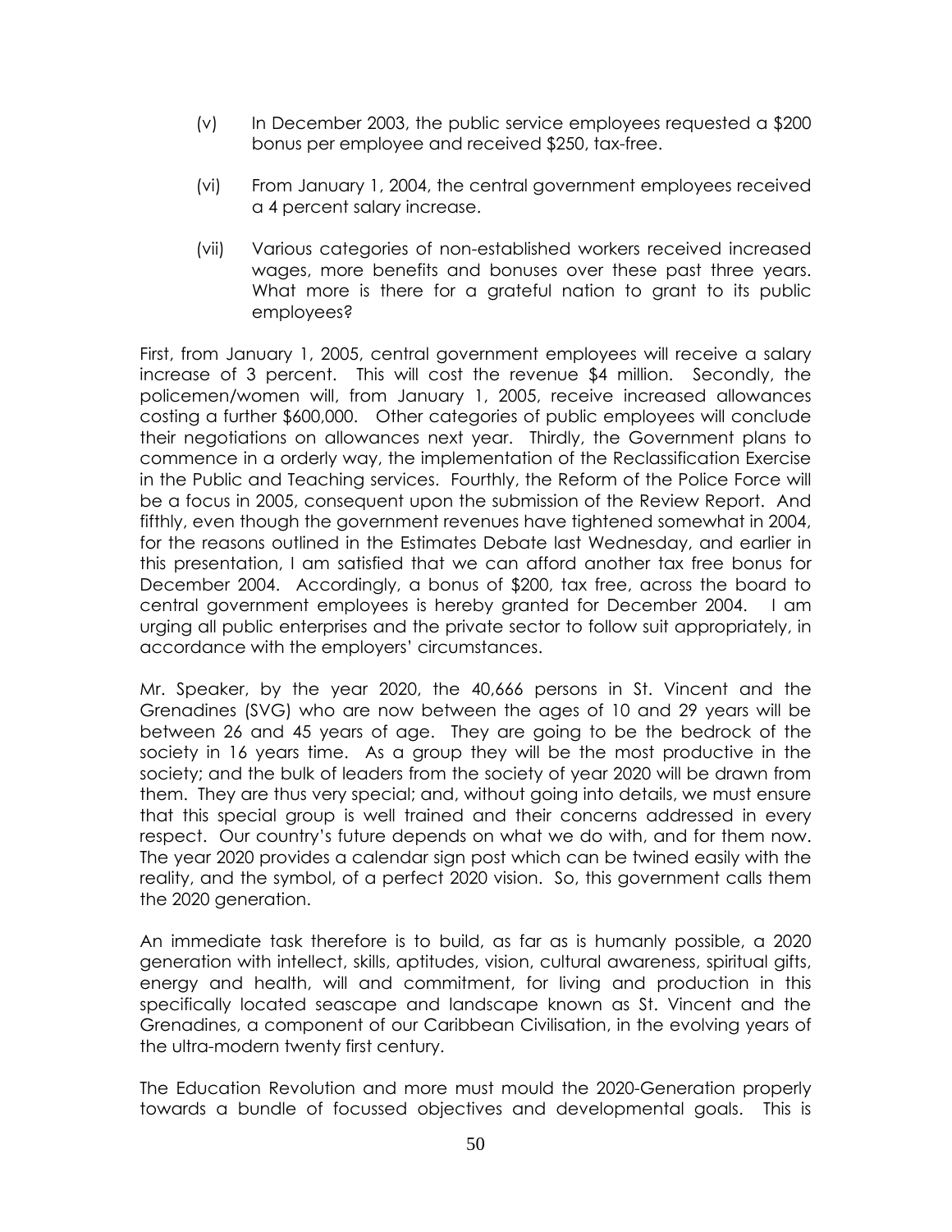(v) In December 2003, the public service employees requested a $200 bonus per employee and received $250, tax-free.

(vi) From January 1, 2004, the central government employees received a 4 percent salary increase.

(vii) Various categories of non-established workers received increased wages, more benefits and bonuses over these past three years. What more is there for a grateful nation to grant to its public employees?

First, from January 1, 2005, central government employees will receive a salary increase of 3 percent. This will cost the revenue $4 million. Secondly, the policemen/women will, from January 1, 2005, receive increased allowances costing a further $600,000. Other categories of public employees will conclude their negotiations on allowances next year. Thirdly, the Government plans to commence in a orderly way, the implementation of the Reclassification Exercise in the Public and Teaching services. Fourthly, the Reform of the Police Force will be a focus in 2005, consequent upon the submission of the Review Report. And fifthly, even though the government revenues have tightened somewhat in 2004, for the reasons outlined in the Estimates Debate last Wednesday, and earlier in this presentation, I am satisfied that we can afford another tax free bonus for December 2004. Accordingly, a bonus of $200, tax free, across the board to central government employees is hereby granted for December 2004. I am urging all public enterprises and the private sector to follow suit appropriately, in accordance with the employers' circumstances.

Mr. Speaker, by the year 2020, the 40,666 persons in St. Vincent and the Grenadines (SVG) who are now between the ages of 10 and 29 years will be between 26 and 45 years of age. They are going to be the bedrock of the society in 16 years time. As a group they will be the most productive in the society; and the bulk of leaders from the society of year 2020 will be drawn from them. They are thus very special; and, without going into details, we must ensure that this special group is well trained and their concerns addressed in every respect. Our country's future depends on what we do with, and for them now. The year 2020 provides a calendar sign post which can be twined easily with the reality, and the symbol, of a perfect 2020 vision. So, this government calls them the 2020 generation.

An immediate task therefore is to build, as far as is humanly possible, a 2020 generation with intellect, skills, aptitudes, vision, cultural awareness, spiritual gifts, energy and health, will and commitment, for living and production in this specifically located seascape and landscape known as St. Vincent and the Grenadines, a component of our Caribbean Civilisation, in the evolving years of the ultra-modern twenty first century.

The Education Revolution and more must mould the 2020-Generation properly towards a bundle of focussed objectives and developmental goals. This is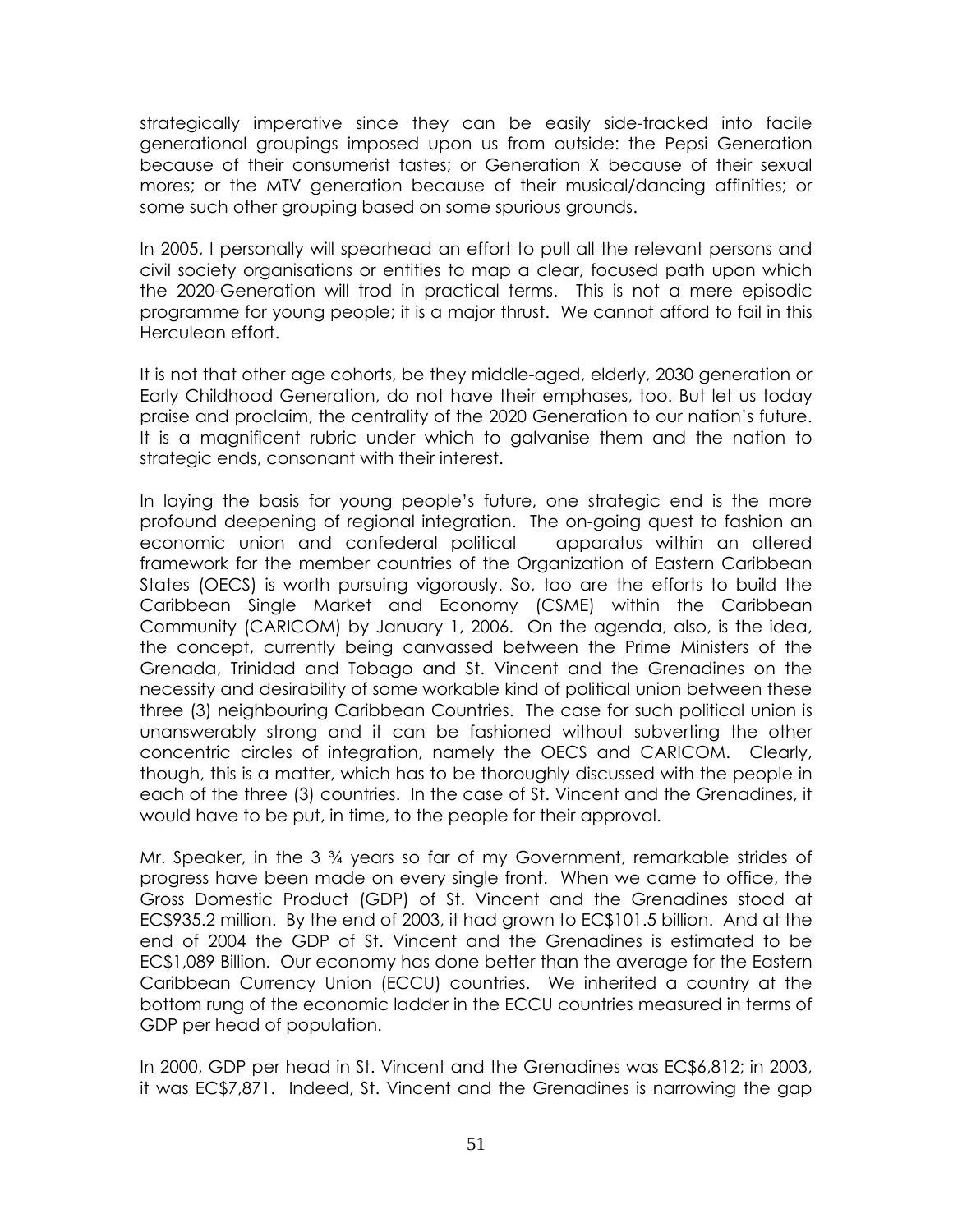strategically imperative since they can be easily side-tracked into facile generational groupings imposed upon us from outside: the Pepsi Generation because of their consumerist tastes; or Generation X because of their sexual mores; or the MTV generation because of their musical/dancing affinities; or some such other grouping based on some spurious grounds.

In 2005, I personally will spearhead an effort to pull all the relevant persons and civil society organisations or entities to map a clear, focused path upon which the 2020-Generation will trod in practical terms. This is not a mere episodic programme for young people; it is a major thrust. We cannot afford to fail in this Herculean effort.

It is not that other age cohorts, be they middle-aged, elderly, 2030 generation or Early Childhood Generation, do not have their emphases, too. But let us today praise and proclaim, the centrality of the 2020 Generation to our nation's future. It is a magnificent rubric under which to galvanise them and the nation to strategic ends, consonant with their interest.

In laying the basis for young people's future, one strategic end is the more profound deepening of regional integration. The on-going quest to fashion an economic union and confederal political apparatus within an altered framework for the member countries of the Organization of Eastern Caribbean States (OECS) is worth pursuing vigorously. So, too are the efforts to build the Caribbean Single Market and Economy (CSME) within the Caribbean Community (CARICOM) by January 1, 2006. On the agenda, also, is the idea, the concept, currently being canvassed between the Prime Ministers of the Grenada, Trinidad and Tobago and St. Vincent and the Grenadines on the necessity and desirability of some workable kind of political union between these three (3) neighbouring Caribbean Countries. The case for such political union is unanswerably strong and it can be fashioned without subverting the other concentric circles of integration, namely the OECS and CARICOM. Clearly, though, this is a matter, which has to be thoroughly discussed with the people in each of the three (3) countries. In the case of St. Vincent and the Grenadines, it would have to be put, in time, to the people for their approval.

Mr. Speaker, in the 3 ¾ years so far of my Government, remarkable strides of progress have been made on every single front. When we came to office, the Gross Domestic Product (GDP) of St. Vincent and the Grenadines stood at EC$935.2 million. By the end of 2003, it had grown to EC$101.5 billion. And at the end of 2004 the GDP of St. Vincent and the Grenadines is estimated to be EC$1,089 Billion. Our economy has done better than the average for the Eastern Caribbean Currency Union (ECCU) countries. We inherited a country at the bottom rung of the economic ladder in the ECCU countries measured in terms of GDP per head of population.

In 2000, GDP per head in St. Vincent and the Grenadines was EC$6,812; in 2003, it was EC$7,871. Indeed, St. Vincent and the Grenadines is narrowing the gap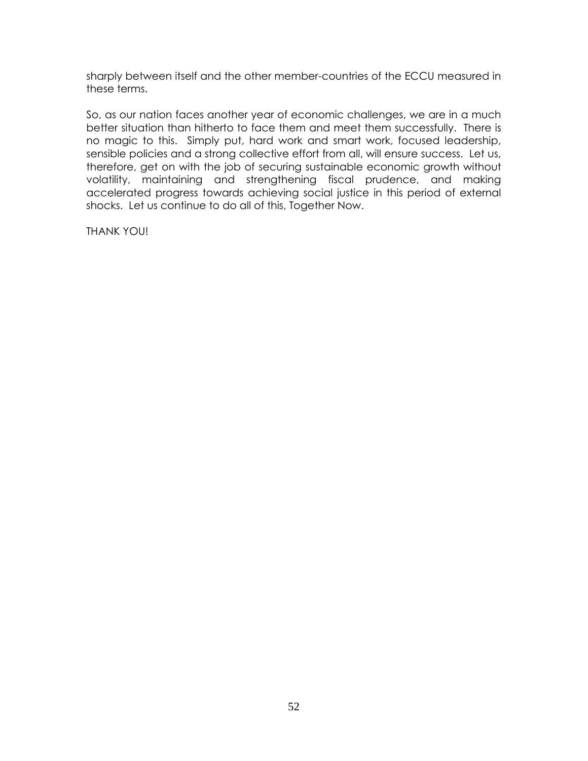sharply between itself and the other member-countries of the ECCU measured in these terms.

So, as our nation faces another year of economic challenges, we are in a much better situation than hitherto to face them and meet them successfully. There is no magic to this. Simply put, hard work and smart work, focused leadership, sensible policies and a strong collective effort from all, will ensure success. Let us, therefore, get on with the job of securing sustainable economic growth without volatility, maintaining and strengthening fiscal prudence, and making accelerated progress towards achieving social justice in this period of external shocks. Let us continue to do all of this, Together Now.

THANK YOU!